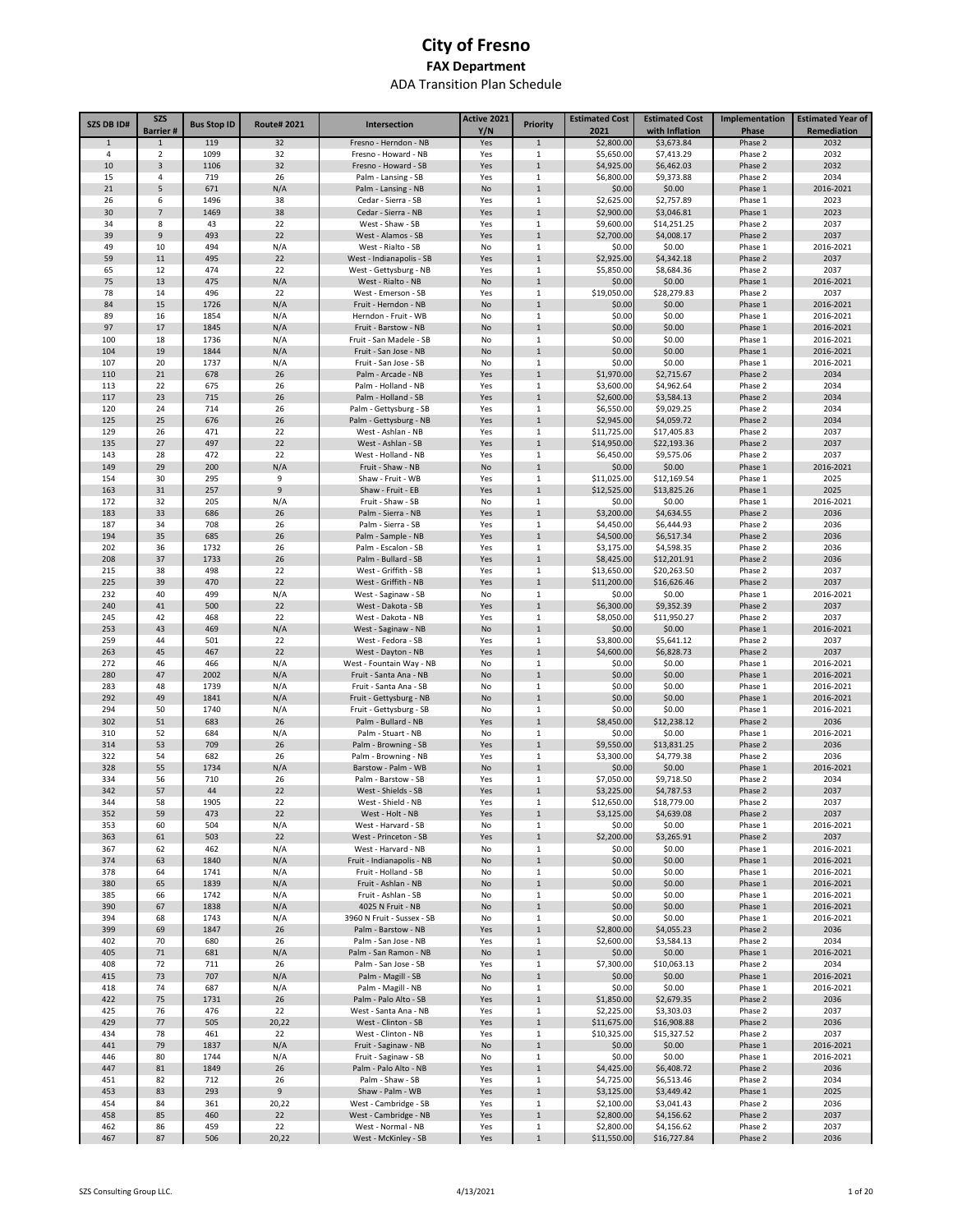# City of Fresno

## FAX Department

### ADA Transition Plan Schedule

| SZS DB ID# | SZS Barrier # | Bus Stop ID | Route# 2021 | Intersection | Active 2021 Y/N | Priority | Estimated Cost 2021 | Estimated Cost with Inflation | Implementation Phase | Estimated Year of Remediation |
|---|---|---|---|---|---|---|---|---|---|---|
| 1 | 1 | 119 | 32 | Fresno - Herndon - NB | Yes | 1 | $2,800.00 | $3,673.84 | Phase 2 | 2032 |
| 4 | 2 | 1099 | 32 | Fresno - Howard - NB | Yes | 1 | $5,650.00 | $7,413.29 | Phase 2 | 2032 |
| 10 | 3 | 1106 | 32 | Fresno - Howard - SB | Yes | 1 | $4,925.00 | $6,462.03 | Phase 2 | 2032 |
| 15 | 4 | 719 | 26 | Palm - Lansing - SB | Yes | 1 | $6,800.00 | $9,373.88 | Phase 2 | 2034 |
| 21 | 5 | 671 | N/A | Palm - Lansing - NB | No | 1 | $0.00 | $0.00 | Phase 1 | 2016-2021 |
| 26 | 6 | 1496 | 38 | Cedar - Sierra - SB | Yes | 1 | $2,625.00 | $2,757.89 | Phase 1 | 2023 |
| 30 | 7 | 1469 | 38 | Cedar - Sierra - NB | Yes | 1 | $2,900.00 | $3,046.81 | Phase 1 | 2023 |
| 34 | 8 | 43 | 22 | West - Shaw - SB | Yes | 1 | $9,600.00 | $14,251.25 | Phase 2 | 2037 |
| 39 | 9 | 493 | 22 | West - Alamos - SB | Yes | 1 | $2,700.00 | $4,008.17 | Phase 2 | 2037 |
| 49 | 10 | 494 | N/A | West - Rialto - SB | No | 1 | $0.00 | $0.00 | Phase 1 | 2016-2021 |
| 59 | 11 | 495 | 22 | West - Indianapolis - SB | Yes | 1 | $2,925.00 | $4,342.18 | Phase 2 | 2037 |
| 65 | 12 | 474 | 22 | West - Gettysburg - NB | Yes | 1 | $5,850.00 | $8,684.36 | Phase 2 | 2037 |
| 75 | 13 | 475 | N/A | West - Rialto - NB | No | 1 | $0.00 | $0.00 | Phase 1 | 2016-2021 |
| 78 | 14 | 496 | 22 | West - Emerson - SB | Yes | 1 | $19,050.00 | $28,279.83 | Phase 2 | 2037 |
| 84 | 15 | 1726 | N/A | Fruit - Herndon - NB | No | 1 | $0.00 | $0.00 | Phase 1 | 2016-2021 |
| 89 | 16 | 1854 | N/A | Herndon - Fruit - WB | No | 1 | $0.00 | $0.00 | Phase 1 | 2016-2021 |
| 97 | 17 | 1845 | N/A | Fruit - Barstow - NB | No | 1 | $0.00 | $0.00 | Phase 1 | 2016-2021 |
| 100 | 18 | 1736 | N/A | Fruit - San Madele - SB | No | 1 | $0.00 | $0.00 | Phase 1 | 2016-2021 |
| 104 | 19 | 1844 | N/A | Fruit - San Jose - NB | No | 1 | $0.00 | $0.00 | Phase 1 | 2016-2021 |
| 107 | 20 | 1737 | N/A | Fruit - San Jose - SB | No | 1 | $0.00 | $0.00 | Phase 1 | 2016-2021 |
| 110 | 21 | 678 | 26 | Palm - Arcade - NB | Yes | 1 | $1,970.00 | $2,715.67 | Phase 2 | 2034 |
| 113 | 22 | 675 | 26 | Palm - Holland - NB | Yes | 1 | $3,600.00 | $4,962.64 | Phase 2 | 2034 |
| 117 | 23 | 715 | 26 | Palm - Holland - SB | Yes | 1 | $2,600.00 | $3,584.13 | Phase 2 | 2034 |
| 120 | 24 | 714 | 26 | Palm - Gettysburg - SB | Yes | 1 | $6,550.00 | $9,029.25 | Phase 2 | 2034 |
| 125 | 25 | 676 | 26 | Palm - Gettysburg - NB | Yes | 1 | $2,945.00 | $4,059.72 | Phase 2 | 2034 |
| 129 | 26 | 471 | 22 | West - Ashlan - NB | Yes | 1 | $11,725.00 | $17,405.83 | Phase 2 | 2037 |
| 135 | 27 | 497 | 22 | West - Ashlan - SB | Yes | 1 | $14,950.00 | $22,193.36 | Phase 2 | 2037 |
| 143 | 28 | 472 | 22 | West - Holland - NB | Yes | 1 | $6,450.00 | $9,575.06 | Phase 2 | 2037 |
| 149 | 29 | 200 | N/A | Fruit - Shaw - NB | No | 1 | $0.00 | $0.00 | Phase 1 | 2016-2021 |
| 154 | 30 | 295 | 9 | Shaw - Fruit - WB | Yes | 1 | $11,025.00 | $12,169.54 | Phase 1 | 2025 |
| 163 | 31 | 257 | 9 | Shaw - Fruit - EB | Yes | 1 | $12,525.00 | $13,825.26 | Phase 1 | 2025 |
| 172 | 32 | 205 | N/A | Fruit - Shaw - SB | No | 1 | $0.00 | $0.00 | Phase 1 | 2016-2021 |
| 183 | 33 | 686 | 26 | Palm - Sierra - NB | Yes | 1 | $3,200.00 | $4,634.55 | Phase 2 | 2036 |
| 187 | 34 | 708 | 26 | Palm - Sierra - SB | Yes | 1 | $4,450.00 | $6,444.93 | Phase 2 | 2036 |
| 194 | 35 | 685 | 26 | Palm - Sample - NB | Yes | 1 | $4,500.00 | $6,517.34 | Phase 2 | 2036 |
| 202 | 36 | 1732 | 26 | Palm - Escalon - SB | Yes | 1 | $3,175.00 | $4,598.35 | Phase 2 | 2036 |
| 208 | 37 | 1733 | 26 | Palm - Bullard - SB | Yes | 1 | $8,425.00 | $12,201.91 | Phase 2 | 2036 |
| 215 | 38 | 498 | 22 | West - Griffith - SB | Yes | 1 | $13,650.00 | $20,263.50 | Phase 2 | 2037 |
| 225 | 39 | 470 | 22 | West - Griffith - NB | Yes | 1 | $11,200.00 | $16,626.46 | Phase 2 | 2037 |
| 232 | 40 | 499 | N/A | West - Saginaw - SB | No | 1 | $0.00 | $0.00 | Phase 1 | 2016-2021 |
| 240 | 41 | 500 | 22 | West - Dakota - SB | Yes | 1 | $6,300.00 | $9,352.39 | Phase 2 | 2037 |
| 245 | 42 | 468 | 22 | West - Dakota - NB | Yes | 1 | $8,050.00 | $11,950.27 | Phase 2 | 2037 |
| 253 | 43 | 469 | N/A | West - Saginaw - NB | No | 1 | $0.00 | $0.00 | Phase 1 | 2016-2021 |
| 259 | 44 | 501 | 22 | West - Fedora - SB | Yes | 1 | $3,800.00 | $5,641.12 | Phase 2 | 2037 |
| 263 | 45 | 467 | 22 | West - Dayton - NB | Yes | 1 | $4,600.00 | $6,828.73 | Phase 2 | 2037 |
| 272 | 46 | 466 | N/A | West - Fountain Way - NB | No | 1 | $0.00 | $0.00 | Phase 1 | 2016-2021 |
| 280 | 47 | 2002 | N/A | Fruit - Santa Ana - NB | No | 1 | $0.00 | $0.00 | Phase 1 | 2016-2021 |
| 283 | 48 | 1739 | N/A | Fruit - Santa Ana - SB | No | 1 | $0.00 | $0.00 | Phase 1 | 2016-2021 |
| 292 | 49 | 1841 | N/A | Fruit - Gettysburg - NB | No | 1 | $0.00 | $0.00 | Phase 1 | 2016-2021 |
| 294 | 50 | 1740 | N/A | Fruit - Gettysburg - SB | No | 1 | $0.00 | $0.00 | Phase 1 | 2016-2021 |
| 302 | 51 | 683 | 26 | Palm - Bullard - NB | Yes | 1 | $8,450.00 | $12,238.12 | Phase 2 | 2036 |
| 310 | 52 | 684 | N/A | Palm - Stuart - NB | No | 1 | $0.00 | $0.00 | Phase 1 | 2016-2021 |
| 314 | 53 | 709 | 26 | Palm - Browning - SB | Yes | 1 | $9,550.00 | $13,831.25 | Phase 2 | 2036 |
| 322 | 54 | 682 | 26 | Palm - Browning - NB | Yes | 1 | $3,300.00 | $4,779.38 | Phase 2 | 2036 |
| 328 | 55 | 1734 | N/A | Barstow - Palm - WB | No | 1 | $0.00 | $0.00 | Phase 1 | 2016-2021 |
| 334 | 56 | 710 | 26 | Palm - Barstow - SB | Yes | 1 | $7,050.00 | $9,718.50 | Phase 2 | 2034 |
| 342 | 57 | 44 | 22 | West - Shields - SB | Yes | 1 | $3,225.00 | $4,787.53 | Phase 2 | 2037 |
| 344 | 58 | 1905 | 22 | West - Shield - NB | Yes | 1 | $12,650.00 | $18,779.00 | Phase 2 | 2037 |
| 352 | 59 | 473 | 22 | West - Holt - NB | Yes | 1 | $3,125.00 | $4,639.08 | Phase 2 | 2037 |
| 353 | 60 | 504 | N/A | West - Harvard - SB | No | 1 | $0.00 | $0.00 | Phase 1 | 2016-2021 |
| 363 | 61 | 503 | 22 | West - Princeton - SB | Yes | 1 | $2,200.00 | $3,265.91 | Phase 2 | 2037 |
| 367 | 62 | 462 | N/A | West - Harvard - NB | No | 1 | $0.00 | $0.00 | Phase 1 | 2016-2021 |
| 374 | 63 | 1840 | N/A | Fruit - Indianapolis - NB | No | 1 | $0.00 | $0.00 | Phase 1 | 2016-2021 |
| 378 | 64 | 1741 | N/A | Fruit - Holland - SB | No | 1 | $0.00 | $0.00 | Phase 1 | 2016-2021 |
| 380 | 65 | 1839 | N/A | Fruit - Ashlan - NB | No | 1 | $0.00 | $0.00 | Phase 1 | 2016-2021 |
| 385 | 66 | 1742 | N/A | Fruit - Ashlan - SB | No | 1 | $0.00 | $0.00 | Phase 1 | 2016-2021 |
| 390 | 67 | 1838 | N/A | 4025 N Fruit - NB | No | 1 | $0.00 | $0.00 | Phase 1 | 2016-2021 |
| 394 | 68 | 1743 | N/A | 3960 N Fruit - Sussex - SB | No | 1 | $0.00 | $0.00 | Phase 1 | 2016-2021 |
| 399 | 69 | 1847 | 26 | Palm - Barstow - NB | Yes | 1 | $2,800.00 | $4,055.23 | Phase 2 | 2036 |
| 402 | 70 | 680 | 26 | Palm - San Jose - NB | Yes | 1 | $2,600.00 | $3,584.13 | Phase 2 | 2034 |
| 405 | 71 | 681 | N/A | Palm - San Ramon - NB | No | 1 | $0.00 | $0.00 | Phase 1 | 2016-2021 |
| 408 | 72 | 711 | 26 | Palm - San Jose - SB | Yes | 1 | $7,300.00 | $10,063.13 | Phase 2 | 2034 |
| 415 | 73 | 707 | N/A | Palm - Magill - SB | No | 1 | $0.00 | $0.00 | Phase 1 | 2016-2021 |
| 418 | 74 | 687 | N/A | Palm - Magill - NB | No | 1 | $0.00 | $0.00 | Phase 1 | 2016-2021 |
| 422 | 75 | 1731 | 26 | Palm - Palo Alto - SB | Yes | 1 | $1,850.00 | $2,679.35 | Phase 2 | 2036 |
| 425 | 76 | 476 | 22 | West - Santa Ana - NB | Yes | 1 | $2,225.00 | $3,303.03 | Phase 2 | 2037 |
| 429 | 77 | 505 | 20,22 | West - Clinton - SB | Yes | 1 | $11,675.00 | $16,908.88 | Phase 2 | 2036 |
| 434 | 78 | 461 | 22 | West - Clinton - NB | Yes | 1 | $10,325.00 | $15,327.52 | Phase 2 | 2037 |
| 441 | 79 | 1837 | N/A | Fruit - Saginaw - NB | No | 1 | $0.00 | $0.00 | Phase 1 | 2016-2021 |
| 446 | 80 | 1744 | N/A | Fruit - Saginaw - SB | No | 1 | $0.00 | $0.00 | Phase 1 | 2016-2021 |
| 447 | 81 | 1849 | 26 | Palm - Palo Alto - NB | Yes | 1 | $4,425.00 | $6,408.72 | Phase 2 | 2036 |
| 451 | 82 | 712 | 26 | Palm - Shaw - SB | Yes | 1 | $4,725.00 | $6,513.46 | Phase 2 | 2034 |
| 453 | 83 | 293 | 9 | Shaw - Palm - WB | Yes | 1 | $3,125.00 | $3,449.42 | Phase 1 | 2025 |
| 454 | 84 | 361 | 20,22 | West - Cambridge - SB | Yes | 1 | $2,100.00 | $3,041.43 | Phase 2 | 2036 |
| 458 | 85 | 460 | 22 | West - Cambridge - NB | Yes | 1 | $2,800.00 | $4,156.62 | Phase 2 | 2037 |
| 462 | 86 | 459 | 22 | West - Normal - NB | Yes | 1 | $2,800.00 | $4,156.62 | Phase 2 | 2037 |
| 467 | 87 | 506 | 20,22 | West - McKinley - SB | Yes | 1 | $11,550.00 | $16,727.84 | Phase 2 | 2036 |

SZS Consulting Group LLC. 4/13/2021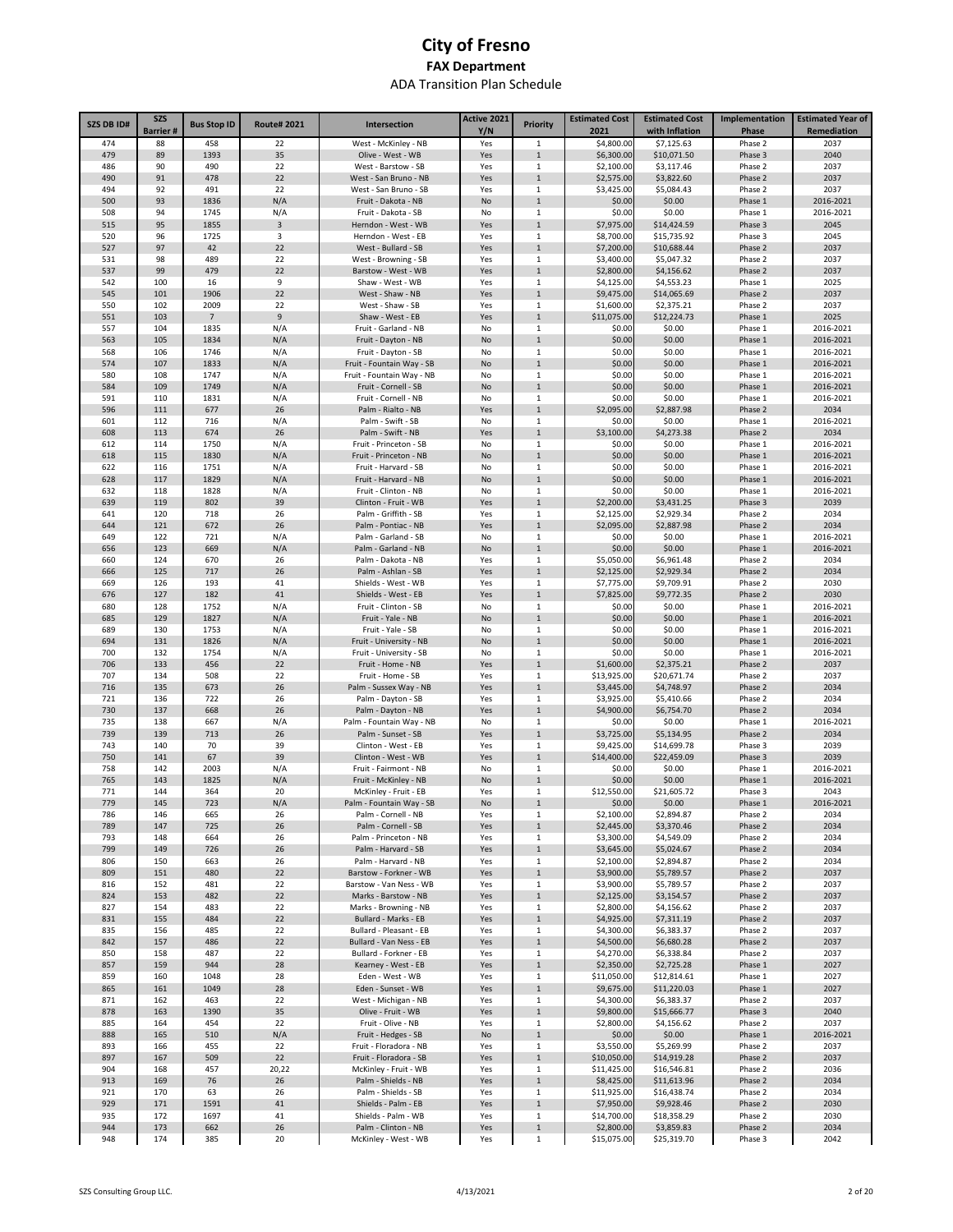# City of Fresno

## FAX Department

### ADA Transition Plan Schedule

| SZS DB ID# | SZS Barrier # | Bus Stop ID | Route# 2021 | Intersection | Active 2021 Y/N | Priority | Estimated Cost 2021 | Estimated Cost with Inflation | Implementation Phase | Estimated Year of Remediation |
|---|---|---|---|---|---|---|---|---|---|---|
| 474 | 88 | 458 | 22 | West - McKinley - NB | Yes | 1 | $4,800.00 | $7,125.63 | Phase 2 | 2037 |
| 479 | 89 | 1393 | 35 | Olive - West - WB | Yes | 1 | $6,300.00 | $10,071.50 | Phase 3 | 2040 |
| 486 | 90 | 490 | 22 | West - Barstow - SB | Yes | 1 | $2,100.00 | $3,117.46 | Phase 2 | 2037 |
| 490 | 91 | 478 | 22 | West - San Bruno - NB | Yes | 1 | $2,575.00 | $3,822.60 | Phase 2 | 2037 |
| 494 | 92 | 491 | 22 | West - San Bruno - SB | Yes | 1 | $3,425.00 | $5,084.43 | Phase 2 | 2037 |
| 500 | 93 | 1836 | N/A | Fruit - Dakota - NB | No | 1 | $0.00 | $0.00 | Phase 1 | 2016-2021 |
| 508 | 94 | 1745 | N/A | Fruit - Dakota - SB | No | 1 | $0.00 | $0.00 | Phase 1 | 2016-2021 |
| 515 | 95 | 1855 | 3 | Herndon - West - WB | Yes | 1 | $7,975.00 | $14,424.59 | Phase 3 | 2045 |
| 520 | 96 | 1725 | 3 | Herndon - West - EB | Yes | 1 | $8,700.00 | $15,735.92 | Phase 3 | 2045 |
| 527 | 97 | 42 | 22 | West - Bullard - SB | Yes | 1 | $7,200.00 | $10,688.44 | Phase 2 | 2037 |
| 531 | 98 | 489 | 22 | West - Browning - SB | Yes | 1 | $3,400.00 | $5,047.32 | Phase 2 | 2037 |
| 537 | 99 | 479 | 22 | Barstow - West - WB | Yes | 1 | $2,800.00 | $4,156.62 | Phase 2 | 2037 |
| 542 | 100 | 16 | 9 | Shaw - West - WB | Yes | 1 | $4,125.00 | $4,553.23 | Phase 1 | 2025 |
| 545 | 101 | 1906 | 22 | West - Shaw - NB | Yes | 1 | $9,475.00 | $14,065.69 | Phase 2 | 2037 |
| 550 | 102 | 2009 | 22 | West - Shaw - SB | Yes | 1 | $1,600.00 | $2,375.21 | Phase 2 | 2037 |
| 551 | 103 | 7 | 9 | Shaw - West - EB | Yes | 1 | $11,075.00 | $12,224.73 | Phase 1 | 2025 |
| 557 | 104 | 1835 | N/A | Fruit - Garland - NB | No | 1 | $0.00 | $0.00 | Phase 1 | 2016-2021 |
| 563 | 105 | 1834 | N/A | Fruit - Dayton - NB | No | 1 | $0.00 | $0.00 | Phase 1 | 2016-2021 |
| 568 | 106 | 1746 | N/A | Fruit - Dayton - SB | No | 1 | $0.00 | $0.00 | Phase 1 | 2016-2021 |
| 574 | 107 | 1833 | N/A | Fruit - Fountain Way - SB | No | 1 | $0.00 | $0.00 | Phase 1 | 2016-2021 |
| 580 | 108 | 1747 | N/A | Fruit - Fountain Way - NB | No | 1 | $0.00 | $0.00 | Phase 1 | 2016-2021 |
| 584 | 109 | 1749 | N/A | Fruit - Cornell - SB | No | 1 | $0.00 | $0.00 | Phase 1 | 2016-2021 |
| 591 | 110 | 1831 | N/A | Fruit - Cornell - NB | No | 1 | $0.00 | $0.00 | Phase 1 | 2016-2021 |
| 596 | 111 | 677 | 26 | Palm - Rialto - NB | Yes | 1 | $2,095.00 | $2,887.98 | Phase 2 | 2034 |
| 601 | 112 | 716 | N/A | Palm - Swift - SB | No | 1 | $0.00 | $0.00 | Phase 1 | 2016-2021 |
| 608 | 113 | 674 | 26 | Palm - Swift - NB | Yes | 1 | $3,100.00 | $4,273.38 | Phase 2 | 2034 |
| 612 | 114 | 1750 | N/A | Fruit - Princeton - SB | No | 1 | $0.00 | $0.00 | Phase 1 | 2016-2021 |
| 618 | 115 | 1830 | N/A | Fruit - Princeton - NB | No | 1 | $0.00 | $0.00 | Phase 1 | 2016-2021 |
| 622 | 116 | 1751 | N/A | Fruit - Harvard - SB | No | 1 | $0.00 | $0.00 | Phase 1 | 2016-2021 |
| 628 | 117 | 1829 | N/A | Fruit - Harvard - NB | No | 1 | $0.00 | $0.00 | Phase 1 | 2016-2021 |
| 632 | 118 | 1828 | N/A | Fruit - Clinton - NB | No | 1 | $0.00 | $0.00 | Phase 1 | 2016-2021 |
| 639 | 119 | 802 | 39 | Clinton - Fruit - WB | Yes | 1 | $2,200.00 | $3,431.25 | Phase 3 | 2039 |
| 641 | 120 | 718 | 26 | Palm - Griffith - SB | Yes | 1 | $2,125.00 | $2,929.34 | Phase 2 | 2034 |
| 644 | 121 | 672 | 26 | Palm - Pontiac - NB | Yes | 1 | $2,095.00 | $2,887.98 | Phase 2 | 2034 |
| 649 | 122 | 721 | N/A | Palm - Garland - SB | No | 1 | $0.00 | $0.00 | Phase 1 | 2016-2021 |
| 656 | 123 | 669 | N/A | Palm - Garland - NB | No | 1 | $0.00 | $0.00 | Phase 1 | 2016-2021 |
| 660 | 124 | 670 | 26 | Palm - Dakota - NB | Yes | 1 | $5,050.00 | $6,961.48 | Phase 2 | 2034 |
| 666 | 125 | 717 | 26 | Palm - Ashlan - SB | Yes | 1 | $2,125.00 | $2,929.34 | Phase 2 | 2034 |
| 669 | 126 | 193 | 41 | Shields - West - WB | Yes | 1 | $7,775.00 | $9,709.91 | Phase 2 | 2030 |
| 676 | 127 | 182 | 41 | Shields - West - EB | Yes | 1 | $7,825.00 | $9,772.35 | Phase 2 | 2030 |
| 680 | 128 | 1752 | N/A | Fruit - Clinton - SB | No | 1 | $0.00 | $0.00 | Phase 1 | 2016-2021 |
| 685 | 129 | 1827 | N/A | Fruit - Yale - NB | No | 1 | $0.00 | $0.00 | Phase 1 | 2016-2021 |
| 689 | 130 | 1753 | N/A | Fruit - Yale - SB | No | 1 | $0.00 | $0.00 | Phase 1 | 2016-2021 |
| 694 | 131 | 1826 | N/A | Fruit - University - NB | No | 1 | $0.00 | $0.00 | Phase 1 | 2016-2021 |
| 700 | 132 | 1754 | N/A | Fruit - University - SB | No | 1 | $0.00 | $0.00 | Phase 1 | 2016-2021 |
| 706 | 133 | 456 | 22 | Fruit - Home - NB | Yes | 1 | $1,600.00 | $2,375.21 | Phase 2 | 2037 |
| 707 | 134 | 508 | 22 | Fruit - Home - SB | Yes | 1 | $13,925.00 | $20,671.74 | Phase 2 | 2037 |
| 716 | 135 | 673 | 26 | Palm - Sussex Way - NB | Yes | 1 | $3,445.00 | $4,748.97 | Phase 2 | 2034 |
| 721 | 136 | 722 | 26 | Palm - Dayton - SB | Yes | 1 | $3,925.00 | $5,410.66 | Phase 2 | 2034 |
| 730 | 137 | 668 | 26 | Palm - Dayton - NB | Yes | 1 | $4,900.00 | $6,754.70 | Phase 2 | 2034 |
| 735 | 138 | 667 | N/A | Palm - Fountain Way - NB | No | 1 | $0.00 | $0.00 | Phase 1 | 2016-2021 |
| 739 | 139 | 713 | 26 | Palm - Sunset - SB | Yes | 1 | $3,725.00 | $5,134.95 | Phase 2 | 2034 |
| 743 | 140 | 70 | 39 | Clinton - West - EB | Yes | 1 | $9,425.00 | $14,699.78 | Phase 3 | 2039 |
| 750 | 141 | 67 | 39 | Clinton - West - WB | Yes | 1 | $14,400.00 | $22,459.09 | Phase 3 | 2039 |
| 758 | 142 | 2003 | N/A | Fruit - Fairmont - NB | No | 1 | $0.00 | $0.00 | Phase 1 | 2016-2021 |
| 765 | 143 | 1825 | N/A | Fruit - McKinley - NB | No | 1 | $0.00 | $0.00 | Phase 1 | 2016-2021 |
| 771 | 144 | 364 | 20 | McKinley - Fruit - EB | Yes | 1 | $12,550.00 | $21,605.72 | Phase 3 | 2043 |
| 779 | 145 | 723 | N/A | Palm - Fountain Way - SB | No | 1 | $0.00 | $0.00 | Phase 1 | 2016-2021 |
| 786 | 146 | 665 | 26 | Palm - Cornell - NB | Yes | 1 | $2,100.00 | $2,894.87 | Phase 2 | 2034 |
| 789 | 147 | 725 | 26 | Palm - Cornell - SB | Yes | 1 | $2,445.00 | $3,370.46 | Phase 2 | 2034 |
| 793 | 148 | 664 | 26 | Palm - Princeton - NB | Yes | 1 | $3,300.00 | $4,549.09 | Phase 2 | 2034 |
| 799 | 149 | 726 | 26 | Palm - Harvard - SB | Yes | 1 | $3,645.00 | $5,024.67 | Phase 2 | 2034 |
| 806 | 150 | 663 | 26 | Palm - Harvard - NB | Yes | 1 | $2,100.00 | $2,894.87 | Phase 2 | 2034 |
| 809 | 151 | 480 | 22 | Barstow - Forkner - WB | Yes | 1 | $3,900.00 | $5,789.57 | Phase 2 | 2037 |
| 816 | 152 | 481 | 22 | Barstow - Van Ness - WB | Yes | 1 | $3,900.00 | $5,789.57 | Phase 2 | 2037 |
| 824 | 153 | 482 | 22 | Marks - Barstow - NB | Yes | 1 | $2,125.00 | $3,154.57 | Phase 2 | 2037 |
| 827 | 154 | 483 | 22 | Marks - Browning - NB | Yes | 1 | $2,800.00 | $4,156.62 | Phase 2 | 2037 |
| 831 | 155 | 484 | 22 | Bullard - Marks - EB | Yes | 1 | $4,925.00 | $7,311.19 | Phase 2 | 2037 |
| 835 | 156 | 485 | 22 | Bullard - Pleasant - EB | Yes | 1 | $4,300.00 | $6,383.37 | Phase 2 | 2037 |
| 842 | 157 | 486 | 22 | Bullard - Van Ness - EB | Yes | 1 | $4,500.00 | $6,680.28 | Phase 2 | 2037 |
| 850 | 158 | 487 | 22 | Bullard - Forkner - EB | Yes | 1 | $4,270.00 | $6,338.84 | Phase 2 | 2037 |
| 857 | 159 | 944 | 28 | Kearney - West - EB | Yes | 1 | $2,350.00 | $2,725.28 | Phase 1 | 2027 |
| 859 | 160 | 1048 | 28 | Eden - West - WB | Yes | 1 | $11,050.00 | $12,814.61 | Phase 1 | 2027 |
| 865 | 161 | 1049 | 28 | Eden - Sunset - WB | Yes | 1 | $9,675.00 | $11,220.03 | Phase 1 | 2027 |
| 871 | 162 | 463 | 22 | West - Michigan - NB | Yes | 1 | $4,300.00 | $6,383.37 | Phase 2 | 2037 |
| 878 | 163 | 1390 | 35 | Olive - Fruit - WB | Yes | 1 | $9,800.00 | $15,666.77 | Phase 3 | 2040 |
| 885 | 164 | 454 | 22 | Fruit - Olive - NB | Yes | 1 | $2,800.00 | $4,156.62 | Phase 2 | 2037 |
| 888 | 165 | 510 | N/A | Fruit - Hedges - SB | No | 1 | $0.00 | $0.00 | Phase 1 | 2016-2021 |
| 893 | 166 | 455 | 22 | Fruit - Floradora - NB | Yes | 1 | $3,550.00 | $5,269.99 | Phase 2 | 2037 |
| 897 | 167 | 509 | 22 | Fruit - Floradora - SB | Yes | 1 | $10,050.00 | $14,919.28 | Phase 2 | 2037 |
| 904 | 168 | 457 | 20,22 | McKinley - Fruit - WB | Yes | 1 | $11,425.00 | $16,546.81 | Phase 2 | 2036 |
| 913 | 169 | 76 | 26 | Palm - Shields - NB | Yes | 1 | $8,425.00 | $11,613.96 | Phase 2 | 2034 |
| 921 | 170 | 63 | 26 | Palm - Shields - SB | Yes | 1 | $11,925.00 | $16,438.74 | Phase 2 | 2034 |
| 929 | 171 | 1591 | 41 | Shields - Palm - EB | Yes | 1 | $7,950.00 | $9,928.46 | Phase 2 | 2030 |
| 935 | 172 | 1697 | 41 | Shields - Palm - WB | Yes | 1 | $14,700.00 | $18,358.29 | Phase 2 | 2030 |
| 944 | 173 | 662 | 26 | Palm - Clinton - NB | Yes | 1 | $2,800.00 | $3,859.83 | Phase 2 | 2034 |
| 948 | 174 | 385 | 20 | McKinley - West - WB | Yes | 1 | $15,075.00 | $25,319.70 | Phase 3 | 2042 |

SZS Consulting Group LLC. 4/13/2021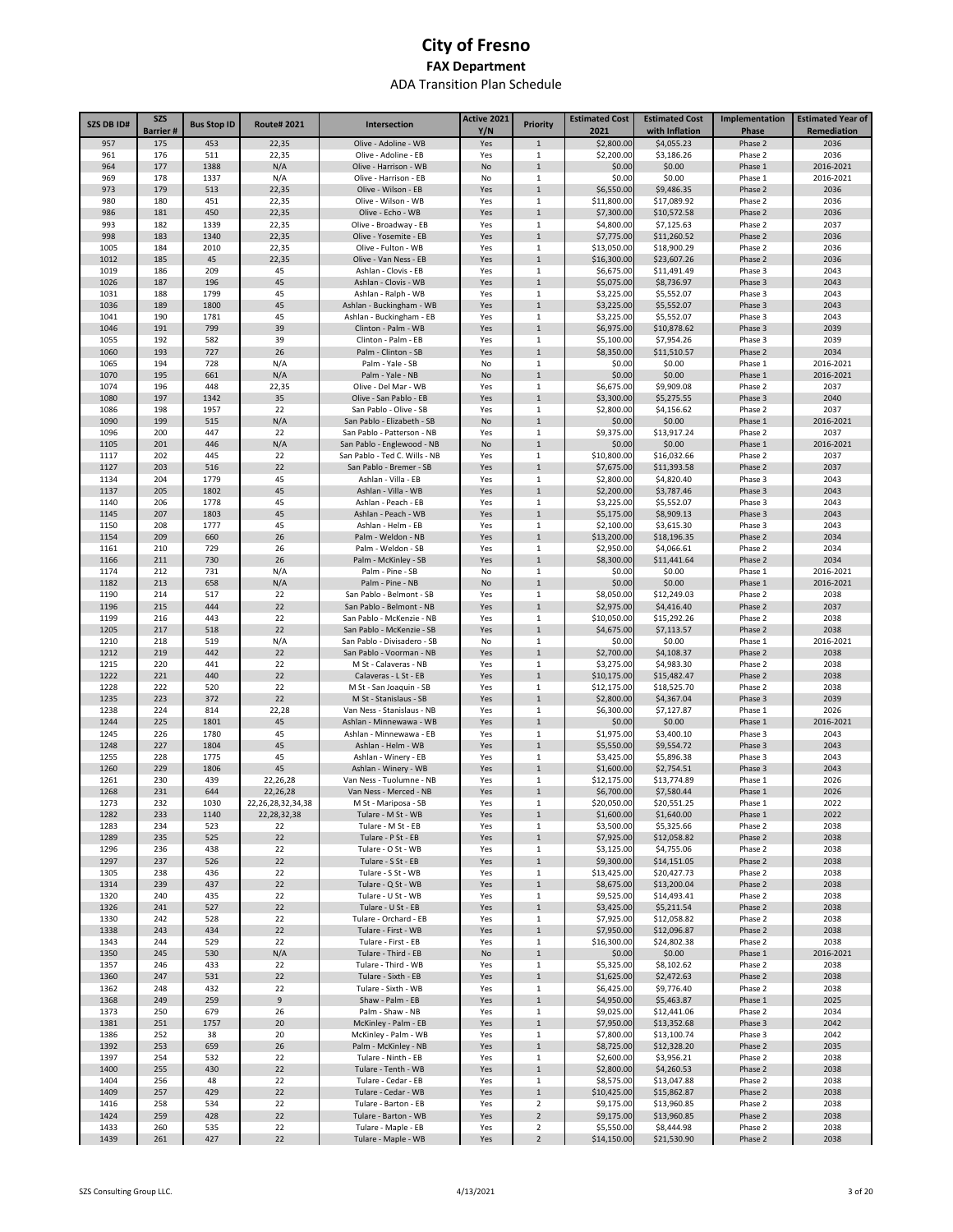# City of Fresno

## FAX Department

### ADA Transition Plan Schedule

| SZS DB ID# | SZS Barrier # | Bus Stop ID | Route# 2021 | Intersection | Active 2021 Y/N | Priority | Estimated Cost 2021 | Estimated Cost with Inflation | Implementation Phase | Estimated Year of Remediation |
|---|---|---|---|---|---|---|---|---|---|---|
| 957 | 175 | 453 | 22,35 | Olive - Adoline - WB | Yes | 1 | $2,800.00 | $4,055.23 | Phase 2 | 2036 |
| 961 | 176 | 511 | 22,35 | Olive - Adoline - EB | Yes | 1 | $2,200.00 | $3,186.26 | Phase 2 | 2036 |
| 964 | 177 | 1388 | N/A | Olive - Harrison - WB | No | 1 | $0.00 | $0.00 | Phase 1 | 2016-2021 |
| 969 | 178 | 1337 | N/A | Olive - Harrison - EB | No | 1 | $0.00 | $0.00 | Phase 1 | 2016-2021 |
| 973 | 179 | 513 | 22,35 | Olive - Wilson - EB | Yes | 1 | $6,550.00 | $9,486.35 | Phase 2 | 2036 |
| 980 | 180 | 451 | 22,35 | Olive - Wilson - WB | Yes | 1 | $11,800.00 | $17,089.92 | Phase 2 | 2036 |
| 986 | 181 | 450 | 22,35 | Olive - Echo - WB | Yes | 1 | $7,300.00 | $10,572.58 | Phase 2 | 2036 |
| 993 | 182 | 1339 | 22,35 | Olive - Broadway - EB | Yes | 1 | $4,800.00 | $7,125.63 | Phase 2 | 2037 |
| 998 | 183 | 1340 | 22,35 | Olive - Yosemite - EB | Yes | 1 | $7,775.00 | $11,260.52 | Phase 2 | 2036 |
| 1005 | 184 | 2010 | 22,35 | Olive - Fulton - WB | Yes | 1 | $13,050.00 | $18,900.29 | Phase 2 | 2036 |
| 1012 | 185 | 45 | 22,35 | Olive - Van Ness - EB | Yes | 1 | $16,300.00 | $23,607.26 | Phase 2 | 2036 |
| 1019 | 186 | 209 | 45 | Ashlan - Clovis - EB | Yes | 1 | $6,675.00 | $11,491.49 | Phase 3 | 2043 |
| 1026 | 187 | 196 | 45 | Ashlan - Clovis - WB | Yes | 1 | $5,075.00 | $8,736.97 | Phase 3 | 2043 |
| 1031 | 188 | 1799 | 45 | Ashlan - Ralph - WB | Yes | 1 | $3,225.00 | $5,552.07 | Phase 3 | 2043 |
| 1036 | 189 | 1800 | 45 | Ashlan - Buckingham - WB | Yes | 1 | $3,225.00 | $5,552.07 | Phase 3 | 2043 |
| 1041 | 190 | 1781 | 45 | Ashlan - Buckingham - EB | Yes | 1 | $3,225.00 | $5,552.07 | Phase 3 | 2043 |
| 1046 | 191 | 799 | 39 | Clinton - Palm - WB | Yes | 1 | $6,975.00 | $10,878.62 | Phase 3 | 2039 |
| 1055 | 192 | 582 | 39 | Clinton - Palm - EB | Yes | 1 | $5,100.00 | $7,954.26 | Phase 3 | 2039 |
| 1060 | 193 | 727 | 26 | Palm - Clinton - SB | Yes | 1 | $8,350.00 | $11,510.57 | Phase 2 | 2034 |
| 1065 | 194 | 728 | N/A | Palm - Yale - SB | No | 1 | $0.00 | $0.00 | Phase 1 | 2016-2021 |
| 1070 | 195 | 661 | N/A | Palm - Yale - NB | No | 1 | $0.00 | $0.00 | Phase 1 | 2016-2021 |
| 1074 | 196 | 448 | 22,35 | Olive - Del Mar - WB | Yes | 1 | $6,675.00 | $9,909.08 | Phase 2 | 2037 |
| 1080 | 197 | 1342 | 35 | Olive - San Pablo - EB | Yes | 1 | $3,300.00 | $5,275.55 | Phase 3 | 2040 |
| 1086 | 198 | 1957 | 22 | San Pablo - Olive - SB | Yes | 1 | $2,800.00 | $4,156.62 | Phase 2 | 2037 |
| 1090 | 199 | 515 | N/A | San Pablo - Elizabeth - SB | No | 1 | $0.00 | $0.00 | Phase 1 | 2016-2021 |
| 1096 | 200 | 447 | 22 | San Pablo - Patterson - NB | Yes | 1 | $9,375.00 | $13,917.24 | Phase 2 | 2037 |
| 1105 | 201 | 446 | N/A | San Pablo - Englewood - NB | No | 1 | $0.00 | $0.00 | Phase 1 | 2016-2021 |
| 1117 | 202 | 445 | 22 | San Pablo - Ted C. Wills - NB | Yes | 1 | $10,800.00 | $16,032.66 | Phase 2 | 2037 |
| 1127 | 203 | 516 | 22 | San Pablo - Bremer - SB | Yes | 1 | $7,675.00 | $11,393.58 | Phase 2 | 2037 |
| 1134 | 204 | 1779 | 45 | Ashlan - Villa - EB | Yes | 1 | $2,800.00 | $4,820.40 | Phase 3 | 2043 |
| 1137 | 205 | 1802 | 45 | Ashlan - Villa - WB | Yes | 1 | $2,200.00 | $3,787.46 | Phase 3 | 2043 |
| 1140 | 206 | 1778 | 45 | Ashlan - Peach - EB | Yes | 1 | $3,225.00 | $5,552.07 | Phase 3 | 2043 |
| 1145 | 207 | 1803 | 45 | Ashlan - Peach - WB | Yes | 1 | $5,175.00 | $8,909.13 | Phase 3 | 2043 |
| 1150 | 208 | 1777 | 45 | Ashlan - Helm - EB | Yes | 1 | $2,100.00 | $3,615.30 | Phase 3 | 2043 |
| 1154 | 209 | 660 | 26 | Palm - Weldon - NB | Yes | 1 | $13,200.00 | $18,196.35 | Phase 2 | 2034 |
| 1161 | 210 | 729 | 26 | Palm - Weldon - SB | Yes | 1 | $2,950.00 | $4,066.61 | Phase 2 | 2034 |
| 1166 | 211 | 730 | 26 | Palm - McKinley - SB | Yes | 1 | $8,300.00 | $11,441.64 | Phase 2 | 2034 |
| 1174 | 212 | 731 | N/A | Palm - Pine - SB | No | 1 | $0.00 | $0.00 | Phase 1 | 2016-2021 |
| 1182 | 213 | 658 | N/A | Palm - Pine - NB | No | 1 | $0.00 | $0.00 | Phase 1 | 2016-2021 |
| 1190 | 214 | 517 | 22 | San Pablo - Belmont - SB | Yes | 1 | $8,050.00 | $12,249.03 | Phase 2 | 2038 |
| 1196 | 215 | 444 | 22 | San Pablo - Belmont - NB | Yes | 1 | $2,975.00 | $4,416.40 | Phase 2 | 2037 |
| 1199 | 216 | 443 | 22 | San Pablo - McKenzie - NB | Yes | 1 | $10,050.00 | $15,292.26 | Phase 2 | 2038 |
| 1205 | 217 | 518 | 22 | San Pablo - McKenzie - SB | Yes | 1 | $4,675.00 | $7,113.57 | Phase 2 | 2038 |
| 1210 | 218 | 519 | N/A | San Pablo - Divisadero - SB | No | 1 | $0.00 | $0.00 | Phase 1 | 2016-2021 |
| 1212 | 219 | 442 | 22 | San Pablo - Voorman - NB | Yes | 1 | $2,700.00 | $4,108.37 | Phase 2 | 2038 |
| 1215 | 220 | 441 | 22 | M St - Calaveras - NB | Yes | 1 | $3,275.00 | $4,983.30 | Phase 2 | 2038 |
| 1222 | 221 | 440 | 22 | Calaveras - L St - EB | Yes | 1 | $10,175.00 | $15,482.47 | Phase 2 | 2038 |
| 1228 | 222 | 520 | 22 | M St - San Joaquin - SB | Yes | 1 | $12,175.00 | $18,525.70 | Phase 2 | 2038 |
| 1235 | 223 | 372 | 22 | M St - Stanislaus - SB | Yes | 1 | $2,800.00 | $4,367.04 | Phase 3 | 2039 |
| 1238 | 224 | 814 | 22,28 | Van Ness - Stanislaus - NB | Yes | 1 | $6,300.00 | $7,127.87 | Phase 1 | 2026 |
| 1244 | 225 | 1801 | 45 | Ashlan - Minnewawa - WB | Yes | 1 | $0.00 | $0.00 | Phase 1 | 2016-2021 |
| 1245 | 226 | 1780 | 45 | Ashlan - Minnewawa - EB | Yes | 1 | $1,975.00 | $3,400.10 | Phase 3 | 2043 |
| 1248 | 227 | 1804 | 45 | Ashlan - Helm - WB | Yes | 1 | $5,550.00 | $9,554.72 | Phase 3 | 2043 |
| 1255 | 228 | 1775 | 45 | Ashlan - Winery - EB | Yes | 1 | $3,425.00 | $5,896.38 | Phase 3 | 2043 |
| 1260 | 229 | 1806 | 45 | Ashlan - Winery - WB | Yes | 1 | $1,600.00 | $2,754.51 | Phase 3 | 2043 |
| 1261 | 230 | 439 | 22,26,28 | Van Ness - Tuolumne - NB | Yes | 1 | $12,175.00 | $13,774.89 | Phase 1 | 2026 |
| 1268 | 231 | 644 | 22,26,28 | Van Ness - Merced - NB | Yes | 1 | $6,700.00 | $7,580.44 | Phase 1 | 2026 |
| 1273 | 232 | 1030 | 22,26,28,32,34,38 | M St - Mariposa - SB | Yes | 1 | $20,050.00 | $20,551.25 | Phase 1 | 2022 |
| 1282 | 233 | 1140 | 22,28,32,38 | Tulare - M St - WB | Yes | 1 | $1,600.00 | $1,640.00 | Phase 1 | 2022 |
| 1283 | 234 | 523 | 22 | Tulare - M St - EB | Yes | 1 | $3,500.00 | $5,325.66 | Phase 2 | 2038 |
| 1289 | 235 | 525 | 22 | Tulare - P St - EB | Yes | 1 | $7,925.00 | $12,058.82 | Phase 2 | 2038 |
| 1296 | 236 | 438 | 22 | Tulare - O St - WB | Yes | 1 | $3,125.00 | $4,755.06 | Phase 2 | 2038 |
| 1297 | 237 | 526 | 22 | Tulare - S St - EB | Yes | 1 | $9,300.00 | $14,151.05 | Phase 2 | 2038 |
| 1305 | 238 | 436 | 22 | Tulare - S St - WB | Yes | 1 | $13,425.00 | $20,427.73 | Phase 2 | 2038 |
| 1314 | 239 | 437 | 22 | Tulare - Q St - WB | Yes | 1 | $8,675.00 | $13,200.04 | Phase 2 | 2038 |
| 1320 | 240 | 435 | 22 | Tulare - U St - WB | Yes | 1 | $9,525.00 | $14,493.41 | Phase 2 | 2038 |
| 1326 | 241 | 527 | 22 | Tulare - U St - EB | Yes | 1 | $3,425.00 | $5,211.54 | Phase 2 | 2038 |
| 1330 | 242 | 528 | 22 | Tulare - Orchard - EB | Yes | 1 | $7,925.00 | $12,058.82 | Phase 2 | 2038 |
| 1338 | 243 | 434 | 22 | Tulare - First - WB | Yes | 1 | $7,950.00 | $12,096.87 | Phase 2 | 2038 |
| 1343 | 244 | 529 | 22 | Tulare - First - EB | Yes | 1 | $16,300.00 | $24,802.38 | Phase 2 | 2038 |
| 1350 | 245 | 530 | N/A | Tulare - Third - EB | No | 1 | $0.00 | $0.00 | Phase 1 | 2016-2021 |
| 1357 | 246 | 433 | 22 | Tulare - Third - WB | Yes | 1 | $5,325.00 | $8,102.62 | Phase 2 | 2038 |
| 1360 | 247 | 531 | 22 | Tulare - Sixth - EB | Yes | 1 | $1,625.00 | $2,472.63 | Phase 2 | 2038 |
| 1362 | 248 | 432 | 22 | Tulare - Sixth - WB | Yes | 1 | $6,425.00 | $9,776.40 | Phase 2 | 2038 |
| 1368 | 249 | 259 | 9 | Shaw - Palm - EB | Yes | 1 | $4,950.00 | $5,463.87 | Phase 1 | 2025 |
| 1373 | 250 | 679 | 26 | Palm - Shaw - NB | Yes | 1 | $9,025.00 | $12,441.06 | Phase 2 | 2034 |
| 1381 | 251 | 1757 | 20 | McKinley - Palm - EB | Yes | 1 | $7,950.00 | $13,352.68 | Phase 3 | 2042 |
| 1386 | 252 | 38 | 20 | McKinley - Palm - WB | Yes | 1 | $7,800.00 | $13,100.74 | Phase 3 | 2042 |
| 1392 | 253 | 659 | 26 | Palm - McKinley - NB | Yes | 1 | $8,725.00 | $12,328.20 | Phase 2 | 2035 |
| 1397 | 254 | 532 | 22 | Tulare - Ninth - EB | Yes | 1 | $2,600.00 | $3,956.21 | Phase 2 | 2038 |
| 1400 | 255 | 430 | 22 | Tulare - Tenth - WB | Yes | 1 | $2,800.00 | $4,260.53 | Phase 2 | 2038 |
| 1404 | 256 | 48 | 22 | Tulare - Cedar - EB | Yes | 1 | $8,575.00 | $13,047.88 | Phase 2 | 2038 |
| 1409 | 257 | 429 | 22 | Tulare - Cedar - WB | Yes | 1 | $10,425.00 | $15,862.87 | Phase 2 | 2038 |
| 1416 | 258 | 534 | 22 | Tulare - Barton - EB | Yes | 2 | $9,175.00 | $13,960.85 | Phase 2 | 2038 |
| 1424 | 259 | 428 | 22 | Tulare - Barton - WB | Yes | 2 | $9,175.00 | $13,960.85 | Phase 2 | 2038 |
| 1433 | 260 | 535 | 22 | Tulare - Maple - EB | Yes | 2 | $5,550.00 | $8,444.98 | Phase 2 | 2038 |
| 1439 | 261 | 427 | 22 | Tulare - Maple - WB | Yes | 2 | $14,150.00 | $21,530.90 | Phase 2 | 2038 |

SZS Consulting Group LLC. 4/13/2021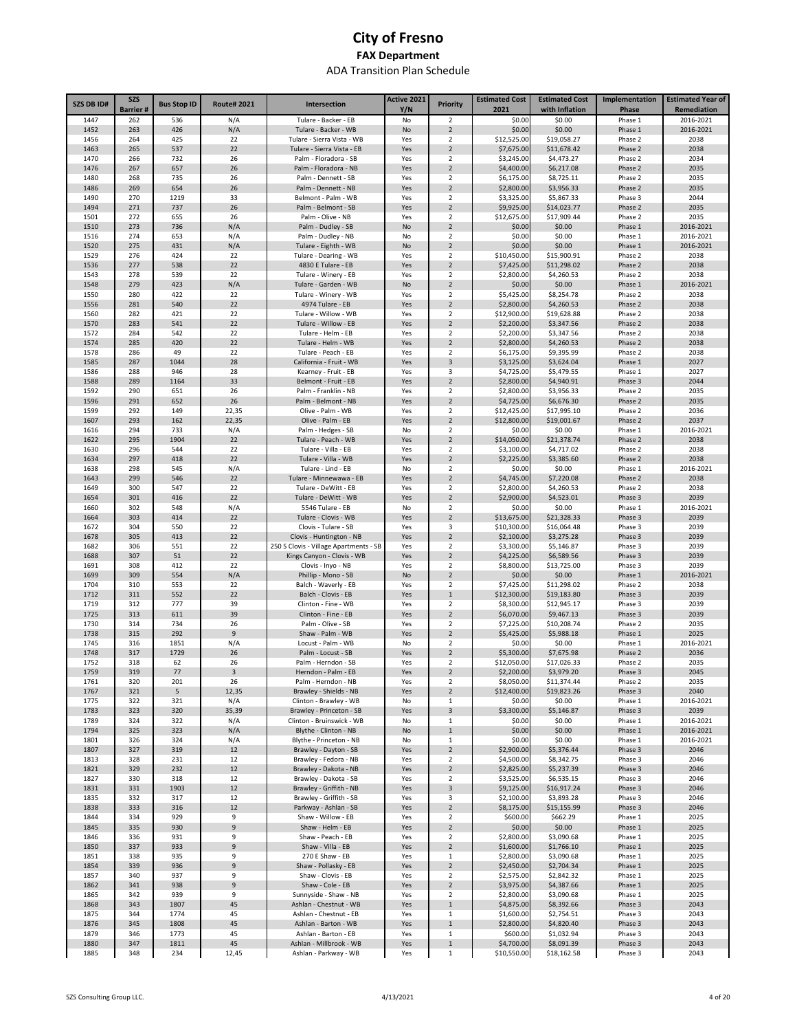# City of Fresno

## FAX Department

### ADA Transition Plan Schedule

| SZS DB ID# | SZS Barrier # | Bus Stop ID | Route# 2021 | Intersection | Active 2021 Y/N | Priority | Estimated Cost 2021 | Estimated Cost with Inflation | Implementation Phase | Estimated Year of Remediation |
|---|---|---|---|---|---|---|---|---|---|---|
| 1447 | 262 | 536 | N/A | Tulare - Backer - EB | No | 2 | $0.00 | $0.00 | Phase 1 | 2016-2021 |
| 1452 | 263 | 426 | N/A | Tulare - Backer - WB | No | 2 | $0.00 | $0.00 | Phase 1 | 2016-2021 |
| 1456 | 264 | 425 | 22 | Tulare - Sierra Vista - WB | Yes | 2 | $12,525.00 | $19,058.27 | Phase 2 | 2038 |
| 1463 | 265 | 537 | 22 | Tulare - Sierra Vista - EB | Yes | 2 | $7,675.00 | $11,678.42 | Phase 2 | 2038 |
| 1470 | 266 | 732 | 26 | Palm - Floradora - SB | Yes | 2 | $3,245.00 | $4,473.27 | Phase 2 | 2034 |
| 1476 | 267 | 657 | 26 | Palm - Floradora - NB | Yes | 2 | $4,400.00 | $6,217.08 | Phase 2 | 2035 |
| 1480 | 268 | 735 | 26 | Palm - Dennett - SB | Yes | 2 | $6,175.00 | $8,725.11 | Phase 2 | 2035 |
| 1486 | 269 | 654 | 26 | Palm - Dennett - NB | Yes | 2 | $2,800.00 | $3,956.33 | Phase 2 | 2035 |
| 1490 | 270 | 1219 | 33 | Belmont - Palm - WB | Yes | 2 | $3,325.00 | $5,867.33 | Phase 3 | 2044 |
| 1494 | 271 | 737 | 26 | Palm - Belmont - SB | Yes | 2 | $9,925.00 | $14,023.77 | Phase 2 | 2035 |
| 1501 | 272 | 655 | 26 | Palm - Olive - NB | Yes | 2 | $12,675.00 | $17,909.44 | Phase 2 | 2035 |
| 1510 | 273 | 736 | N/A | Palm - Dudley - SB | No | 2 | $0.00 | $0.00 | Phase 1 | 2016-2021 |
| 1516 | 274 | 653 | N/A | Palm - Dudley - NB | No | 2 | $0.00 | $0.00 | Phase 1 | 2016-2021 |
| 1520 | 275 | 431 | N/A | Tulare - Eighth - WB | No | 2 | $0.00 | $0.00 | Phase 1 | 2016-2021 |
| 1529 | 276 | 424 | 22 | Tulare - Dearing - WB | Yes | 2 | $10,450.00 | $15,900.91 | Phase 2 | 2038 |
| 1536 | 277 | 538 | 22 | 4830 E Tulare - EB | Yes | 2 | $7,425.00 | $11,298.02 | Phase 2 | 2038 |
| 1543 | 278 | 539 | 22 | Tulare - Winery - EB | Yes | 2 | $2,800.00 | $4,260.53 | Phase 2 | 2038 |
| 1548 | 279 | 423 | N/A | Tulare - Garden - WB | No | 2 | $0.00 | $0.00 | Phase 1 | 2016-2021 |
| 1550 | 280 | 422 | 22 | Tulare - Winery - WB | Yes | 2 | $5,425.00 | $8,254.78 | Phase 2 | 2038 |
| 1556 | 281 | 540 | 22 | 4974 Tulare - EB | Yes | 2 | $2,800.00 | $4,260.53 | Phase 2 | 2038 |
| 1560 | 282 | 421 | 22 | Tulare - Willow - WB | Yes | 2 | $12,900.00 | $19,628.88 | Phase 2 | 2038 |
| 1570 | 283 | 541 | 22 | Tulare - Willow - EB | Yes | 2 | $2,200.00 | $3,347.56 | Phase 2 | 2038 |
| 1572 | 284 | 542 | 22 | Tulare - Helm - EB | Yes | 2 | $2,200.00 | $3,347.56 | Phase 2 | 2038 |
| 1574 | 285 | 420 | 22 | Tulare - Helm - WB | Yes | 2 | $2,800.00 | $4,260.53 | Phase 2 | 2038 |
| 1578 | 286 | 49 | 22 | Tulare - Peach - EB | Yes | 2 | $6,175.00 | $9,395.99 | Phase 2 | 2038 |
| 1585 | 287 | 1044 | 28 | California - Fruit - WB | Yes | 3 | $3,125.00 | $3,624.04 | Phase 1 | 2027 |
| 1586 | 288 | 946 | 28 | Kearney - Fruit - EB | Yes | 3 | $4,725.00 | $5,479.55 | Phase 1 | 2027 |
| 1588 | 289 | 1164 | 33 | Belmont - Fruit - EB | Yes | 2 | $2,800.00 | $4,940.91 | Phase 3 | 2044 |
| 1592 | 290 | 651 | 26 | Palm - Franklin - NB | Yes | 2 | $2,800.00 | $3,956.33 | Phase 2 | 2035 |
| 1596 | 291 | 652 | 26 | Palm - Belmont - NB | Yes | 2 | $4,725.00 | $6,676.30 | Phase 2 | 2035 |
| 1599 | 292 | 149 | 22,35 | Olive - Palm - WB | Yes | 2 | $12,425.00 | $17,995.10 | Phase 2 | 2036 |
| 1607 | 293 | 162 | 22,35 | Olive - Palm - EB | Yes | 2 | $12,800.00 | $19,001.67 | Phase 2 | 2037 |
| 1616 | 294 | 733 | N/A | Palm - Hedges - SB | No | 2 | $0.00 | $0.00 | Phase 1 | 2016-2021 |
| 1622 | 295 | 1904 | 22 | Tulare - Peach - WB | Yes | 2 | $14,050.00 | $21,378.74 | Phase 2 | 2038 |
| 1630 | 296 | 544 | 22 | Tulare - Villa - EB | Yes | 2 | $3,100.00 | $4,717.02 | Phase 2 | 2038 |
| 1634 | 297 | 418 | 22 | Tulare - Villa - WB | Yes | 2 | $2,225.00 | $3,385.60 | Phase 2 | 2038 |
| 1638 | 298 | 545 | N/A | Tulare - Lind - EB | No | 2 | $0.00 | $0.00 | Phase 1 | 2016-2021 |
| 1643 | 299 | 546 | 22 | Tulare - Minnewawa - EB | Yes | 2 | $4,745.00 | $7,220.08 | Phase 2 | 2038 |
| 1649 | 300 | 547 | 22 | Tulare - DeWitt - EB | Yes | 2 | $2,800.00 | $4,260.53 | Phase 2 | 2038 |
| 1654 | 301 | 416 | 22 | Tulare - DeWitt - WB | Yes | 2 | $2,900.00 | $4,523.01 | Phase 3 | 2039 |
| 1660 | 302 | 548 | N/A | 5546 Tulare - EB | No | 2 | $0.00 | $0.00 | Phase 1 | 2016-2021 |
| 1664 | 303 | 414 | 22 | Tulare - Clovis - WB | Yes | 2 | $13,675.00 | $21,328.33 | Phase 3 | 2039 |
| 1672 | 304 | 550 | 22 | Clovis - Tulare - SB | Yes | 3 | $10,300.00 | $16,064.48 | Phase 3 | 2039 |
| 1678 | 305 | 413 | 22 | Clovis - Huntington - NB | Yes | 2 | $2,100.00 | $3,275.28 | Phase 3 | 2039 |
| 1682 | 306 | 551 | 22 | 250 S Clovis - Village Apartments - SB | Yes | 2 | $3,300.00 | $5,146.87 | Phase 3 | 2039 |
| 1688 | 307 | 51 | 22 | Kings Canyon - Clovis - WB | Yes | 2 | $4,225.00 | $6,589.56 | Phase 3 | 2039 |
| 1691 | 308 | 412 | 22 | Clovis - Inyo - NB | Yes | 2 | $8,800.00 | $13,725.00 | Phase 3 | 2039 |
| 1699 | 309 | 554 | N/A | Phillip - Mono - SB | No | 2 | $0.00 | $0.00 | Phase 1 | 2016-2021 |
| 1704 | 310 | 553 | 22 | Balch - Waverly - EB | Yes | 2 | $7,425.00 | $11,298.02 | Phase 2 | 2038 |
| 1712 | 311 | 552 | 22 | Balch - Clovis - EB | Yes | 1 | $12,300.00 | $19,183.80 | Phase 3 | 2039 |
| 1719 | 312 | 777 | 39 | Clinton - Fine - WB | Yes | 2 | $8,300.00 | $12,945.17 | Phase 3 | 2039 |
| 1725 | 313 | 611 | 39 | Clinton - Fine - EB | Yes | 2 | $6,070.00 | $9,467.13 | Phase 3 | 2039 |
| 1730 | 314 | 734 | 26 | Palm - Olive - SB | Yes | 2 | $7,225.00 | $10,208.74 | Phase 2 | 2035 |
| 1738 | 315 | 292 | 9 | Shaw - Palm - WB | Yes | 2 | $5,425.00 | $5,988.18 | Phase 1 | 2025 |
| 1745 | 316 | 1851 | N/A | Locust - Palm - WB | No | 2 | $0.00 | $0.00 | Phase 1 | 2016-2021 |
| 1748 | 317 | 1729 | 26 | Palm - Locust - SB | Yes | 2 | $5,300.00 | $7,675.98 | Phase 2 | 2036 |
| 1752 | 318 | 62 | 26 | Palm - Herndon - SB | Yes | 2 | $12,050.00 | $17,026.33 | Phase 2 | 2035 |
| 1759 | 319 | 77 | 3 | Herndon - Palm - EB | Yes | 2 | $2,200.00 | $3,979.20 | Phase 3 | 2045 |
| 1761 | 320 | 201 | 26 | Palm - Herndon - NB | Yes | 2 | $8,050.00 | $11,374.44 | Phase 2 | 2035 |
| 1767 | 321 | 5 | 12,35 | Brawley - Shields - NB | Yes | 2 | $12,400.00 | $19,823.26 | Phase 3 | 2040 |
| 1775 | 322 | 321 | N/A | Clinton - Brawley - WB | No | 1 | $0.00 | $0.00 | Phase 1 | 2016-2021 |
| 1783 | 323 | 320 | 35,39 | Brawley - Princeton - SB | Yes | 3 | $3,300.00 | $5,146.87 | Phase 3 | 2039 |
| 1789 | 324 | 322 | N/A | Clinton - Bruinswick - WB | No | 1 | $0.00 | $0.00 | Phase 1 | 2016-2021 |
| 1794 | 325 | 323 | N/A | Blythe - Clinton - NB | No | 1 | $0.00 | $0.00 | Phase 1 | 2016-2021 |
| 1801 | 326 | 324 | N/A | Blythe - Princeton - NB | No | 1 | $0.00 | $0.00 | Phase 1 | 2016-2021 |
| 1807 | 327 | 319 | 12 | Brawley - Dayton - SB | Yes | 2 | $2,900.00 | $5,376.44 | Phase 3 | 2046 |
| 1813 | 328 | 231 | 12 | Brawley - Fedora - NB | Yes | 2 | $4,500.00 | $8,342.75 | Phase 3 | 2046 |
| 1821 | 329 | 232 | 12 | Brawley - Dakota - NB | Yes | 2 | $2,825.00 | $5,237.39 | Phase 3 | 2046 |
| 1827 | 330 | 318 | 12 | Brawley - Dakota - SB | Yes | 2 | $3,525.00 | $6,535.15 | Phase 3 | 2046 |
| 1831 | 331 | 1903 | 12 | Brawley - Griffith - NB | Yes | 3 | $9,125.00 | $16,917.24 | Phase 3 | 2046 |
| 1835 | 332 | 317 | 12 | Brawley - Griffith - SB | Yes | 3 | $2,100.00 | $3,893.28 | Phase 3 | 2046 |
| 1838 | 333 | 316 | 12 | Parkway - Ashlan - SB | Yes | 2 | $8,175.00 | $15,155.99 | Phase 3 | 2046 |
| 1844 | 334 | 929 | 9 | Shaw - Willow - EB | Yes | 2 | $600.00 | $662.29 | Phase 1 | 2025 |
| 1845 | 335 | 930 | 9 | Shaw - Helm - EB | Yes | 2 | $0.00 | $0.00 | Phase 1 | 2025 |
| 1846 | 336 | 931 | 9 | Shaw - Peach - EB | Yes | 2 | $2,800.00 | $3,090.68 | Phase 1 | 2025 |
| 1850 | 337 | 933 | 9 | Shaw - Villa - EB | Yes | 2 | $1,600.00 | $1,766.10 | Phase 1 | 2025 |
| 1851 | 338 | 935 | 9 | 270 E Shaw - EB | Yes | 1 | $2,800.00 | $3,090.68 | Phase 1 | 2025 |
| 1854 | 339 | 936 | 9 | Shaw - Pollasky - EB | Yes | 2 | $2,450.00 | $2,704.34 | Phase 1 | 2025 |
| 1857 | 340 | 937 | 9 | Shaw - Clovis - EB | Yes | 2 | $2,575.00 | $2,842.32 | Phase 1 | 2025 |
| 1862 | 341 | 938 | 9 | Shaw - Cole - EB | Yes | 2 | $3,975.00 | $4,387.66 | Phase 1 | 2025 |
| 1865 | 342 | 939 | 9 | Sunnyside - Shaw - NB | Yes | 2 | $2,800.00 | $3,090.68 | Phase 1 | 2025 |
| 1868 | 343 | 1807 | 45 | Ashlan - Chestnut - WB | Yes | 1 | $4,875.00 | $8,392.66 | Phase 3 | 2043 |
| 1875 | 344 | 1774 | 45 | Ashlan - Chestnut - EB | Yes | 1 | $1,600.00 | $2,754.51 | Phase 3 | 2043 |
| 1876 | 345 | 1808 | 45 | Ashlan - Barton - WB | Yes | 1 | $2,800.00 | $4,820.40 | Phase 3 | 2043 |
| 1879 | 346 | 1773 | 45 | Ashlan - Barton - EB | Yes | 1 | $600.00 | $1,032.94 | Phase 3 | 2043 |
| 1880 | 347 | 1811 | 45 | Ashlan - Millbrook - WB | Yes | 1 | $4,700.00 | $8,091.39 | Phase 3 | 2043 |
| 1885 | 348 | 234 | 12,45 | Ashlan - Parkway - WB | Yes | 1 | $10,550.00 | $18,162.58 | Phase 3 | 2043 |

SZS Consulting Group LLC. 4/13/2021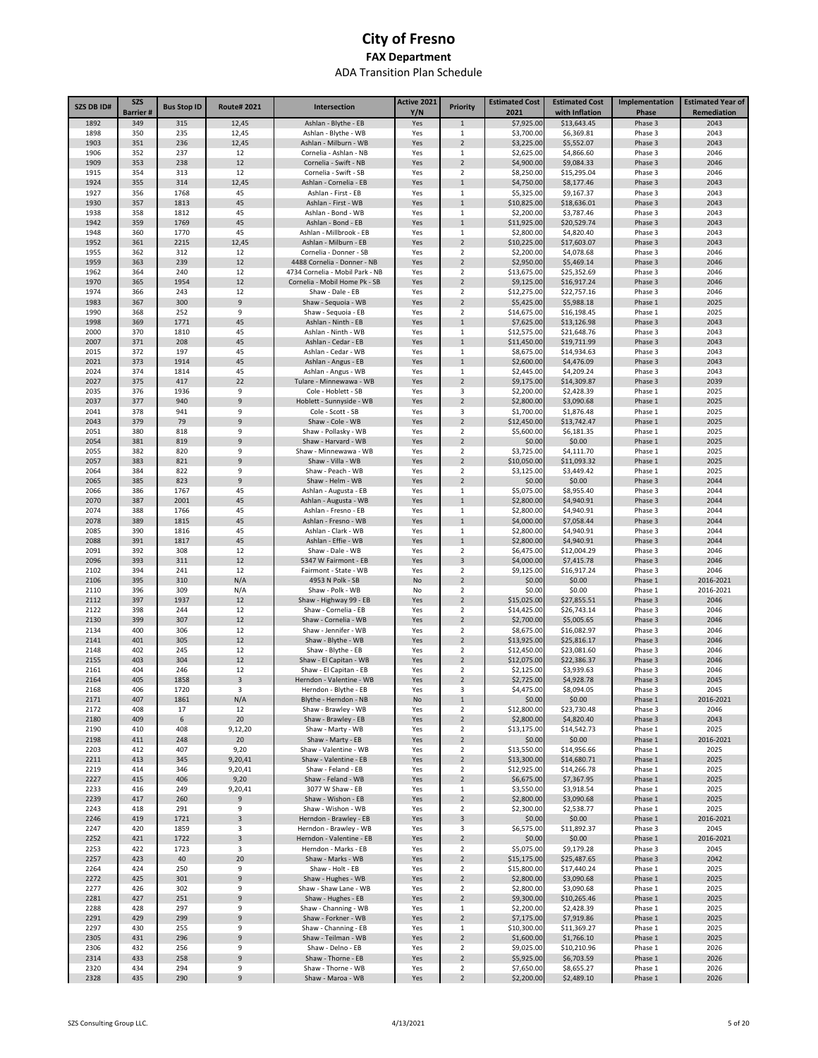# City of Fresno

## FAX Department

### ADA Transition Plan Schedule

| SZS DB ID# | SZS Barrier # | Bus Stop ID | Route# 2021 | Intersection | Active 2021 Y/N | Priority | Estimated Cost 2021 | Estimated Cost with Inflation | Implementation Phase | Estimated Year of Remediation |
|---|---|---|---|---|---|---|---|---|---|---|
| 1892 | 349 | 315 | 12,45 | Ashlan - Blythe - EB | Yes | 1 | $7,925.00 | $13,643.45 | Phase 3 | 2043 |
| 1898 | 350 | 235 | 12,45 | Ashlan - Blythe - WB | Yes | 1 | $3,700.00 | $6,369.81 | Phase 3 | 2043 |
| 1903 | 351 | 236 | 12,45 | Ashlan - Milburn - WB | Yes | 2 | $3,225.00 | $5,552.07 | Phase 3 | 2043 |
| 1906 | 352 | 237 | 12 | Cornelia - Ashlan - NB | Yes | 1 | $2,625.00 | $4,866.60 | Phase 3 | 2046 |
| 1909 | 353 | 238 | 12 | Cornelia - Swift - NB | Yes | 2 | $4,900.00 | $9,084.33 | Phase 3 | 2046 |
| 1915 | 354 | 313 | 12 | Cornelia - Swift - SB | Yes | 2 | $8,250.00 | $15,295.04 | Phase 3 | 2046 |
| 1924 | 355 | 314 | 12,45 | Ashlan - Cornelia - EB | Yes | 1 | $4,750.00 | $8,177.46 | Phase 3 | 2043 |
| 1927 | 356 | 1768 | 45 | Ashlan - First - EB | Yes | 1 | $5,325.00 | $9,167.37 | Phase 3 | 2043 |
| 1930 | 357 | 1813 | 45 | Ashlan - First - WB | Yes | 1 | $10,825.00 | $18,636.01 | Phase 3 | 2043 |
| 1938 | 358 | 1812 | 45 | Ashlan - Bond - WB | Yes | 1 | $2,200.00 | $3,787.46 | Phase 3 | 2043 |
| 1942 | 359 | 1769 | 45 | Ashlan - Bond - EB | Yes | 1 | $11,925.00 | $20,529.74 | Phase 3 | 2043 |
| 1948 | 360 | 1770 | 45 | Ashlan - Millbrook - EB | Yes | 1 | $2,800.00 | $4,820.40 | Phase 3 | 2043 |
| 1952 | 361 | 2215 | 12,45 | Ashlan - Milburn - EB | Yes | 2 | $10,225.00 | $17,603.07 | Phase 3 | 2043 |
| 1955 | 362 | 312 | 12 | Cornelia - Donner - SB | Yes | 2 | $2,200.00 | $4,078.68 | Phase 3 | 2046 |
| 1959 | 363 | 239 | 12 | 4488 Cornelia - Donner - NB | Yes | 2 | $2,950.00 | $5,469.14 | Phase 3 | 2046 |
| 1962 | 364 | 240 | 12 | 4734 Cornelia - Mobil Park - NB | Yes | 2 | $13,675.00 | $25,352.69 | Phase 3 | 2046 |
| 1970 | 365 | 1954 | 12 | Cornelia - Mobil Home Pk - SB | Yes | 2 | $9,125.00 | $16,917.24 | Phase 3 | 2046 |
| 1974 | 366 | 243 | 12 | Shaw - Dale - EB | Yes | 2 | $12,275.00 | $22,757.16 | Phase 3 | 2046 |
| 1983 | 367 | 300 | 9 | Shaw - Sequoia - WB | Yes | 2 | $5,425.00 | $5,988.18 | Phase 1 | 2025 |
| 1990 | 368 | 252 | 9 | Shaw - Sequoia - EB | Yes | 2 | $14,675.00 | $16,198.45 | Phase 1 | 2025 |
| 1998 | 369 | 1771 | 45 | Ashlan - Ninth - EB | Yes | 1 | $7,625.00 | $13,126.98 | Phase 3 | 2043 |
| 2000 | 370 | 1810 | 45 | Ashlan - Ninth - WB | Yes | 1 | $12,575.00 | $21,648.76 | Phase 3 | 2043 |
| 2007 | 371 | 208 | 45 | Ashlan - Cedar - EB | Yes | 1 | $11,450.00 | $19,711.99 | Phase 3 | 2043 |
| 2015 | 372 | 197 | 45 | Ashlan - Cedar - WB | Yes | 1 | $8,675.00 | $14,934.63 | Phase 3 | 2043 |
| 2021 | 373 | 1914 | 45 | Ashlan - Angus - EB | Yes | 1 | $2,600.00 | $4,476.09 | Phase 3 | 2043 |
| 2024 | 374 | 1814 | 45 | Ashlan - Angus - WB | Yes | 1 | $2,445.00 | $4,209.24 | Phase 3 | 2043 |
| 2027 | 375 | 417 | 22 | Tulare - Minnewawa - WB | Yes | 2 | $9,175.00 | $14,309.87 | Phase 3 | 2039 |
| 2035 | 376 | 1936 | 9 | Cole - Hoblett - SB | Yes | 3 | $2,200.00 | $2,428.39 | Phase 1 | 2025 |
| 2037 | 377 | 940 | 9 | Hoblett - Sunnyside - WB | Yes | 2 | $2,800.00 | $3,090.68 | Phase 1 | 2025 |
| 2041 | 378 | 941 | 9 | Cole - Scott - SB | Yes | 3 | $1,700.00 | $1,876.48 | Phase 1 | 2025 |
| 2043 | 379 | 79 | 9 | Shaw - Cole - WB | Yes | 2 | $12,450.00 | $13,742.47 | Phase 1 | 2025 |
| 2051 | 380 | 818 | 9 | Shaw - Pollasky - WB | Yes | 2 | $5,600.00 | $6,181.35 | Phase 1 | 2025 |
| 2054 | 381 | 819 | 9 | Shaw - Harvard - WB | Yes | 2 | $0.00 | $0.00 | Phase 1 | 2025 |
| 2055 | 382 | 820 | 9 | Shaw - Minnewawa - WB | Yes | 2 | $3,725.00 | $4,111.70 | Phase 1 | 2025 |
| 2057 | 383 | 821 | 9 | Shaw - Villa - WB | Yes | 2 | $10,050.00 | $11,093.32 | Phase 1 | 2025 |
| 2064 | 384 | 822 | 9 | Shaw - Peach - WB | Yes | 2 | $3,125.00 | $3,449.42 | Phase 1 | 2025 |
| 2065 | 385 | 823 | 9 | Shaw - Helm - WB | Yes | 2 | $0.00 | $0.00 | Phase 3 | 2044 |
| 2066 | 386 | 1767 | 45 | Ashlan - Augusta - EB | Yes | 1 | $5,075.00 | $8,955.40 | Phase 3 | 2044 |
| 2070 | 387 | 2001 | 45 | Ashlan - Augusta - WB | Yes | 1 | $2,800.00 | $4,940.91 | Phase 3 | 2044 |
| 2074 | 388 | 1766 | 45 | Ashlan - Fresno - EB | Yes | 1 | $2,800.00 | $4,940.91 | Phase 3 | 2044 |
| 2078 | 389 | 1815 | 45 | Ashlan - Fresno - WB | Yes | 1 | $4,000.00 | $7,058.44 | Phase 3 | 2044 |
| 2085 | 390 | 1816 | 45 | Ashlan - Clark - WB | Yes | 1 | $2,800.00 | $4,940.91 | Phase 3 | 2044 |
| 2088 | 391 | 1817 | 45 | Ashlan - Effie - WB | Yes | 1 | $2,800.00 | $4,940.91 | Phase 3 | 2044 |
| 2091 | 392 | 308 | 12 | Shaw - Dale - WB | Yes | 2 | $6,475.00 | $12,004.29 | Phase 3 | 2046 |
| 2096 | 393 | 311 | 12 | 5347 W Fairmont - EB | Yes | 3 | $4,000.00 | $7,415.78 | Phase 3 | 2046 |
| 2102 | 394 | 241 | 12 | Fairmont - State - WB | Yes | 2 | $9,125.00 | $16,917.24 | Phase 3 | 2046 |
| 2106 | 395 | 310 | N/A | 4953 N Polk - SB | No | 2 | $0.00 | $0.00 | Phase 1 | 2016-2021 |
| 2110 | 396 | 309 | N/A | Shaw - Polk - WB | No | 2 | $0.00 | $0.00 | Phase 1 | 2016-2021 |
| 2112 | 397 | 1937 | 12 | Shaw - Highway 99 - EB | Yes | 2 | $15,025.00 | $27,855.51 | Phase 3 | 2046 |
| 2122 | 398 | 244 | 12 | Shaw - Cornelia - EB | Yes | 2 | $14,425.00 | $26,743.14 | Phase 3 | 2046 |
| 2130 | 399 | 307 | 12 | Shaw - Cornelia - WB | Yes | 2 | $2,700.00 | $5,005.65 | Phase 3 | 2046 |
| 2134 | 400 | 306 | 12 | Shaw - Jennifer - WB | Yes | 2 | $8,675.00 | $16,082.97 | Phase 3 | 2046 |
| 2141 | 401 | 305 | 12 | Shaw - Blythe - WB | Yes | 2 | $13,925.00 | $25,816.17 | Phase 3 | 2046 |
| 2148 | 402 | 245 | 12 | Shaw - Blythe - EB | Yes | 2 | $12,450.00 | $23,081.60 | Phase 3 | 2046 |
| 2155 | 403 | 304 | 12 | Shaw - El Capitan - WB | Yes | 2 | $12,075.00 | $22,386.37 | Phase 3 | 2046 |
| 2161 | 404 | 246 | 12 | Shaw - El Capitan - EB | Yes | 2 | $2,125.00 | $3,939.63 | Phase 3 | 2046 |
| 2164 | 405 | 1858 | 3 | Herndon - Valentine - WB | Yes | 2 | $2,725.00 | $4,928.78 | Phase 3 | 2045 |
| 2168 | 406 | 1720 | 3 | Herndon - Blythe - EB | Yes | 3 | $4,475.00 | $8,094.05 | Phase 3 | 2045 |
| 2171 | 407 | 1861 | N/A | Blythe - Herndon - NB | No | 1 | $0.00 | $0.00 | Phase 1 | 2016-2021 |
| 2172 | 408 | 17 | 12 | Shaw - Brawley - WB | Yes | 2 | $12,800.00 | $23,730.48 | Phase 3 | 2046 |
| 2180 | 409 | 6 | 20 | Shaw - Brawley - EB | Yes | 2 | $2,800.00 | $4,820.40 | Phase 3 | 2043 |
| 2190 | 410 | 408 | 9,12,20 | Shaw - Marty - WB | Yes | 2 | $13,175.00 | $14,542.73 | Phase 1 | 2025 |
| 2198 | 411 | 248 | 20 | Shaw - Marty - EB | Yes | 2 | $0.00 | $0.00 | Phase 1 | 2016-2021 |
| 2203 | 412 | 407 | 9,20 | Shaw - Valentine - WB | Yes | 2 | $13,550.00 | $14,956.66 | Phase 1 | 2025 |
| 2211 | 413 | 345 | 9,20,41 | Shaw - Valentine - EB | Yes | 2 | $13,300.00 | $14,680.71 | Phase 1 | 2025 |
| 2219 | 414 | 346 | 9,20,41 | Shaw - Feland - EB | Yes | 2 | $12,925.00 | $14,266.78 | Phase 1 | 2025 |
| 2227 | 415 | 406 | 9,20 | Shaw - Feland - WB | Yes | 2 | $6,675.00 | $7,367.95 | Phase 1 | 2025 |
| 2233 | 416 | 249 | 9,20,41 | 3077 W Shaw - EB | Yes | 1 | $3,550.00 | $3,918.54 | Phase 1 | 2025 |
| 2239 | 417 | 260 | 9 | Shaw - Wishon - EB | Yes | 2 | $2,800.00 | $3,090.68 | Phase 1 | 2025 |
| 2243 | 418 | 291 | 9 | Shaw - Wishon - WB | Yes | 2 | $2,300.00 | $2,538.77 | Phase 1 | 2025 |
| 2246 | 419 | 1721 | 3 | Herndon - Brawley - EB | Yes | 3 | $0.00 | $0.00 | Phase 1 | 2016-2021 |
| 2247 | 420 | 1859 | 3 | Herndon - Brawley - WB | Yes | 3 | $6,575.00 | $11,892.37 | Phase 3 | 2045 |
| 2252 | 421 | 1722 | 3 | Herndon - Valentine - EB | Yes | 2 | $0.00 | $0.00 | Phase 1 | 2016-2021 |
| 2253 | 422 | 1723 | 3 | Herndon - Marks - EB | Yes | 2 | $5,075.00 | $9,179.28 | Phase 3 | 2045 |
| 2257 | 423 | 40 | 20 | Shaw - Marks - WB | Yes | 2 | $15,175.00 | $25,487.65 | Phase 3 | 2042 |
| 2264 | 424 | 250 | 9 | Shaw - Holt - EB | Yes | 2 | $15,800.00 | $17,440.24 | Phase 1 | 2025 |
| 2272 | 425 | 301 | 9 | Shaw - Hughes - WB | Yes | 2 | $2,800.00 | $3,090.68 | Phase 1 | 2025 |
| 2277 | 426 | 302 | 9 | Shaw - Shaw Lane - WB | Yes | 2 | $2,800.00 | $3,090.68 | Phase 1 | 2025 |
| 2281 | 427 | 251 | 9 | Shaw - Hughes - EB | Yes | 2 | $9,300.00 | $10,265.46 | Phase 1 | 2025 |
| 2288 | 428 | 297 | 9 | Shaw - Channing - WB | Yes | 1 | $2,200.00 | $2,428.39 | Phase 1 | 2025 |
| 2291 | 429 | 299 | 9 | Shaw - Forkner - WB | Yes | 2 | $7,175.00 | $7,919.86 | Phase 1 | 2025 |
| 2297 | 430 | 255 | 9 | Shaw - Channing - EB | Yes | 1 | $10,300.00 | $11,369.27 | Phase 1 | 2025 |
| 2305 | 431 | 296 | 9 | Shaw - Teilman - WB | Yes | 2 | $1,600.00 | $1,766.10 | Phase 1 | 2025 |
| 2306 | 432 | 256 | 9 | Shaw - Delno - EB | Yes | 2 | $9,025.00 | $10,210.96 | Phase 1 | 2026 |
| 2314 | 433 | 258 | 9 | Shaw - Thorne - EB | Yes | 2 | $5,925.00 | $6,703.59 | Phase 1 | 2026 |
| 2320 | 434 | 294 | 9 | Shaw - Thorne - WB | Yes | 2 | $7,650.00 | $8,655.27 | Phase 1 | 2026 |
| 2328 | 435 | 290 | 9 | Shaw - Maroa - WB | Yes | 2 | $2,200.00 | $2,489.10 | Phase 1 | 2026 |

SZS Consulting Group LLC. 4/13/2021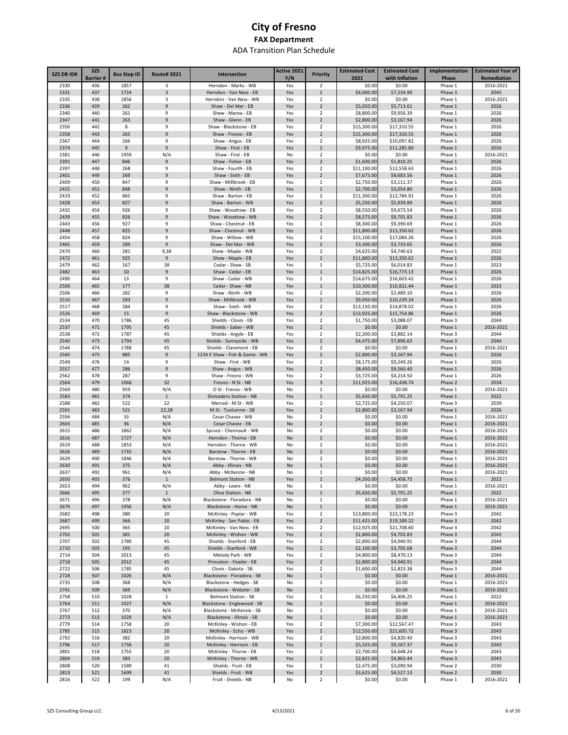# City of Fresno

## FAX Department

### ADA Transition Plan Schedule

| SZS DB ID# | SZS Barrier # | Bus Stop ID | Route# 2021 | Intersection | Active 2021 Y/N | Priority | Estimated Cost 2021 | Estimated Cost with Inflation | Implementation Phase | Estimated Year of Remediation |
|---|---|---|---|---|---|---|---|---|---|---|
| 2330 | 436 | 1857 | 3 | Herndon - Marks - WB | Yes | 2 | $0.00 | $0.00 | Phase 1 | 2016-2021 |
| 2331 | 437 | 1724 | 3 | Herndon - Van Ness - EB | Yes | 2 | $4,000.00 | $7,234.90 | Phase 3 | 2045 |
| 2335 | 438 | 1856 | 3 | Herndon - Van Ness - WB | Yes | 2 | $0.00 | $0.00 | Phase 1 | 2016-2021 |
| 2336 | 439 | 262 | 9 | Shaw - Del Mar - EB | Yes | 2 | $5,050.00 | $5,713.61 | Phase 1 | 2026 |
| 2340 | 440 | 261 | 9 | Shaw - Maroa - EB | Yes | 2 | $8,800.00 | $9,956.39 | Phase 1 | 2026 |
| 2347 | 441 | 263 | 9 | Shaw - Glenn - EB | Yes | 2 | $2,800.00 | $3,167.94 | Phase 1 | 2026 |
| 2350 | 442 | 8 | 9 | Shaw - Blackstone - EB | Yes | 2 | $15,300.00 | $17,310.55 | Phase 1 | 2026 |
| 2358 | 443 | 265 | 9 | Shaw - Fresno - EB | Yes | 2 | $15,300.00 | $17,310.55 | Phase 1 | 2026 |
| 2367 | 444 | 266 | 9 | Shaw - Angus - EB | Yes | 2 | $8,925.00 | $10,097.82 | Phase 1 | 2026 |
| 2374 | 445 | 9 | 9 | Shaw - First - EB | Yes | 2 | $9,975.00 | $11,285.80 | Phase 1 | 2026 |
| 2381 | 446 | 1959 | N/A | Shaw - First - EB | No | 2 | $0.00 | $0.00 | Phase 1 | 2016-2021 |
| 2391 | 447 | 846 | 9 | Shaw - Fisher - EB | Yes | 2 | $1,600.00 | $1,810.25 | Phase 1 | 2026 |
| 2397 | 448 | 268 | 9 | Shaw - Fourth - EB | Yes | 2 | $11,100.00 | $12,558.63 | Phase 1 | 2026 |
| 2401 | 449 | 269 | 9 | Shaw - Sixth - EB | Yes | 2 | $7,675.00 | $8,683.56 | Phase 1 | 2026 |
| 2409 | 450 | 847 | 9 | Shaw - Millbrook - EB | Yes | 1 | $2,750.00 | $3,111.37 | Phase 1 | 2026 |
| 2415 | 451 | 848 | 9 | Shaw - Ninth - EB | Yes | 2 | $2,700.00 | $3,054.80 | Phase 1 | 2026 |
| 2419 | 452 | 865 | 9 | Shaw - Barton - EB | Yes | 2 | $11,300.00 | $12,784.91 | Phase 1 | 2026 |
| 2428 | 453 | 827 | 9 | Shaw - Barton - WB | Yes | 2 | $5,250.00 | $5,939.89 | Phase 1 | 2026 |
| 2432 | 454 | 926 | 9 | Shaw - Woodrow - EB | Yes | 2 | $8,550.00 | $9,673.54 | Phase 1 | 2026 |
| 2439 | 455 | 826 | 9 | Shaw - Woodrow - WB | Yes | 2 | $8,575.00 | $9,701.83 | Phase 1 | 2026 |
| 2443 | 456 | 927 | 9 | Shaw - Chestnut - EB | Yes | 1 | $8,300.00 | $9,390.69 | Phase 1 | 2026 |
| 2448 | 457 | 825 | 9 | Shaw - Chestnut - WB | Yes | 1 | $11,800.00 | $13,350.62 | Phase 1 | 2026 |
| 2454 | 458 | 824 | 9 | Shaw - Willow - WB | Yes | 2 | $15,100.00 | $17,084.26 | Phase 1 | 2026 |
| 2465 | 459 | 289 | 9 | Shaw - Del Mar - WB | Yes | 2 | $3,300.00 | $3,733.65 | Phase 1 | 2026 |
| 2470 | 460 | 281 | 9,38 | Shaw - Maple - WB | Yes | 2 | $4,625.00 | $4,740.63 | Phase 1 | 2022 |
| 2472 | 461 | 925 | 9 | Shaw - Maple - EB | Yes | 2 | $11,800.00 | $13,350.62 | Phase 1 | 2026 |
| 2479 | 462 | 167 | 38 | Cedar - Shaw - SB | Yes | 1 | $5,725.00 | $6,014.83 | Phase 1 | 2023 |
| 2482 | 463 | 10 | 9 | Shaw - Cedar - EB | Yes | 1 | $14,825.00 | $16,773.13 | Phase 1 | 2026 |
| 2490 | 464 | 13 | 9 | Shaw - Cedar - WB | Yes | 1 | $14,675.00 | $16,603.42 | Phase 1 | 2026 |
| 2500 | 465 | 177 | 38 | Cedar - Shaw - NB | Yes | 1 | $10,300.00 | $10,821.44 | Phase 1 | 2023 |
| 2506 | 466 | 282 | 9 | Shaw - Ninth - WB | Yes | 2 | $2,200.00 | $2,489.10 | Phase 1 | 2026 |
| 2510 | 467 | 283 | 9 | Shaw - Millbrook - WB | Yes | 1 | $9,050.00 | $10,239.24 | Phase 1 | 2026 |
| 2517 | 468 | 284 | 9 | Shaw - Sixth - WB | Yes | 2 | $13,150.00 | $14,878.02 | Phase 1 | 2026 |
| 2526 | 469 | 15 | 9 | Shaw - Blackstone - WB | Yes | 2 | $13,925.00 | $15,754.86 | Phase 1 | 2026 |
| 2534 | 470 | 1786 | 45 | Shields - Clovis - EB | Yes | 2 | $1,750.00 | $3,088.07 | Phase 3 | 2044 |
| 2537 | 471 | 1795 | 45 | Shields - Saber - WB | Yes | 2 | $0.00 | $0.00 | Phase 1 | 2016-2021 |
| 2538 | 472 | 1787 | 45 | Shields - Argyle - EB | Yes | 2 | $2,200.00 | $3,882.14 | Phase 3 | 2044 |
| 2540 | 473 | 1794 | 45 | Shields - Sunnyside - WB | Yes | 2 | $4,475.00 | $7,896.63 | Phase 3 | 2044 |
| 2544 | 474 | 1788 | 45 | Shields - Claremont - EB | Yes | 2 | $0.00 | $0.00 | Phase 1 | 2016-2021 |
| 2545 | 475 | 885 | 9 | 1234 E Shaw - Fish & Game - WB | Yes | 2 | $2,800.00 | $3,167.94 | Phase 1 | 2026 |
| 2549 | 476 | 14 | 9 | Shaw - First - WB | Yes | 2 | $8,175.00 | $9,249.26 | Phase 1 | 2026 |
| 2557 | 477 | 286 | 9 | Shaw - Angus - WB | Yes | 2 | $8,450.00 | $9,560.40 | Phase 1 | 2026 |
| 2562 | 478 | 287 | 9 | Shaw - Fresno - WB | Yes | 2 | $3,725.00 | $4,214.50 | Phase 1 | 2026 |
| 2564 | 479 | 1066 | 32 | Fresno - N St - NB | Yes | 3 | $11,925.00 | $16,438.74 | Phase 2 | 2034 |
| 2569 | 480 | 959 | N/A | O St - Fresno - WB | No | 1 | $0.00 | $0.00 | Phase 1 | 2016-2021 |
| 2583 | 481 | 374 | 1 | Divisadero Station - NB | Yes | 1 | $5,650.00 | $5,791.25 | Phase 1 | 2022 |
| 2588 | 482 | 522 | 22 | Merced - M St - WB | Yes | 2 | $2,725.00 | $4,250.07 | Phase 3 | 2039 |
| 2591 | 483 | 521 | 22,28 | M St - Tuolumne - SB | Yes | 2 | $2,800.00 | $3,167.94 | Phase 1 | 2026 |
| 2594 | 484 | 33 | N/A | Cesar Chavez - WB | No | 2 | $0.00 | $0.00 | Phase 1 | 2016-2021 |
| 2603 | 485 | 36 | N/A | Cesar Chavez - EB | No | 2 | $0.00 | $0.00 | Phase 1 | 2016-2021 |
| 2615 | 486 | 1862 | N/A | Spruce - Chennault - WB | No | 2 | $0.00 | $0.00 | Phase 1 | 2016-2021 |
| 2616 | 487 | 1727 | N/A | Herndon - Thorne - EB | No | 2 | $0.00 | $0.00 | Phase 1 | 2016-2021 |
| 2619 | 488 | 1853 | N/A | Herndon - Thorne - WB | No | 2 | $0.00 | $0.00 | Phase 1 | 2016-2021 |
| 2626 | 489 | 1735 | N/A | Barstow - Thorne - EB | No | 2 | $0.00 | $0.00 | Phase 1 | 2016-2021 |
| 2629 | 490 | 1846 | N/A | Barstow - Thorne - WB | No | 2 | $0.00 | $0.00 | Phase 1 | 2016-2021 |
| 2630 | 491 | 375 | N/A | Abby - Illinois - NB | No | 1 | $0.00 | $0.00 | Phase 1 | 2016-2021 |
| 2637 | 492 | 961 | N/A | Abby - McKenzie - NB | No | 1 | $0.00 | $0.00 | Phase 1 | 2016-2021 |
| 2650 | 493 | 376 | 1 | Belmont Station - NB | Yes | 1 | $4,350.00 | $4,458.75 | Phase 1 | 2022 |
| 2653 | 494 | 962 | N/A | Abby - Lewis - NB | No | 1 | $0.00 | $0.00 | Phase 1 | 2016-2021 |
| 2666 | 495 | 377 | 1 | Olive Station - NB | Yes | 1 | $5,650.00 | $5,791.25 | Phase 1 | 2022 |
| 2671 | 496 | 378 | N/A | Blackstone - Floradora - NB | No | 1 | $0.00 | $0.00 | Phase 1 | 2016-2021 |
| 2679 | 497 | 1956 | N/A | Blackstone - Home - NB | No | 1 | $0.00 | $0.00 | Phase 1 | 2016-2021 |
| 2682 | 498 | 380 | 20 | McKinley - Poplar - WB | Yes | 2 | $13,800.00 | $23,178.23 | Phase 3 | 2042 |
| 2687 | 499 | 366 | 20 | McKinley - San Pablo - EB | Yes | 2 | $11,425.00 | $19,189.22 | Phase 3 | 2042 |
| 2695 | 500 | 365 | 20 | McKinley - Van Ness - EB | Yes | 2 | $12,925.00 | $21,708.60 | Phase 3 | 2042 |
| 2702 | 501 | 381 | 20 | McKinley - Wishon - WB | Yes | 2 | $2,800.00 | $4,702.83 | Phase 3 | 2042 |
| 2707 | 502 | 1789 | 45 | Shields - Stanford - EB | Yes | 2 | $2,800.00 | $4,940.91 | Phase 3 | 2044 |
| 2710 | 503 | 195 | 45 | Shields - Stanford - WB | Yes | 2 | $2,100.00 | $3,705.68 | Phase 3 | 2044 |
| 2714 | 504 | 2013 | 45 | Melody Park - WB | Yes | 2 | $4,800.00 | $8,470.13 | Phase 3 | 2044 |
| 2718 | 505 | 2012 | 45 | Princeton - Fowler - EB | Yes | 2 | $2,800.00 | $4,940.91 | Phase 3 | 2044 |
| 2722 | 506 | 1785 | 45 | Clovis - Dakota - SB | Yes | 2 | $1,600.00 | $2,823.38 | Phase 3 | 2044 |
| 2728 | 507 | 1026 | N/A | Blackstone - Floradora - SB | No | 1 | $0.00 | $0.00 | Phase 1 | 2016-2021 |
| 2735 | 508 | 368 | N/A | Blackstone - Hedges - SB | No | 1 | $0.00 | $0.00 | Phase 1 | 2016-2021 |
| 2741 | 509 | 369 | N/A | Blackstone - Webster - SB | No | 1 | $0.00 | $0.00 | Phase 1 | 2016-2021 |
| 2758 | 510 | 1028 | 1 | Belmont Station - SB | Yes | 1 | $6,250.00 | $6,406.25 | Phase 1 | 2022 |
| 2764 | 511 | 1027 | N/A | Blackstone - Englewood - SB | No | 1 | $0.00 | $0.00 | Phase 1 | 2016-2021 |
| 2767 | 512 | 370 | N/A | Blackstone - McKenzie - SB | No | 1 | $0.00 | $0.00 | Phase 1 | 2016-2021 |
| 2773 | 513 | 1029 | N/A | Blackstone - Illinois - SB | No | 1 | $0.00 | $0.00 | Phase 1 | 2016-2021 |
| 2779 | 514 | 1758 | 20 | McKinley - Wishon - EB | Yes | 2 | $7,300.00 | $12,567.47 | Phase 3 | 2043 |
| 2785 | 515 | 1823 | 20 | McKinley - Echo - WB | Yes | 2 | $12,550.00 | $21,605.72 | Phase 3 | 2043 |
| 2792 | 516 | 382 | 20 | McKinley - Harrison - WB | Yes | 2 | $2,800.00 | $4,820.40 | Phase 3 | 2043 |
| 2796 | 517 | 1756 | 20 | McKinley - Harrison - EB | Yes | 2 | $5,325.00 | $9,167.37 | Phase 3 | 2043 |
| 2801 | 518 | 1755 | 20 | McKinley - Thorne - EB | Yes | 2 | $2,700.00 | $4,648.24 | Phase 3 | 2043 |
| 2804 | 519 | 383 | 20 | McKinley - Thorne - WB | Yes | 2 | $2,825.00 | $4,863.44 | Phase 3 | 2043 |
| 2808 | 520 | 1589 | 41 | Shields - Fruit - EB | Yes | 2 | $2,475.00 | $3,090.94 | Phase 2 | 2030 |
| 2813 | 521 | 1699 | 41 | Shields - Fruit - WB | Yes | 2 | $3,625.00 | $4,527.13 | Phase 2 | 2030 |
| 2816 | 522 | 199 | N/A | Fruit - Shields - NB | No | 2 | $0.00 | $0.00 | Phase 1 | 2016-2021 |

SZS Consulting Group LLC. 4/13/2021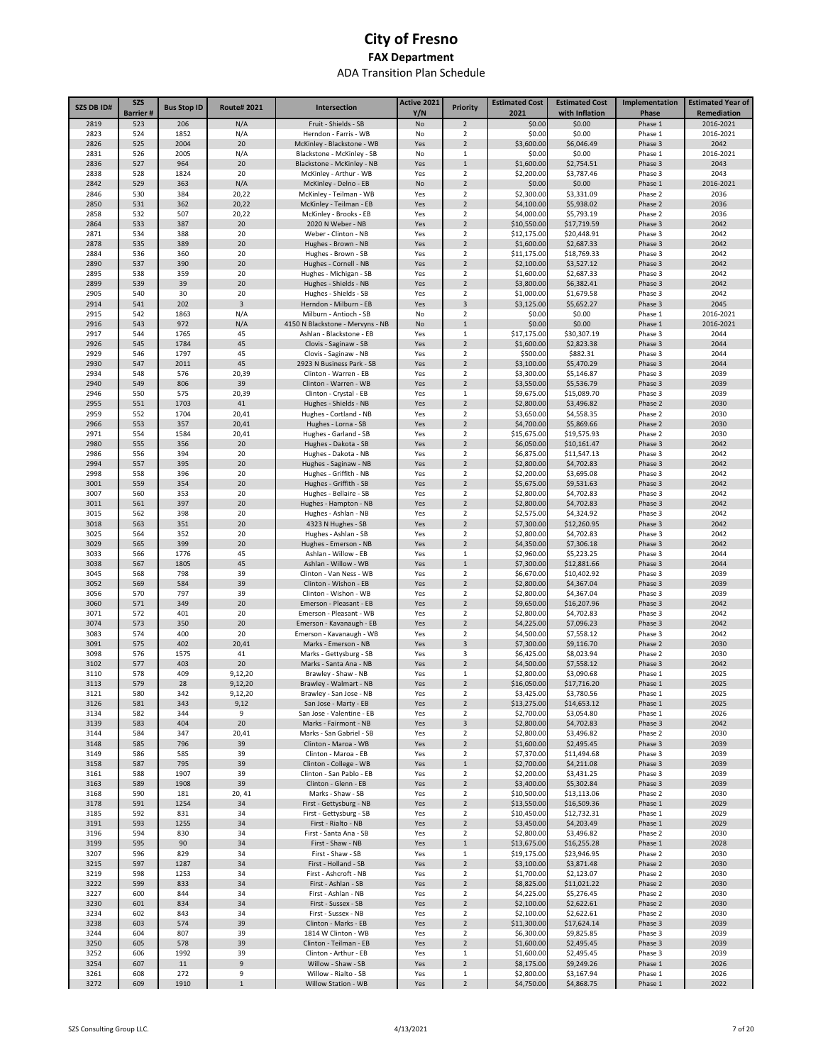# City of Fresno

## FAX Department

### ADA Transition Plan Schedule

| SZS DB ID# | SZS Barrier # | Bus Stop ID | Route# 2021 | Intersection | Active 2021 Y/N | Priority | Estimated Cost 2021 | Estimated Cost with Inflation | Implementation Phase | Estimated Year of Remediation |
|---|---|---|---|---|---|---|---|---|---|---|
| 2819 | 523 | 206 | N/A | Fruit - Shields - SB | No | 2 | $0.00 | $0.00 | Phase 1 | 2016-2021 |
| 2823 | 524 | 1852 | N/A | Herndon - Farris - WB | No | 2 | $0.00 | $0.00 | Phase 1 | 2016-2021 |
| 2826 | 525 | 2004 | 20 | McKinley - Blackstone - WB | Yes | 2 | $3,600.00 | $6,046.49 | Phase 3 | 2042 |
| 2831 | 526 | 2005 | N/A | Blackstone - McKinley - SB | No | 1 | $0.00 | $0.00 | Phase 1 | 2016-2021 |
| 2836 | 527 | 964 | 20 | Blackstone - McKinley - NB | Yes | 1 | $1,600.00 | $2,754.51 | Phase 3 | 2043 |
| 2838 | 528 | 1824 | 20 | McKinley - Arthur - WB | Yes | 2 | $2,200.00 | $3,787.46 | Phase 3 | 2043 |
| 2842 | 529 | 363 | N/A | McKinley - Delno - EB | No | 2 | $0.00 | $0.00 | Phase 1 | 2016-2021 |
| 2846 | 530 | 384 | 20,22 | McKinley - Teilman - WB | Yes | 2 | $2,300.00 | $3,331.09 | Phase 2 | 2036 |
| 2850 | 531 | 362 | 20,22 | McKinley - Teilman - EB | Yes | 2 | $4,100.00 | $5,938.02 | Phase 2 | 2036 |
| 2858 | 532 | 507 | 20,22 | McKinley - Brooks - EB | Yes | 2 | $4,000.00 | $5,793.19 | Phase 2 | 2036 |
| 2864 | 533 | 387 | 20 | 2020 N Weber - NB | Yes | 2 | $10,550.00 | $17,719.59 | Phase 3 | 2042 |
| 2871 | 534 | 388 | 20 | Weber - Clinton - NB | Yes | 2 | $12,175.00 | $20,448.91 | Phase 3 | 2042 |
| 2878 | 535 | 389 | 20 | Hughes - Brown - NB | Yes | 2 | $1,600.00 | $2,687.33 | Phase 3 | 2042 |
| 2884 | 536 | 360 | 20 | Hughes - Brown - SB | Yes | 2 | $11,175.00 | $18,769.33 | Phase 3 | 2042 |
| 2890 | 537 | 390 | 20 | Hughes - Cornell - NB | Yes | 2 | $2,100.00 | $3,527.12 | Phase 3 | 2042 |
| 2895 | 538 | 359 | 20 | Hughes - Michigan - SB | Yes | 2 | $1,600.00 | $2,687.33 | Phase 3 | 2042 |
| 2899 | 539 | 39 | 20 | Hughes - Shields - NB | Yes | 2 | $3,800.00 | $6,382.41 | Phase 3 | 2042 |
| 2905 | 540 | 30 | 20 | Hughes - Shields - SB | Yes | 2 | $1,000.00 | $1,679.58 | Phase 3 | 2042 |
| 2914 | 541 | 202 | 3 | Herndon - Milburn - EB | Yes | 3 | $3,125.00 | $5,652.27 | Phase 3 | 2045 |
| 2915 | 542 | 1863 | N/A | Milburn - Antioch - SB | No | 2 | $0.00 | $0.00 | Phase 1 | 2016-2021 |
| 2916 | 543 | 972 | N/A | 4150 N Blackstone - Mervyns - NB | No | 1 | $0.00 | $0.00 | Phase 1 | 2016-2021 |
| 2917 | 544 | 1765 | 45 | Ashlan - Blackstone - EB | Yes | 1 | $17,175.00 | $30,307.19 | Phase 3 | 2044 |
| 2926 | 545 | 1784 | 45 | Clovis - Saginaw - SB | Yes | 2 | $1,600.00 | $2,823.38 | Phase 3 | 2044 |
| 2929 | 546 | 1797 | 45 | Clovis - Saginaw - NB | Yes | 2 | $500.00 | $882.31 | Phase 3 | 2044 |
| 2930 | 547 | 2011 | 45 | 2923 N Business Park - SB | Yes | 2 | $3,100.00 | $5,470.29 | Phase 3 | 2044 |
| 2934 | 548 | 576 | 20,39 | Clinton - Warren - EB | Yes | 2 | $3,300.00 | $5,146.87 | Phase 3 | 2039 |
| 2940 | 549 | 806 | 39 | Clinton - Warren - WB | Yes | 2 | $3,550.00 | $5,536.79 | Phase 3 | 2039 |
| 2946 | 550 | 575 | 20,39 | Clinton - Crystal - EB | Yes | 1 | $9,675.00 | $15,089.70 | Phase 3 | 2039 |
| 2955 | 551 | 1703 | 41 | Hughes - Shields - NB | Yes | 2 | $2,800.00 | $3,496.82 | Phase 2 | 2030 |
| 2959 | 552 | 1704 | 20,41 | Hughes - Cortland - NB | Yes | 2 | $3,650.00 | $4,558.35 | Phase 2 | 2030 |
| 2966 | 553 | 357 | 20,41 | Hughes - Lorna - SB | Yes | 2 | $4,700.00 | $5,869.66 | Phase 2 | 2030 |
| 2971 | 554 | 1584 | 20,41 | Hughes - Garland - SB | Yes | 2 | $15,675.00 | $19,575.93 | Phase 2 | 2030 |
| 2980 | 555 | 356 | 20 | Hughes - Dakota - SB | Yes | 2 | $6,050.00 | $10,161.47 | Phase 3 | 2042 |
| 2986 | 556 | 394 | 20 | Hughes - Dakota - NB | Yes | 2 | $6,875.00 | $11,547.13 | Phase 3 | 2042 |
| 2994 | 557 | 395 | 20 | Hughes - Saginaw - NB | Yes | 2 | $2,800.00 | $4,702.83 | Phase 3 | 2042 |
| 2998 | 558 | 396 | 20 | Hughes - Griffith - NB | Yes | 2 | $2,200.00 | $3,695.08 | Phase 3 | 2042 |
| 3001 | 559 | 354 | 20 | Hughes - Griffith - SB | Yes | 2 | $5,675.00 | $9,531.63 | Phase 3 | 2042 |
| 3007 | 560 | 353 | 20 | Hughes - Bellaire - SB | Yes | 2 | $2,800.00 | $4,702.83 | Phase 3 | 2042 |
| 3011 | 561 | 397 | 20 | Hughes - Hampton - NB | Yes | 2 | $2,800.00 | $4,702.83 | Phase 3 | 2042 |
| 3015 | 562 | 398 | 20 | Hughes - Ashlan - NB | Yes | 2 | $2,575.00 | $4,324.92 | Phase 3 | 2042 |
| 3018 | 563 | 351 | 20 | 4323 N Hughes - SB | Yes | 2 | $7,300.00 | $12,260.95 | Phase 3 | 2042 |
| 3025 | 564 | 352 | 20 | Hughes - Ashlan - SB | Yes | 2 | $2,800.00 | $4,702.83 | Phase 3 | 2042 |
| 3029 | 565 | 399 | 20 | Hughes - Emerson - NB | Yes | 2 | $4,350.00 | $7,306.18 | Phase 3 | 2042 |
| 3033 | 566 | 1776 | 45 | Ashlan - Willow - EB | Yes | 1 | $2,960.00 | $5,223.25 | Phase 3 | 2044 |
| 3038 | 567 | 1805 | 45 | Ashlan - Willow - WB | Yes | 1 | $7,300.00 | $12,881.66 | Phase 3 | 2044 |
| 3045 | 568 | 798 | 39 | Clinton - Van Ness - WB | Yes | 2 | $6,670.00 | $10,402.92 | Phase 3 | 2039 |
| 3052 | 569 | 584 | 39 | Clinton - Wishon - EB | Yes | 2 | $2,800.00 | $4,367.04 | Phase 3 | 2039 |
| 3056 | 570 | 797 | 39 | Clinton - Wishon - WB | Yes | 2 | $2,800.00 | $4,367.04 | Phase 3 | 2039 |
| 3060 | 571 | 349 | 20 | Emerson - Pleasant - EB | Yes | 2 | $9,650.00 | $16,207.96 | Phase 3 | 2042 |
| 3071 | 572 | 401 | 20 | Emerson - Pleasant - WB | Yes | 2 | $2,800.00 | $4,702.83 | Phase 3 | 2042 |
| 3074 | 573 | 350 | 20 | Emerson - Kavanaugh - EB | Yes | 2 | $4,225.00 | $7,096.23 | Phase 3 | 2042 |
| 3083 | 574 | 400 | 20 | Emerson - Kavanaugh - WB | Yes | 2 | $4,500.00 | $7,558.12 | Phase 3 | 2042 |
| 3091 | 575 | 402 | 20,41 | Marks - Emerson - NB | Yes | 3 | $7,300.00 | $9,116.70 | Phase 2 | 2030 |
| 3098 | 576 | 1575 | 41 | Marks - Gettysburg - SB | Yes | 3 | $6,425.00 | $8,023.94 | Phase 2 | 2030 |
| 3102 | 577 | 403 | 20 | Marks - Santa Ana - NB | Yes | 2 | $4,500.00 | $7,558.12 | Phase 3 | 2042 |
| 3110 | 578 | 409 | 9,12,20 | Brawley - Shaw - NB | Yes | 1 | $2,800.00 | $3,090.68 | Phase 1 | 2025 |
| 3113 | 579 | 28 | 9,12,20 | Brawley - Walmart - NB | Yes | 2 | $16,050.00 | $17,716.20 | Phase 1 | 2025 |
| 3121 | 580 | 342 | 9,12,20 | Brawley - San Jose - NB | Yes | 2 | $3,425.00 | $3,780.56 | Phase 1 | 2025 |
| 3126 | 581 | 343 | 9,12 | San Jose - Marty - EB | Yes | 2 | $13,275.00 | $14,653.12 | Phase 1 | 2025 |
| 3134 | 582 | 344 | 9 | San Jose - Valentine - EB | Yes | 2 | $2,700.00 | $3,054.80 | Phase 1 | 2026 |
| 3139 | 583 | 404 | 20 | Marks - Fairmont - NB | Yes | 3 | $2,800.00 | $4,702.83 | Phase 3 | 2042 |
| 3144 | 584 | 347 | 20,41 | Marks - San Gabriel - SB | Yes | 2 | $2,800.00 | $3,496.82 | Phase 2 | 2030 |
| 3148 | 585 | 796 | 39 | Clinton - Maroa - WB | Yes | 2 | $1,600.00 | $2,495.45 | Phase 3 | 2039 |
| 3149 | 586 | 585 | 39 | Clinton - Maroa - EB | Yes | 2 | $7,370.00 | $11,494.68 | Phase 3 | 2039 |
| 3158 | 587 | 795 | 39 | Clinton - College - WB | Yes | 1 | $2,700.00 | $4,211.08 | Phase 3 | 2039 |
| 3161 | 588 | 1907 | 39 | Clinton - San Pablo - EB | Yes | 2 | $2,200.00 | $3,431.25 | Phase 3 | 2039 |
| 3163 | 589 | 1908 | 39 | Clinton - Glenn - EB | Yes | 2 | $3,400.00 | $5,302.84 | Phase 3 | 2039 |
| 3168 | 590 | 181 | 20, 41 | Marks - Shaw - SB | Yes | 2 | $10,500.00 | $13,113.06 | Phase 2 | 2030 |
| 3178 | 591 | 1254 | 34 | First - Gettysburg - NB | Yes | 2 | $13,550.00 | $16,509.36 | Phase 1 | 2029 |
| 3185 | 592 | 831 | 34 | First - Gettysburg - SB | Yes | 2 | $10,450.00 | $12,732.31 | Phase 1 | 2029 |
| 3191 | 593 | 1255 | 34 | First - Rialto - NB | Yes | 2 | $3,450.00 | $4,203.49 | Phase 1 | 2029 |
| 3196 | 594 | 830 | 34 | First - Santa Ana - SB | Yes | 2 | $2,800.00 | $3,496.82 | Phase 2 | 2030 |
| 3199 | 595 | 90 | 34 | First - Shaw - NB | Yes | 1 | $13,675.00 | $16,255.28 | Phase 1 | 2028 |
| 3207 | 596 | 829 | 34 | First - Shaw - SB | Yes | 1 | $19,175.00 | $23,946.95 | Phase 2 | 2030 |
| 3215 | 597 | 1287 | 34 | First - Holland - SB | Yes | 2 | $3,100.00 | $3,871.48 | Phase 2 | 2030 |
| 3219 | 598 | 1253 | 34 | First - Ashcroft - NB | Yes | 2 | $1,700.00 | $2,123.07 | Phase 2 | 2030 |
| 3222 | 599 | 833 | 34 | First - Ashlan - SB | Yes | 2 | $8,825.00 | $11,021.22 | Phase 2 | 2030 |
| 3227 | 600 | 844 | 34 | First - Ashlan - NB | Yes | 2 | $4,225.00 | $5,276.45 | Phase 2 | 2030 |
| 3230 | 601 | 834 | 34 | First - Sussex - SB | Yes | 2 | $2,100.00 | $2,622.61 | Phase 2 | 2030 |
| 3234 | 602 | 843 | 34 | First - Sussex - NB | Yes | 2 | $2,100.00 | $2,622.61 | Phase 2 | 2030 |
| 3238 | 603 | 574 | 39 | Clinton - Marks - EB | Yes | 2 | $11,300.00 | $17,624.14 | Phase 3 | 2039 |
| 3244 | 604 | 807 | 39 | 1814 W Clinton - WB | Yes | 2 | $6,300.00 | $9,825.85 | Phase 3 | 2039 |
| 3250 | 605 | 578 | 39 | Clinton - Teilman - EB | Yes | 2 | $1,600.00 | $2,495.45 | Phase 3 | 2039 |
| 3252 | 606 | 1992 | 39 | Clinton - Arthur - EB | Yes | 1 | $1,600.00 | $2,495.45 | Phase 3 | 2039 |
| 3254 | 607 | 11 | 9 | Willow - Shaw - SB | Yes | 2 | $8,175.00 | $9,249.26 | Phase 1 | 2026 |
| 3261 | 608 | 272 | 9 | Willow - Rialto - SB | Yes | 1 | $2,800.00 | $3,167.94 | Phase 1 | 2026 |
| 3272 | 609 | 1910 | 1 | Willow Station - WB | Yes | 2 | $4,750.00 | $4,868.75 | Phase 1 | 2022 |

SZS Consulting Group LLC. 4/13/2021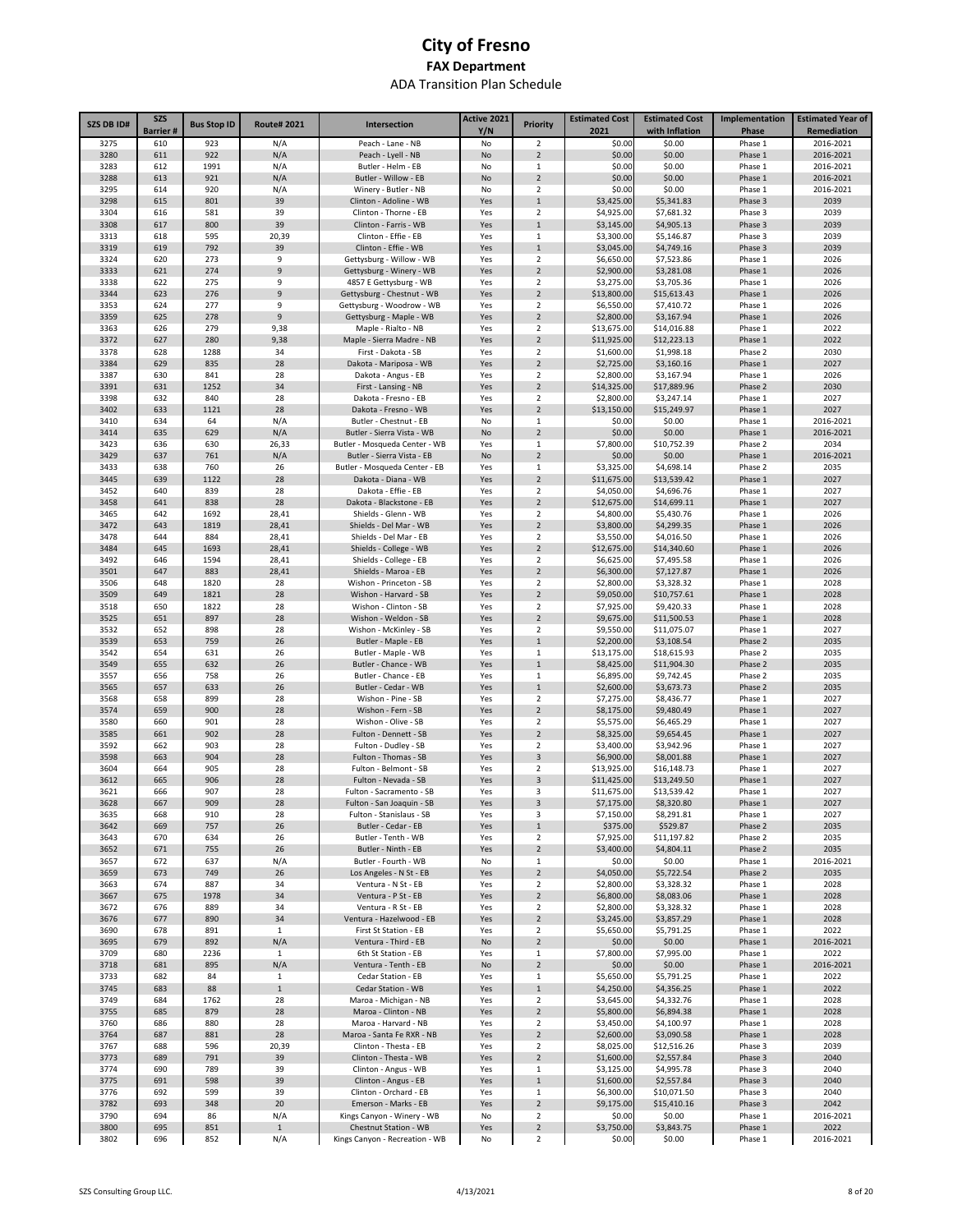# City of Fresno

## FAX Department

### ADA Transition Plan Schedule

| SZS DB ID# | SZS Barrier # | Bus Stop ID | Route# 2021 | Intersection | Active 2021 Y/N | Priority | Estimated Cost 2021 | Estimated Cost with Inflation | Implementation Phase | Estimated Year of Remediation |
|---|---|---|---|---|---|---|---|---|---|---|
| 3275 | 610 | 923 | N/A | Peach - Lane - NB | No | 2 | $0.00 | $0.00 | Phase 1 | 2016-2021 |
| 3280 | 611 | 922 | N/A | Peach - Lyell - NB | No | 2 | $0.00 | $0.00 | Phase 1 | 2016-2021 |
| 3283 | 612 | 1991 | N/A | Butler - Helm - EB | No | 1 | $0.00 | $0.00 | Phase 1 | 2016-2021 |
| 3288 | 613 | 921 | N/A | Butler - Willow - EB | No | 2 | $0.00 | $0.00 | Phase 1 | 2016-2021 |
| 3295 | 614 | 920 | N/A | Winery - Butler - NB | No | 2 | $0.00 | $0.00 | Phase 1 | 2016-2021 |
| 3298 | 615 | 801 | 39 | Clinton - Adoline - WB | Yes | 1 | $3,425.00 | $5,341.83 | Phase 3 | 2039 |
| 3304 | 616 | 581 | 39 | Clinton - Thorne - EB | Yes | 2 | $4,925.00 | $7,681.32 | Phase 3 | 2039 |
| 3308 | 617 | 800 | 39 | Clinton - Farris - WB | Yes | 1 | $3,145.00 | $4,905.13 | Phase 3 | 2039 |
| 3313 | 618 | 595 | 20,39 | Clinton - Effie - EB | Yes | 1 | $3,300.00 | $5,146.87 | Phase 3 | 2039 |
| 3319 | 619 | 792 | 39 | Clinton - Effie - WB | Yes | 1 | $3,045.00 | $4,749.16 | Phase 3 | 2039 |
| 3324 | 620 | 273 | 9 | Gettysburg - Willow - WB | Yes | 2 | $6,650.00 | $7,523.86 | Phase 1 | 2026 |
| 3333 | 621 | 274 | 9 | Gettysburg - Winery - WB | Yes | 2 | $2,900.00 | $3,281.08 | Phase 1 | 2026 |
| 3338 | 622 | 275 | 9 | 4857 E Gettysburg - WB | Yes | 2 | $3,275.00 | $3,705.36 | Phase 1 | 2026 |
| 3344 | 623 | 276 | 9 | Gettysburg - Chestnut - WB | Yes | 2 | $13,800.00 | $15,613.43 | Phase 1 | 2026 |
| 3353 | 624 | 277 | 9 | Gettysburg - Woodrow - WB | Yes | 2 | $6,550.00 | $7,410.72 | Phase 1 | 2026 |
| 3359 | 625 | 278 | 9 | Gettysburg - Maple - WB | Yes | 2 | $2,800.00 | $3,167.94 | Phase 1 | 2026 |
| 3363 | 626 | 279 | 9,38 | Maple - Rialto - NB | Yes | 2 | $13,675.00 | $14,016.88 | Phase 1 | 2022 |
| 3372 | 627 | 280 | 9,38 | Maple - Sierra Madre - NB | Yes | 2 | $11,925.00 | $12,223.13 | Phase 1 | 2022 |
| 3378 | 628 | 1288 | 34 | First - Dakota - SB | Yes | 2 | $1,600.00 | $1,998.18 | Phase 2 | 2030 |
| 3384 | 629 | 835 | 28 | Dakota - Mariposa - WB | Yes | 2 | $2,725.00 | $3,160.16 | Phase 1 | 2027 |
| 3387 | 630 | 841 | 28 | Dakota - Angus - EB | Yes | 2 | $2,800.00 | $3,167.94 | Phase 1 | 2026 |
| 3391 | 631 | 1252 | 34 | First - Lansing - NB | Yes | 2 | $14,325.00 | $17,889.96 | Phase 2 | 2030 |
| 3398 | 632 | 840 | 28 | Dakota - Fresno - EB | Yes | 2 | $2,800.00 | $3,247.14 | Phase 1 | 2027 |
| 3402 | 633 | 1121 | 28 | Dakota - Fresno - WB | Yes | 2 | $13,150.00 | $15,249.97 | Phase 1 | 2027 |
| 3410 | 634 | 64 | N/A | Butler - Chestnut - EB | No | 1 | $0.00 | $0.00 | Phase 1 | 2016-2021 |
| 3414 | 635 | 629 | N/A | Butler - Sierra Vista - WB | No | 2 | $0.00 | $0.00 | Phase 1 | 2016-2021 |
| 3423 | 636 | 630 | 26,33 | Butler - Mosqueda Center - WB | Yes | 1 | $7,800.00 | $10,752.39 | Phase 2 | 2034 |
| 3429 | 637 | 761 | N/A | Butler - Sierra Vista - EB | No | 2 | $0.00 | $0.00 | Phase 1 | 2016-2021 |
| 3433 | 638 | 760 | 26 | Butler - Mosqueda Center - EB | Yes | 1 | $3,325.00 | $4,698.14 | Phase 2 | 2035 |
| 3445 | 639 | 1122 | 28 | Dakota - Diana - WB | Yes | 2 | $11,675.00 | $13,539.42 | Phase 1 | 2027 |
| 3452 | 640 | 839 | 28 | Dakota - Effie - EB | Yes | 2 | $4,050.00 | $4,696.76 | Phase 1 | 2027 |
| 3458 | 641 | 838 | 28 | Dakota - Blackstone - EB | Yes | 2 | $12,675.00 | $14,699.11 | Phase 1 | 2027 |
| 3465 | 642 | 1692 | 28,41 | Shields - Glenn - WB | Yes | 2 | $4,800.00 | $5,430.76 | Phase 1 | 2026 |
| 3472 | 643 | 1819 | 28,41 | Shields - Del Mar - WB | Yes | 2 | $3,800.00 | $4,299.35 | Phase 1 | 2026 |
| 3478 | 644 | 884 | 28,41 | Shields - Del Mar - EB | Yes | 2 | $3,550.00 | $4,016.50 | Phase 1 | 2026 |
| 3484 | 645 | 1693 | 28,41 | Shields - College - WB | Yes | 2 | $12,675.00 | $14,340.60 | Phase 1 | 2026 |
| 3492 | 646 | 1594 | 28,41 | Shields - College - EB | Yes | 2 | $6,625.00 | $7,495.58 | Phase 1 | 2026 |
| 3501 | 647 | 883 | 28,41 | Shields - Maroa - EB | Yes | 2 | $6,300.00 | $7,127.87 | Phase 1 | 2026 |
| 3506 | 648 | 1820 | 28 | Wishon - Princeton - SB | Yes | 2 | $2,800.00 | $3,328.32 | Phase 1 | 2028 |
| 3509 | 649 | 1821 | 28 | Wishon - Harvard - SB | Yes | 2 | $9,050.00 | $10,757.61 | Phase 1 | 2028 |
| 3518 | 650 | 1822 | 28 | Wishon - Clinton - SB | Yes | 2 | $7,925.00 | $9,420.33 | Phase 1 | 2028 |
| 3525 | 651 | 897 | 28 | Wishon - Weldon - SB | Yes | 2 | $9,675.00 | $11,500.53 | Phase 1 | 2028 |
| 3532 | 652 | 898 | 28 | Wishon - McKinley - SB | Yes | 2 | $9,550.00 | $11,075.07 | Phase 1 | 2027 |
| 3539 | 653 | 759 | 26 | Butler - Maple - EB | Yes | 1 | $2,200.00 | $3,108.54 | Phase 2 | 2035 |
| 3542 | 654 | 631 | 26 | Butler - Maple - WB | Yes | 1 | $13,175.00 | $18,615.93 | Phase 2 | 2035 |
| 3549 | 655 | 632 | 26 | Butler - Chance - WB | Yes | 1 | $8,425.00 | $11,904.30 | Phase 2 | 2035 |
| 3557 | 656 | 758 | 26 | Butler - Chance - EB | Yes | 1 | $6,895.00 | $9,742.45 | Phase 2 | 2035 |
| 3565 | 657 | 633 | 26 | Butler - Cedar - WB | Yes | 1 | $2,600.00 | $3,673.73 | Phase 2 | 2035 |
| 3568 | 658 | 899 | 28 | Wishon - Pine - SB | Yes | 2 | $7,275.00 | $8,436.77 | Phase 1 | 2027 |
| 3574 | 659 | 900 | 28 | Wishon - Fern - SB | Yes | 2 | $8,175.00 | $9,480.49 | Phase 1 | 2027 |
| 3580 | 660 | 901 | 28 | Wishon - Olive - SB | Yes | 2 | $5,575.00 | $6,465.29 | Phase 1 | 2027 |
| 3585 | 661 | 902 | 28 | Fulton - Dennett - SB | Yes | 2 | $8,325.00 | $9,654.45 | Phase 1 | 2027 |
| 3592 | 662 | 903 | 28 | Fulton - Dudley - SB | Yes | 2 | $3,400.00 | $3,942.96 | Phase 1 | 2027 |
| 3598 | 663 | 904 | 28 | Fulton - Thomas - SB | Yes | 3 | $6,900.00 | $8,001.88 | Phase 1 | 2027 |
| 3604 | 664 | 905 | 28 | Fulton - Belmont - SB | Yes | 2 | $13,925.00 | $16,148.73 | Phase 1 | 2027 |
| 3612 | 665 | 906 | 28 | Fulton - Nevada - SB | Yes | 3 | $11,425.00 | $13,249.50 | Phase 1 | 2027 |
| 3621 | 666 | 907 | 28 | Fulton - Sacramento - SB | Yes | 3 | $11,675.00 | $13,539.42 | Phase 1 | 2027 |
| 3628 | 667 | 909 | 28 | Fulton - San Joaquin - SB | Yes | 3 | $7,175.00 | $8,320.80 | Phase 1 | 2027 |
| 3635 | 668 | 910 | 28 | Fulton - Stanislaus - SB | Yes | 3 | $7,150.00 | $8,291.81 | Phase 1 | 2027 |
| 3642 | 669 | 757 | 26 | Butler - Cedar - EB | Yes | 1 | $375.00 | $529.87 | Phase 2 | 2035 |
| 3643 | 670 | 634 | 26 | Butler - Tenth - WB | Yes | 2 | $7,925.00 | $11,197.82 | Phase 2 | 2035 |
| 3652 | 671 | 755 | 26 | Butler - Ninth - EB | Yes | 2 | $3,400.00 | $4,804.11 | Phase 2 | 2035 |
| 3657 | 672 | 637 | N/A | Butler - Fourth - WB | No | 1 | $0.00 | $0.00 | Phase 1 | 2016-2021 |
| 3659 | 673 | 749 | 26 | Los Angeles - N St - EB | Yes | 2 | $4,050.00 | $5,722.54 | Phase 2 | 2035 |
| 3663 | 674 | 887 | 34 | Ventura - N St - EB | Yes | 2 | $2,800.00 | $3,328.32 | Phase 1 | 2028 |
| 3667 | 675 | 1978 | 34 | Ventura - P St - EB | Yes | 2 | $6,800.00 | $8,083.06 | Phase 1 | 2028 |
| 3672 | 676 | 889 | 34 | Ventura - R St - EB | Yes | 2 | $2,800.00 | $3,328.32 | Phase 1 | 2028 |
| 3676 | 677 | 890 | 34 | Ventura - Hazelwood - EB | Yes | 2 | $3,245.00 | $3,857.29 | Phase 1 | 2028 |
| 3690 | 678 | 891 | 1 | First St Station - EB | Yes | 2 | $5,650.00 | $5,791.25 | Phase 1 | 2022 |
| 3695 | 679 | 892 | N/A | Ventura - Third - EB | No | 2 | $0.00 | $0.00 | Phase 1 | 2016-2021 |
| 3709 | 680 | 2236 | 1 | 6th St Station - EB | Yes | 1 | $7,800.00 | $7,995.00 | Phase 1 | 2022 |
| 3718 | 681 | 895 | N/A | Ventura - Tenth - EB | No | 2 | $0.00 | $0.00 | Phase 1 | 2016-2021 |
| 3733 | 682 | 84 | 1 | Cedar Station - EB | Yes | 1 | $5,650.00 | $5,791.25 | Phase 1 | 2022 |
| 3745 | 683 | 88 | 1 | Cedar Station - WB | Yes | 1 | $4,250.00 | $4,356.25 | Phase 1 | 2022 |
| 3749 | 684 | 1762 | 28 | Maroa - Michigan - NB | Yes | 2 | $3,645.00 | $4,332.76 | Phase 1 | 2028 |
| 3755 | 685 | 879 | 28 | Maroa - Clinton - NB | Yes | 2 | $5,800.00 | $6,894.38 | Phase 1 | 2028 |
| 3760 | 686 | 880 | 28 | Maroa - Harvard - NB | Yes | 2 | $3,450.00 | $4,100.97 | Phase 1 | 2028 |
| 3764 | 687 | 881 | 28 | Maroa - Santa Fe RXR - NB | Yes | 2 | $2,600.00 | $3,090.58 | Phase 1 | 2028 |
| 3767 | 688 | 596 | 20,39 | Clinton - Thesta - EB | Yes | 2 | $8,025.00 | $12,516.26 | Phase 3 | 2039 |
| 3773 | 689 | 791 | 39 | Clinton - Thesta - WB | Yes | 2 | $1,600.00 | $2,557.84 | Phase 3 | 2040 |
| 3774 | 690 | 789 | 39 | Clinton - Angus - WB | Yes | 1 | $3,125.00 | $4,995.78 | Phase 3 | 2040 |
| 3775 | 691 | 598 | 39 | Clinton - Angus - EB | Yes | 1 | $1,600.00 | $2,557.84 | Phase 3 | 2040 |
| 3776 | 692 | 599 | 39 | Clinton - Orchard - EB | Yes | 1 | $6,300.00 | $10,071.50 | Phase 3 | 2040 |
| 3782 | 693 | 348 | 20 | Emerson - Marks - EB | Yes | 2 | $9,175.00 | $15,410.16 | Phase 3 | 2042 |
| 3790 | 694 | 86 | N/A | Kings Canyon - Winery - WB | No | 2 | $0.00 | $0.00 | Phase 1 | 2016-2021 |
| 3800 | 695 | 851 | 1 | Chestnut Station - WB | Yes | 2 | $3,750.00 | $3,843.75 | Phase 1 | 2022 |
| 3802 | 696 | 852 | N/A | Kings Canyon - Recreation - WB | No | 2 | $0.00 | $0.00 | Phase 1 | 2016-2021 |

SZS Consulting Group LLC. 4/13/2021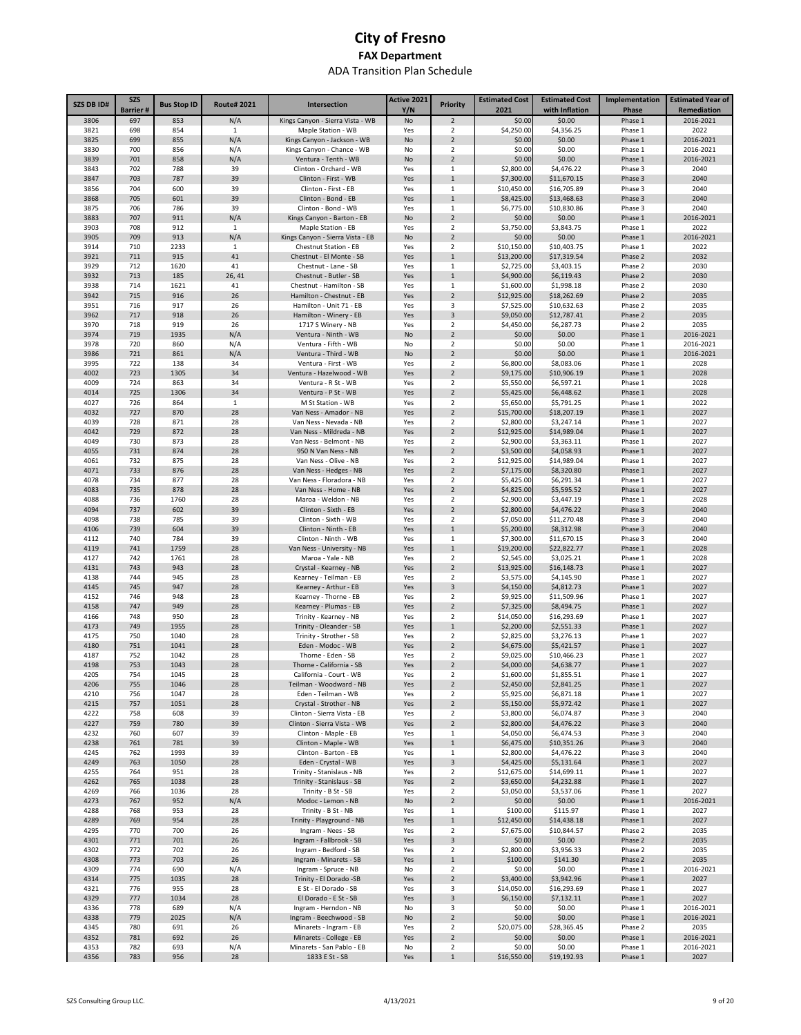# City of Fresno

## FAX Department

ADA Transition Plan Schedule

| SZS DB ID# | SZS Barrier # | Bus Stop ID | Route# 2021 | Intersection | Active 2021 Y/N | Priority | Estimated Cost 2021 | Estimated Cost with Inflation | Implementation Phase | Estimated Year of Remediation |
|---|---|---|---|---|---|---|---|---|---|---|
| 3806 | 697 | 853 | N/A | Kings Canyon - Sierra Vista - WB | No | 2 | $0.00 | $0.00 | Phase 1 | 2016-2021 |
| 3821 | 698 | 854 | 1 | Maple Station - WB | Yes | 2 | $4,250.00 | $4,356.25 | Phase 1 | 2022 |
| 3825 | 699 | 855 | N/A | Kings Canyon - Jackson - WB | No | 2 | $0.00 | $0.00 | Phase 1 | 2016-2021 |
| 3830 | 700 | 856 | N/A | Kings Canyon - Chance - WB | No | 2 | $0.00 | $0.00 | Phase 1 | 2016-2021 |
| 3839 | 701 | 858 | N/A | Ventura - Tenth - WB | No | 2 | $0.00 | $0.00 | Phase 1 | 2016-2021 |
| 3843 | 702 | 788 | 39 | Clinton - Orchard - WB | Yes | 1 | $2,800.00 | $4,476.22 | Phase 3 | 2040 |
| 3847 | 703 | 787 | 39 | Clinton - First - WB | Yes | 1 | $7,300.00 | $11,670.15 | Phase 3 | 2040 |
| 3856 | 704 | 600 | 39 | Clinton - First - EB | Yes | 1 | $10,450.00 | $16,705.89 | Phase 3 | 2040 |
| 3868 | 705 | 601 | 39 | Clinton - Bond - EB | Yes | 1 | $8,425.00 | $13,468.63 | Phase 3 | 2040 |
| 3875 | 706 | 786 | 39 | Clinton - Bond - WB | Yes | 1 | $6,775.00 | $10,830.86 | Phase 3 | 2040 |
| 3883 | 707 | 911 | N/A | Kings Canyon - Barton - EB | No | 2 | $0.00 | $0.00 | Phase 1 | 2016-2021 |
| 3903 | 708 | 912 | 1 | Maple Station - EB | Yes | 2 | $3,750.00 | $3,843.75 | Phase 1 | 2022 |
| 3905 | 709 | 913 | N/A | Kings Canyon - Sierra Vista - EB | No | 2 | $0.00 | $0.00 | Phase 1 | 2016-2021 |
| 3914 | 710 | 2233 | 1 | Chestnut Station - EB | Yes | 2 | $10,150.00 | $10,403.75 | Phase 1 | 2022 |
| 3921 | 711 | 915 | 41 | Chestnut - El Monte - SB | Yes | 1 | $13,200.00 | $17,319.54 | Phase 2 | 2032 |
| 3929 | 712 | 1620 | 41 | Chestnut - Lane - SB | Yes | 1 | $2,725.00 | $3,403.15 | Phase 2 | 2030 |
| 3932 | 713 | 185 | 26, 41 | Chestnut - Butler - SB | Yes | 1 | $4,900.00 | $6,119.43 | Phase 2 | 2030 |
| 3938 | 714 | 1621 | 41 | Chestnut - Hamilton - SB | Yes | 1 | $1,600.00 | $1,998.18 | Phase 2 | 2030 |
| 3942 | 715 | 916 | 26 | Hamilton - Chestnut - EB | Yes | 2 | $12,925.00 | $18,262.69 | Phase 2 | 2035 |
| 3951 | 716 | 917 | 26 | Hamilton - Unit 71 - EB | Yes | 3 | $7,525.00 | $10,632.63 | Phase 2 | 2035 |
| 3962 | 717 | 918 | 26 | Hamilton - Winery - EB | Yes | 3 | $9,050.00 | $12,787.41 | Phase 2 | 2035 |
| 3970 | 718 | 919 | 26 | 1717 S Winery - NB | Yes | 2 | $4,450.00 | $6,287.73 | Phase 2 | 2035 |
| 3974 | 719 | 1935 | N/A | Ventura - Ninth - WB | No | 2 | $0.00 | $0.00 | Phase 1 | 2016-2021 |
| 3978 | 720 | 860 | N/A | Ventura - Fifth - WB | No | 2 | $0.00 | $0.00 | Phase 1 | 2016-2021 |
| 3986 | 721 | 861 | N/A | Ventura - Third - WB | No | 2 | $0.00 | $0.00 | Phase 1 | 2016-2021 |
| 3995 | 722 | 138 | 34 | Ventura - First - WB | Yes | 2 | $6,800.00 | $8,083.06 | Phase 1 | 2028 |
| 4002 | 723 | 1305 | 34 | Ventura - Hazelwood - WB | Yes | 2 | $9,175.00 | $10,906.19 | Phase 1 | 2028 |
| 4009 | 724 | 863 | 34 | Ventura - R St - WB | Yes | 2 | $5,550.00 | $6,597.21 | Phase 1 | 2028 |
| 4014 | 725 | 1306 | 34 | Ventura - P St - WB | Yes | 2 | $5,425.00 | $6,448.62 | Phase 1 | 2028 |
| 4027 | 726 | 864 | 1 | M St Station - WB | Yes | 2 | $5,650.00 | $5,791.25 | Phase 1 | 2022 |
| 4032 | 727 | 870 | 28 | Van Ness - Amador - NB | Yes | 2 | $15,700.00 | $18,207.19 | Phase 1 | 2027 |
| 4039 | 728 | 871 | 28 | Van Ness - Nevada - NB | Yes | 2 | $2,800.00 | $3,247.14 | Phase 1 | 2027 |
| 4042 | 729 | 872 | 28 | Van Ness - Mildreda - NB | Yes | 2 | $12,925.00 | $14,989.04 | Phase 1 | 2027 |
| 4049 | 730 | 873 | 28 | Van Ness - Belmont - NB | Yes | 2 | $2,900.00 | $3,363.11 | Phase 1 | 2027 |
| 4055 | 731 | 874 | 28 | 950 N Van Ness - NB | Yes | 2 | $3,500.00 | $4,058.93 | Phase 1 | 2027 |
| 4061 | 732 | 875 | 28 | Van Ness - Olive - NB | Yes | 2 | $12,925.00 | $14,989.04 | Phase 1 | 2027 |
| 4071 | 733 | 876 | 28 | Van Ness - Hedges - NB | Yes | 2 | $7,175.00 | $8,320.80 | Phase 1 | 2027 |
| 4078 | 734 | 877 | 28 | Van Ness - Floradora - NB | Yes | 2 | $5,425.00 | $6,291.34 | Phase 1 | 2027 |
| 4083 | 735 | 878 | 28 | Van Ness - Home - NB | Yes | 2 | $4,825.00 | $5,595.52 | Phase 1 | 2027 |
| 4088 | 736 | 1760 | 28 | Maroa - Weldon - NB | Yes | 2 | $2,900.00 | $3,447.19 | Phase 1 | 2028 |
| 4094 | 737 | 602 | 39 | Clinton - Sixth - EB | Yes | 2 | $2,800.00 | $4,476.22 | Phase 3 | 2040 |
| 4098 | 738 | 785 | 39 | Clinton - Sixth - WB | Yes | 2 | $7,050.00 | $11,270.48 | Phase 3 | 2040 |
| 4106 | 739 | 604 | 39 | Clinton - Ninth - EB | Yes | 1 | $5,200.00 | $8,312.98 | Phase 3 | 2040 |
| 4112 | 740 | 784 | 39 | Clinton - Ninth - WB | Yes | 1 | $7,300.00 | $11,670.15 | Phase 3 | 2040 |
| 4119 | 741 | 1759 | 28 | Van Ness - University - NB | Yes | 1 | $19,200.00 | $22,822.77 | Phase 1 | 2028 |
| 4127 | 742 | 1761 | 28 | Maroa - Yale - NB | Yes | 2 | $2,545.00 | $3,025.21 | Phase 1 | 2028 |
| 4131 | 743 | 943 | 28 | Crystal - Kearney - NB | Yes | 2 | $13,925.00 | $16,148.73 | Phase 1 | 2027 |
| 4138 | 744 | 945 | 28 | Kearney - Teilman - EB | Yes | 2 | $3,575.00 | $4,145.90 | Phase 1 | 2027 |
| 4145 | 745 | 947 | 28 | Kearney - Arthur - EB | Yes | 3 | $4,150.00 | $4,812.73 | Phase 1 | 2027 |
| 4152 | 746 | 948 | 28 | Kearney - Thorne - EB | Yes | 2 | $9,925.00 | $11,509.96 | Phase 1 | 2027 |
| 4158 | 747 | 949 | 28 | Kearney - Plumas - EB | Yes | 2 | $7,325.00 | $8,494.75 | Phase 1 | 2027 |
| 4166 | 748 | 950 | 28 | Trinity - Kearney - NB | Yes | 2 | $14,050.00 | $16,293.69 | Phase 1 | 2027 |
| 4173 | 749 | 1955 | 28 | Trinity - Oleander - SB | Yes | 1 | $2,200.00 | $2,551.33 | Phase 1 | 2027 |
| 4175 | 750 | 1040 | 28 | Trinity - Strother - SB | Yes | 2 | $2,825.00 | $3,276.13 | Phase 1 | 2027 |
| 4180 | 751 | 1041 | 28 | Eden - Modoc - WB | Yes | 2 | $4,675.00 | $5,421.57 | Phase 1 | 2027 |
| 4187 | 752 | 1042 | 28 | Thorne - Eden - SB | Yes | 2 | $9,025.00 | $10,466.23 | Phase 1 | 2027 |
| 4198 | 753 | 1043 | 28 | Thorne - California - SB | Yes | 2 | $4,000.00 | $4,638.77 | Phase 1 | 2027 |
| 4205 | 754 | 1045 | 28 | California - Court - WB | Yes | 2 | $1,600.00 | $1,855.51 | Phase 1 | 2027 |
| 4206 | 755 | 1046 | 28 | Teilman - Woodward - NB | Yes | 2 | $2,450.00 | $2,841.25 | Phase 1 | 2027 |
| 4210 | 756 | 1047 | 28 | Eden - Teilman - WB | Yes | 2 | $5,925.00 | $6,871.18 | Phase 1 | 2027 |
| 4215 | 757 | 1051 | 28 | Crystal - Strother - NB | Yes | 2 | $5,150.00 | $5,972.42 | Phase 1 | 2027 |
| 4222 | 758 | 608 | 39 | Clinton - Sierra Vista - EB | Yes | 2 | $3,800.00 | $6,074.87 | Phase 3 | 2040 |
| 4227 | 759 | 780 | 39 | Clinton - Sierra Vista - WB | Yes | 2 | $2,800.00 | $4,476.22 | Phase 3 | 2040 |
| 4232 | 760 | 607 | 39 | Clinton - Maple - EB | Yes | 1 | $4,050.00 | $6,474.53 | Phase 3 | 2040 |
| 4238 | 761 | 781 | 39 | Clinton - Maple - WB | Yes | 1 | $6,475.00 | $10,351.26 | Phase 3 | 2040 |
| 4245 | 762 | 1993 | 39 | Clinton - Barton - EB | Yes | 1 | $2,800.00 | $4,476.22 | Phase 3 | 2040 |
| 4249 | 763 | 1050 | 28 | Eden - Crystal - WB | Yes | 3 | $4,425.00 | $5,131.64 | Phase 1 | 2027 |
| 4255 | 764 | 951 | 28 | Trinity - Stanislaus - NB | Yes | 2 | $12,675.00 | $14,699.11 | Phase 1 | 2027 |
| 4262 | 765 | 1038 | 28 | Trinity - Stanislaus - SB | Yes | 2 | $3,650.00 | $4,232.88 | Phase 1 | 2027 |
| 4269 | 766 | 1036 | 28 | Trinity - B St - SB | Yes | 2 | $3,050.00 | $3,537.06 | Phase 1 | 2027 |
| 4273 | 767 | 952 | N/A | Modoc - Lemon - NB | No | 2 | $0.00 | $0.00 | Phase 1 | 2016-2021 |
| 4288 | 768 | 953 | 28 | Trinity - B St - NB | Yes | 1 | $100.00 | $115.97 | Phase 1 | 2027 |
| 4289 | 769 | 954 | 28 | Trinity - Playground - NB | Yes | 1 | $12,450.00 | $14,438.18 | Phase 1 | 2027 |
| 4295 | 770 | 700 | 26 | Ingram - Nees - SB | Yes | 2 | $7,675.00 | $10,844.57 | Phase 2 | 2035 |
| 4301 | 771 | 701 | 26 | Ingram - Fallbrook - SB | Yes | 3 | $0.00 | $0.00 | Phase 2 | 2035 |
| 4302 | 772 | 702 | 26 | Ingram - Bedford - SB | Yes | 2 | $2,800.00 | $3,956.33 | Phase 2 | 2035 |
| 4308 | 773 | 703 | 26 | Ingram - Minarets - SB | Yes | 1 | $100.00 | $141.30 | Phase 2 | 2035 |
| 4309 | 774 | 690 | N/A | Ingram - Spruce - NB | No | 2 | $0.00 | $0.00 | Phase 1 | 2016-2021 |
| 4314 | 775 | 1035 | 28 | Trinity - El Dorado -SB | Yes | 2 | $3,400.00 | $3,942.96 | Phase 1 | 2027 |
| 4321 | 776 | 955 | 28 | E St - El Dorado - SB | Yes | 3 | $14,050.00 | $16,293.69 | Phase 1 | 2027 |
| 4329 | 777 | 1034 | 28 | El Dorado - E St - SB | Yes | 3 | $6,150.00 | $7,132.11 | Phase 1 | 2027 |
| 4336 | 778 | 689 | N/A | Ingram - Herndon - NB | No | 3 | $0.00 | $0.00 | Phase 1 | 2016-2021 |
| 4338 | 779 | 2025 | N/A | Ingram - Beechwood - SB | No | 2 | $0.00 | $0.00 | Phase 1 | 2016-2021 |
| 4345 | 780 | 691 | 26 | Minarets - Ingram - EB | Yes | 2 | $20,075.00 | $28,365.45 | Phase 2 | 2035 |
| 4352 | 781 | 692 | 26 | Minarets - College - EB | Yes | 2 | $0.00 | $0.00 | Phase 1 | 2016-2021 |
| 4353 | 782 | 693 | N/A | Minarets - San Pablo - EB | No | 2 | $0.00 | $0.00 | Phase 1 | 2016-2021 |
| 4356 | 783 | 956 | 28 | 1833 E St - SB | Yes | 1 | $16,550.00 | $19,192.93 | Phase 1 | 2027 |

SZS Consulting Group LLC. 4/13/2021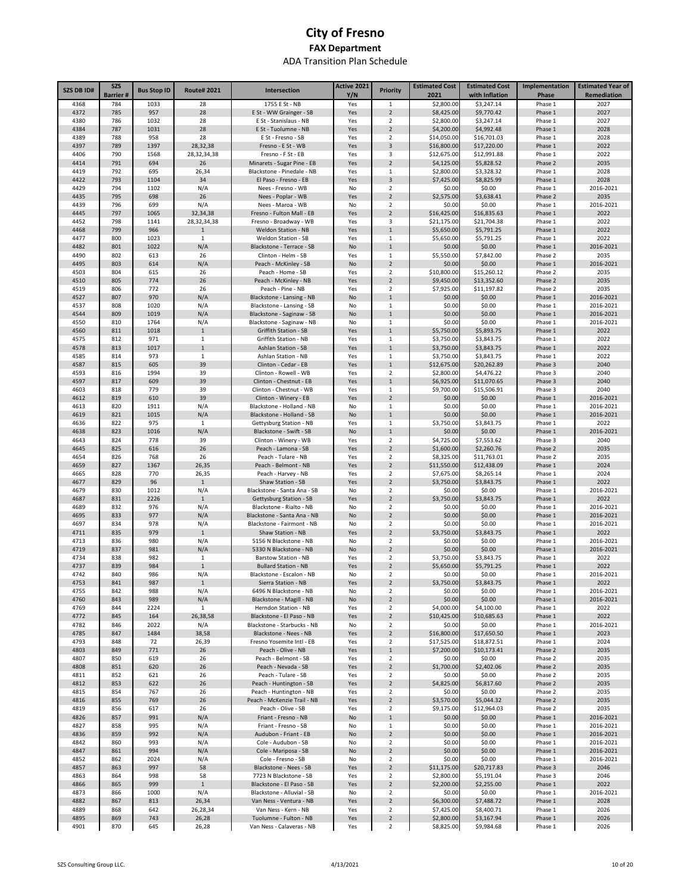# City of Fresno

## FAX Department

### ADA Transition Plan Schedule

| SZS DB ID# | SZS Barrier # | Bus Stop ID | Route# 2021 | Intersection | Active 2021 Y/N | Priority | Estimated Cost 2021 | Estimated Cost with Inflation | Implementation Phase | Estimated Year of Remediation |
|---|---|---|---|---|---|---|---|---|---|---|
| 4368 | 784 | 1033 | 28 | 1755 E St - NB | Yes | 1 | $2,800.00 | $3,247.14 | Phase 1 | 2027 |
| 4372 | 785 | 957 | 28 | E St - WW Grainger - SB | Yes | 2 | $8,425.00 | $9,770.42 | Phase 1 | 2027 |
| 4380 | 786 | 1032 | 28 | E St - Stanislaus - NB | Yes | 2 | $2,800.00 | $3,247.14 | Phase 1 | 2027 |
| 4384 | 787 | 1031 | 28 | E St - Tuolumne - NB | Yes | 2 | $4,200.00 | $4,992.48 | Phase 1 | 2028 |
| 4389 | 788 | 958 | 28 | E St - Fresno - SB | Yes | 2 | $14,050.00 | $16,701.03 | Phase 1 | 2028 |
| 4397 | 789 | 1397 | 28,32,38 | Fresno - E St - WB | Yes | 3 | $16,800.00 | $17,220.00 | Phase 1 | 2022 |
| 4406 | 790 | 1568 | 28,32,34,38 | Fresno - F St - EB | Yes | 3 | $12,675.00 | $12,991.88 | Phase 1 | 2022 |
| 4414 | 791 | 694 | 26 | Minarets - Sugar Pine - EB | Yes | 2 | $4,125.00 | $5,828.52 | Phase 2 | 2035 |
| 4419 | 792 | 695 | 26,34 | Blackstone - Pinedale - NB | Yes | 1 | $2,800.00 | $3,328.32 | Phase 1 | 2028 |
| 4422 | 793 | 1104 | 34 | El Paso - Fresno - EB | Yes | 3 | $7,425.00 | $8,825.99 | Phase 1 | 2028 |
| 4429 | 794 | 1102 | N/A | Nees - Fresno - WB | No | 2 | $0.00 | $0.00 | Phase 1 | 2016-2021 |
| 4435 | 795 | 698 | 26 | Nees - Poplar - WB | Yes | 2 | $2,575.00 | $3,638.41 | Phase 2 | 2035 |
| 4439 | 796 | 699 | N/A | Nees - Maroa - WB | No | 2 | $0.00 | $0.00 | Phase 1 | 2016-2021 |
| 4445 | 797 | 1065 | 32,34,38 | Fresno - Fulton Mall - EB | Yes | 2 | $16,425.00 | $16,835.63 | Phase 1 | 2022 |
| 4452 | 798 | 1141 | 28,32,34,38 | Fresno - Broadway - WB | Yes | 3 | $21,175.00 | $21,704.38 | Phase 1 | 2022 |
| 4468 | 799 | 966 | 1 | Weldon Station - NB | Yes | 1 | $5,650.00 | $5,791.25 | Phase 1 | 2022 |
| 4477 | 800 | 1023 | 1 | Weldon Station - SB | Yes | 1 | $5,650.00 | $5,791.25 | Phase 1 | 2022 |
| 4482 | 801 | 1022 | N/A | Blackstone - Terrace - SB | No | 1 | $0.00 | $0.00 | Phase 1 | 2016-2021 |
| 4490 | 802 | 613 | 26 | Clinton - Helm - SB | Yes | 1 | $5,550.00 | $7,842.00 | Phase 2 | 2035 |
| 4495 | 803 | 614 | N/A | Peach - McKinley - SB | No | 2 | $0.00 | $0.00 | Phase 1 | 2016-2021 |
| 4503 | 804 | 615 | 26 | Peach - Home - SB | Yes | 2 | $10,800.00 | $15,260.12 | Phase 2 | 2035 |
| 4510 | 805 | 774 | 26 | Peach - McKinley - NB | Yes | 2 | $9,450.00 | $13,352.60 | Phase 2 | 2035 |
| 4519 | 806 | 772 | 26 | Peach - Pine - NB | Yes | 2 | $7,925.00 | $11,197.82 | Phase 2 | 2035 |
| 4527 | 807 | 970 | N/A | Blackstone - Lansing - NB | No | 1 | $0.00 | $0.00 | Phase 1 | 2016-2021 |
| 4537 | 808 | 1020 | N/A | Blackstone - Lansing - SB | No | 1 | $0.00 | $0.00 | Phase 1 | 2016-2021 |
| 4544 | 809 | 1019 | N/A | Blackstone - Saginaw - SB | No | 1 | $0.00 | $0.00 | Phase 1 | 2016-2021 |
| 4550 | 810 | 1764 | N/A | Blackstone - Saginaw - NB | No | 1 | $0.00 | $0.00 | Phase 1 | 2016-2021 |
| 4560 | 811 | 1018 | 1 | Griffith Station - SB | Yes | 1 | $5,750.00 | $5,893.75 | Phase 1 | 2022 |
| 4575 | 812 | 971 | 1 | Griffith Station - NB | Yes | 1 | $3,750.00 | $3,843.75 | Phase 1 | 2022 |
| 4578 | 813 | 1017 | 1 | Ashlan Station - SB | Yes | 1 | $3,750.00 | $3,843.75 | Phase 1 | 2022 |
| 4585 | 814 | 973 | 1 | Ashlan Station - NB | Yes | 1 | $3,750.00 | $3,843.75 | Phase 1 | 2022 |
| 4587 | 815 | 605 | 39 | Clinton - Cedar - EB | Yes | 1 | $12,675.00 | $20,262.89 | Phase 3 | 2040 |
| 4593 | 816 | 1994 | 39 | Clinton - Rowell - WB | Yes | 2 | $2,800.00 | $4,476.22 | Phase 3 | 2040 |
| 4597 | 817 | 609 | 39 | Clinton - Chestnut - EB | Yes | 1 | $6,925.00 | $11,070.65 | Phase 3 | 2040 |
| 4603 | 818 | 779 | 39 | Clinton - Chestnut - WB | Yes | 1 | $9,700.00 | $15,506.91 | Phase 3 | 2040 |
| 4612 | 819 | 610 | 39 | Clinton - Winery - EB | Yes | 2 | $0.00 | $0.00 | Phase 1 | 2016-2021 |
| 4613 | 820 | 1911 | N/A | Blackstone - Holland - NB | No | 1 | $0.00 | $0.00 | Phase 1 | 2016-2021 |
| 4619 | 821 | 1015 | N/A | Blackstone - Holland - SB | No | 1 | $0.00 | $0.00 | Phase 1 | 2016-2021 |
| 4636 | 822 | 975 | 1 | Gettysburg Station - NB | Yes | 1 | $3,750.00 | $3,843.75 | Phase 1 | 2022 |
| 4638 | 823 | 1016 | N/A | Blackstone - Swift - SB | No | 1 | $0.00 | $0.00 | Phase 1 | 2016-2021 |
| 4643 | 824 | 778 | 39 | Clinton - Winery - WB | Yes | 2 | $4,725.00 | $7,553.62 | Phase 3 | 2040 |
| 4645 | 825 | 616 | 26 | Peach - Lamona - SB | Yes | 2 | $1,600.00 | $2,260.76 | Phase 2 | 2035 |
| 4654 | 826 | 768 | 26 | Peach - Tulare - NB | Yes | 2 | $8,325.00 | $11,763.01 | Phase 2 | 2035 |
| 4659 | 827 | 1367 | 26,35 | Peach - Belmont - NB | Yes | 2 | $11,550.00 | $12,438.09 | Phase 1 | 2024 |
| 4665 | 828 | 770 | 26,35 | Peach - Harvey - NB | Yes | 2 | $7,675.00 | $8,265.14 | Phase 1 | 2024 |
| 4677 | 829 | 96 | 1 | Shaw Station - SB | Yes | 2 | $3,750.00 | $3,843.75 | Phase 1 | 2022 |
| 4679 | 830 | 1012 | N/A | Blackstone - Santa Ana - SB | No | 2 | $0.00 | $0.00 | Phase 1 | 2016-2021 |
| 4687 | 831 | 2226 | 1 | Gettysburg Station - SB | Yes | 2 | $3,750.00 | $3,843.75 | Phase 1 | 2022 |
| 4689 | 832 | 976 | N/A | Blackstone - Rialto - NB | No | 2 | $0.00 | $0.00 | Phase 1 | 2016-2021 |
| 4695 | 833 | 977 | N/A | Blackstone - Santa Ana - NB | No | 2 | $0.00 | $0.00 | Phase 1 | 2016-2021 |
| 4697 | 834 | 978 | N/A | Blackstone - Fairmont - NB | No | 2 | $0.00 | $0.00 | Phase 1 | 2016-2021 |
| 4711 | 835 | 979 | 1 | Shaw Station - NB | Yes | 2 | $3,750.00 | $3,843.75 | Phase 1 | 2022 |
| 4713 | 836 | 980 | N/A | 5156 N Blackstone - NB | No | 2 | $0.00 | $0.00 | Phase 1 | 2016-2021 |
| 4719 | 837 | 981 | N/A | 5330 N Blackstone - NB | No | 2 | $0.00 | $0.00 | Phase 1 | 2016-2021 |
| 4734 | 838 | 982 | 1 | Barstow Station - NB | Yes | 2 | $3,750.00 | $3,843.75 | Phase 1 | 2022 |
| 4737 | 839 | 984 | 1 | Bullard Station - NB | Yes | 2 | $5,650.00 | $5,791.25 | Phase 1 | 2022 |
| 4742 | 840 | 986 | N/A | Blackstone - Escalon - NB | No | 2 | $0.00 | $0.00 | Phase 1 | 2016-2021 |
| 4753 | 841 | 987 | 1 | Sierra Station - NB | Yes | 2 | $3,750.00 | $3,843.75 | Phase 1 | 2022 |
| 4755 | 842 | 988 | N/A | 6496 N Blackstone - NB | No | 2 | $0.00 | $0.00 | Phase 1 | 2016-2021 |
| 4760 | 843 | 989 | N/A | Blackstone - Magill - NB | No | 2 | $0.00 | $0.00 | Phase 1 | 2016-2021 |
| 4769 | 844 | 2224 | 1 | Herndon Station - NB | Yes | 2 | $4,000.00 | $4,100.00 | Phase 1 | 2022 |
| 4772 | 845 | 164 | 26,38,58 | Blackstone - El Paso - NB | Yes | 2 | $10,425.00 | $10,685.63 | Phase 1 | 2022 |
| 4782 | 846 | 2022 | N/A | Blackstone - Starbucks - NB | No | 2 | $0.00 | $0.00 | Phase 1 | 2016-2021 |
| 4785 | 847 | 1484 | 38,58 | Blackstone - Nees - NB | Yes | 2 | $16,800.00 | $17,650.50 | Phase 1 | 2023 |
| 4793 | 848 | 72 | 26,39 | Fresno Yosemite Intl - EB | Yes | 2 | $17,525.00 | $18,872.51 | Phase 1 | 2024 |
| 4803 | 849 | 771 | 26 | Peach - Olive - NB | Yes | 1 | $7,200.00 | $10,173.41 | Phase 2 | 2035 |
| 4807 | 850 | 619 | 26 | Peach - Belmont - SB | Yes | 2 | $0.00 | $0.00 | Phase 2 | 2035 |
| 4808 | 851 | 620 | 26 | Peach - Nevada - SB | Yes | 2 | $1,700.00 | $2,402.06 | Phase 2 | 2035 |
| 4811 | 852 | 621 | 26 | Peach - Tulare - SB | Yes | 2 | $0.00 | $0.00 | Phase 2 | 2035 |
| 4812 | 853 | 622 | 26 | Peach - Huntington - SB | Yes | 2 | $4,825.00 | $6,817.60 | Phase 2 | 2035 |
| 4815 | 854 | 767 | 26 | Peach - Huntington - NB | Yes | 2 | $0.00 | $0.00 | Phase 2 | 2035 |
| 4816 | 855 | 769 | 26 | Peach - McKenzie Trail - NB | Yes | 2 | $3,570.00 | $5,044.32 | Phase 2 | 2035 |
| 4819 | 856 | 617 | 26 | Peach - Olive - SB | Yes | 2 | $9,175.00 | $12,964.03 | Phase 2 | 2035 |
| 4826 | 857 | 991 | N/A | Friant - Fresno - NB | No | 1 | $0.00 | $0.00 | Phase 1 | 2016-2021 |
| 4827 | 858 | 995 | N/A | Friant - Fresno - SB | No | 1 | $0.00 | $0.00 | Phase 1 | 2016-2021 |
| 4836 | 859 | 992 | N/A | Audubon - Friant - EB | No | 2 | $0.00 | $0.00 | Phase 1 | 2016-2021 |
| 4842 | 860 | 993 | N/A | Cole - Audubon - SB | No | 2 | $0.00 | $0.00 | Phase 1 | 2016-2021 |
| 4847 | 861 | 994 | N/A | Cole - Mariposa - SB | No | 2 | $0.00 | $0.00 | Phase 1 | 2016-2021 |
| 4852 | 862 | 2024 | N/A | Cole - Fresno - SB | No | 2 | $0.00 | $0.00 | Phase 1 | 2016-2021 |
| 4857 | 863 | 997 | 58 | Blackstone - Nees - SB | Yes | 2 | $11,175.00 | $20,717.83 | Phase 3 | 2046 |
| 4863 | 864 | 998 | 58 | 7723 N Blackstone - SB | Yes | 2 | $2,800.00 | $5,191.04 | Phase 3 | 2046 |
| 4866 | 865 | 999 | 1 | Blackstone - El Paso - SB | Yes | 2 | $2,200.00 | $2,255.00 | Phase 1 | 2022 |
| 4873 | 866 | 1000 | N/A | Blackstone - Alluvial - SB | No | 2 | $0.00 | $0.00 | Phase 1 | 2016-2021 |
| 4882 | 867 | 813 | 26,34 | Van Ness - Ventura - NB | Yes | 2 | $6,300.00 | $7,488.72 | Phase 1 | 2028 |
| 4889 | 868 | 642 | 26,28,34 | Van Ness - Kern - NB | Yes | 2 | $7,425.00 | $8,400.71 | Phase 1 | 2026 |
| 4895 | 869 | 743 | 26,28 | Tuolumne - Fulton - NB | Yes | 2 | $2,800.00 | $3,167.94 | Phase 1 | 2026 |
| 4901 | 870 | 645 | 26,28 | Van Ness - Calaveras - NB | Yes | 2 | $8,825.00 | $9,984.68 | Phase 1 | 2026 |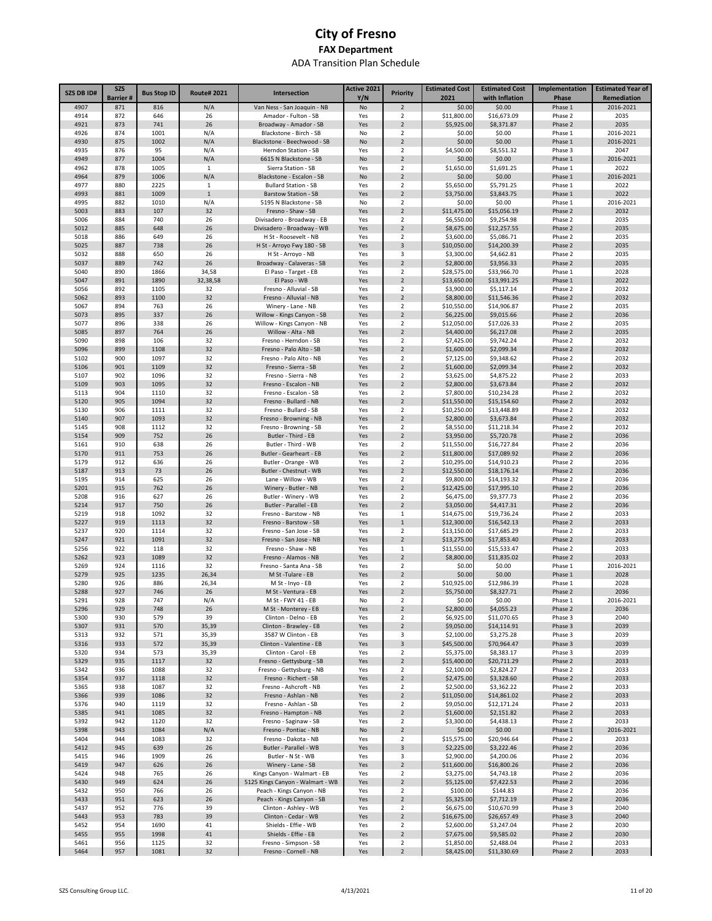# City of Fresno

## FAX Department

### ADA Transition Plan Schedule

| SZS DB ID# | SZS Barrier # | Bus Stop ID | Route# 2021 | Intersection | Active 2021 Y/N | Priority | Estimated Cost 2021 | Estimated Cost with Inflation | Implementation Phase | Estimated Year of Remediation |
|---|---|---|---|---|---|---|---|---|---|---|
| 4907 | 871 | 816 | N/A | Van Ness - San Joaquin - NB | No | 2 | $0.00 | $0.00 | Phase 1 | 2016-2021 |
| 4914 | 872 | 646 | 26 | Amador - Fulton - SB | Yes | 2 | $11,800.00 | $16,673.09 | Phase 2 | 2035 |
| 4921 | 873 | 741 | 26 | Broadway - Amador - SB | Yes | 2 | $5,925.00 | $8,371.87 | Phase 2 | 2035 |
| 4926 | 874 | 1001 | N/A | Blackstone - Birch - SB | No | 2 | $0.00 | $0.00 | Phase 1 | 2016-2021 |
| 4930 | 875 | 1002 | N/A | Blackstone - Beechwood - SB | No | 2 | $0.00 | $0.00 | Phase 1 | 2016-2021 |
| 4935 | 876 | 95 | N/A | Herndon Station - SB | Yes | 2 | $4,500.00 | $8,551.32 | Phase 3 | 2047 |
| 4949 | 877 | 1004 | N/A | 6615 N Blackstone - SB | No | 2 | $0.00 | $0.00 | Phase 1 | 2016-2021 |
| 4962 | 878 | 1005 | 1 | Sierra Station - SB | Yes | 2 | $1,650.00 | $1,691.25 | Phase 1 | 2022 |
| 4964 | 879 | 1006 | N/A | Blackstone - Escalon - SB | No | 2 | $0.00 | $0.00 | Phase 1 | 2016-2021 |
| 4977 | 880 | 2225 | 1 | Bullard Station - SB | Yes | 2 | $5,650.00 | $5,791.25 | Phase 1 | 2022 |
| 4993 | 881 | 1009 | 1 | Barstow Station - SB | Yes | 2 | $3,750.00 | $3,843.75 | Phase 1 | 2022 |
| 4995 | 882 | 1010 | N/A | 5195 N Blackstone - SB | No | 2 | $0.00 | $0.00 | Phase 1 | 2016-2021 |
| 5003 | 883 | 107 | 32 | Fresno - Shaw - SB | Yes | 2 | $11,475.00 | $15,056.19 | Phase 2 | 2032 |
| 5006 | 884 | 740 | 26 | Divisadero - Broadway - EB | Yes | 2 | $6,550.00 | $9,254.98 | Phase 2 | 2035 |
| 5012 | 885 | 648 | 26 | Divisadero - Broadway - WB | Yes | 2 | $8,675.00 | $12,257.55 | Phase 2 | 2035 |
| 5018 | 886 | 649 | 26 | H St - Roosevelt - NB | Yes | 2 | $3,600.00 | $5,086.71 | Phase 2 | 2035 |
| 5025 | 887 | 738 | 26 | H St - Arroyo Fwy 180 - SB | Yes | 3 | $10,050.00 | $14,200.39 | Phase 2 | 2035 |
| 5032 | 888 | 650 | 26 | H St - Arroyo - NB | Yes | 3 | $3,300.00 | $4,662.81 | Phase 2 | 2035 |
| 5037 | 889 | 742 | 26 | Broadway - Calaveras - SB | Yes | 2 | $2,800.00 | $3,956.33 | Phase 2 | 2035 |
| 5040 | 890 | 1866 | 34,58 | El Paso - Target - EB | Yes | 2 | $28,575.00 | $33,966.70 | Phase 1 | 2028 |
| 5047 | 891 | 1890 | 32,38,58 | El Paso - WB | Yes | 2 | $13,650.00 | $13,991.25 | Phase 1 | 2022 |
| 5056 | 892 | 1105 | 32 | Fresno - Alluvial - SB | Yes | 2 | $3,900.00 | $5,117.14 | Phase 2 | 2032 |
| 5062 | 893 | 1100 | 32 | Fresno - Alluvial - NB | Yes | 2 | $8,800.00 | $11,546.36 | Phase 2 | 2032 |
| 5067 | 894 | 763 | 26 | Winery - Lane - NB | Yes | 2 | $10,550.00 | $14,906.87 | Phase 2 | 2035 |
| 5073 | 895 | 337 | 26 | Willow - Kings Canyon - SB | Yes | 2 | $6,225.00 | $9,015.66 | Phase 2 | 2036 |
| 5077 | 896 | 338 | 26 | Willow - Kings Canyon - NB | Yes | 2 | $12,050.00 | $17,026.33 | Phase 2 | 2035 |
| 5085 | 897 | 764 | 26 | Willow - Alta - NB | Yes | 2 | $4,400.00 | $6,217.08 | Phase 2 | 2035 |
| 5090 | 898 | 106 | 32 | Fresno - Herndon - SB | Yes | 2 | $7,425.00 | $9,742.24 | Phase 2 | 2032 |
| 5096 | 899 | 1108 | 32 | Fresno - Palo Alto - SB | Yes | 2 | $1,600.00 | $2,099.34 | Phase 2 | 2032 |
| 5102 | 900 | 1097 | 32 | Fresno - Palo Alto - NB | Yes | 2 | $7,125.00 | $9,348.62 | Phase 2 | 2032 |
| 5106 | 901 | 1109 | 32 | Fresno - Sierra - SB | Yes | 2 | $1,600.00 | $2,099.34 | Phase 2 | 2032 |
| 5107 | 902 | 1096 | 32 | Fresno - Sierra - NB | Yes | 2 | $3,625.00 | $4,875.22 | Phase 2 | 2033 |
| 5109 | 903 | 1095 | 32 | Fresno - Escalon - NB | Yes | 2 | $2,800.00 | $3,673.84 | Phase 2 | 2032 |
| 5113 | 904 | 1110 | 32 | Fresno - Escalon - SB | Yes | 2 | $7,800.00 | $10,234.28 | Phase 2 | 2032 |
| 5120 | 905 | 1094 | 32 | Fresno - Bullard - NB | Yes | 2 | $11,550.00 | $15,154.60 | Phase 2 | 2032 |
| 5130 | 906 | 1111 | 32 | Fresno - Bullard - SB | Yes | 2 | $10,250.00 | $13,448.89 | Phase 2 | 2032 |
| 5140 | 907 | 1093 | 32 | Fresno - Browning - NB | Yes | 2 | $2,800.00 | $3,673.84 | Phase 2 | 2032 |
| 5145 | 908 | 1112 | 32 | Fresno - Browning - SB | Yes | 2 | $8,550.00 | $11,218.34 | Phase 2 | 2032 |
| 5154 | 909 | 752 | 26 | Butler - Third - EB | Yes | 2 | $3,950.00 | $5,720.78 | Phase 2 | 2036 |
| 5161 | 910 | 638 | 26 | Butler - Third - WB | Yes | 2 | $11,550.00 | $16,727.84 | Phase 2 | 2036 |
| 5170 | 911 | 753 | 26 | Butler - Gearheart - EB | Yes | 2 | $11,800.00 | $17,089.92 | Phase 2 | 2036 |
| 5179 | 912 | 636 | 26 | Butler - Orange - WB | Yes | 2 | $10,295.00 | $14,910.23 | Phase 2 | 2036 |
| 5187 | 913 | 73 | 26 | Butler - Chestnut - WB | Yes | 2 | $12,550.00 | $18,176.14 | Phase 2 | 2036 |
| 5195 | 914 | 625 | 26 | Lane - Willow - WB | Yes | 2 | $9,800.00 | $14,193.32 | Phase 2 | 2036 |
| 5201 | 915 | 762 | 26 | Winery - Butler - NB | Yes | 2 | $12,425.00 | $17,995.10 | Phase 2 | 2036 |
| 5208 | 916 | 627 | 26 | Butler - Winery - WB | Yes | 2 | $6,475.00 | $9,377.73 | Phase 2 | 2036 |
| 5214 | 917 | 750 | 26 | Butler - Parallel - EB | Yes | 2 | $3,050.00 | $4,417.31 | Phase 2 | 2036 |
| 5219 | 918 | 1092 | 32 | Fresno - Barstow - NB | Yes | 1 | $14,675.00 | $19,736.24 | Phase 2 | 2033 |
| 5227 | 919 | 1113 | 32 | Fresno - Barstow - SB | Yes | 1 | $12,300.00 | $16,542.13 | Phase 2 | 2033 |
| 5237 | 920 | 1114 | 32 | Fresno - San Jose - SB | Yes | 2 | $13,150.00 | $17,685.29 | Phase 2 | 2033 |
| 5247 | 921 | 1091 | 32 | Fresno - San Jose - NB | Yes | 2 | $13,275.00 | $17,853.40 | Phase 2 | 2033 |
| 5256 | 922 | 118 | 32 | Fresno - Shaw - NB | Yes | 1 | $11,550.00 | $15,533.47 | Phase 2 | 2033 |
| 5262 | 923 | 1089 | 32 | Fresno - Alamos - NB | Yes | 2 | $8,800.00 | $11,835.02 | Phase 2 | 2033 |
| 5269 | 924 | 1116 | 32 | Fresno - Santa Ana - SB | Yes | 2 | $0.00 | $0.00 | Phase 1 | 2016-2021 |
| 5279 | 925 | 1235 | 26,34 | M St -Tulare - EB | Yes | 2 | $0.00 | $0.00 | Phase 1 | 2028 |
| 5280 | 926 | 886 | 26,34 | M St - Inyo - EB | Yes | 2 | $10,925.00 | $12,986.39 | Phase 1 | 2028 |
| 5288 | 927 | 746 | 26 | M St - Ventura - EB | Yes | 2 | $5,750.00 | $8,327.71 | Phase 2 | 2036 |
| 5291 | 928 | 747 | N/A | M St - FWY 41 - EB | No | 2 | $0.00 | $0.00 | Phase 1 | 2016-2021 |
| 5296 | 929 | 748 | 26 | M St - Monterey - EB | Yes | 2 | $2,800.00 | $4,055.23 | Phase 2 | 2036 |
| 5300 | 930 | 579 | 39 | Clinton - Delno - EB | Yes | 2 | $6,925.00 | $11,070.65 | Phase 3 | 2040 |
| 5307 | 931 | 570 | 35,39 | Clinton - Brawley - EB | Yes | 2 | $9,050.00 | $14,114.91 | Phase 3 | 2039 |
| 5313 | 932 | 571 | 35,39 | 3587 W Clinton - EB | Yes | 3 | $2,100.00 | $3,275.28 | Phase 3 | 2039 |
| 5316 | 933 | 572 | 35,39 | Clinton - Valentine - EB | Yes | 3 | $45,500.00 | $70,964.47 | Phase 3 | 2039 |
| 5320 | 934 | 573 | 35,39 | Clinton - Carol - EB | Yes | 2 | $5,375.00 | $8,383.17 | Phase 3 | 2039 |
| 5329 | 935 | 1117 | 32 | Fresno - Gettysburg - SB | Yes | 2 | $15,400.00 | $20,711.29 | Phase 2 | 2033 |
| 5342 | 936 | 1088 | 32 | Fresno - Gettysburg - NB | Yes | 2 | $2,100.00 | $2,824.27 | Phase 2 | 2033 |
| 5354 | 937 | 1118 | 32 | Fresno - Richert - SB | Yes | 2 | $2,475.00 | $3,328.60 | Phase 2 | 2033 |
| 5365 | 938 | 1087 | 32 | Fresno - Ashcroft - NB | Yes | 2 | $2,500.00 | $3,362.22 | Phase 2 | 2033 |
| 5366 | 939 | 1086 | 32 | Fresno - Ashlan - NB | Yes | 2 | $11,050.00 | $14,861.02 | Phase 2 | 2033 |
| 5376 | 940 | 1119 | 32 | Fresno - Ashlan - SB | Yes | 2 | $9,050.00 | $12,171.24 | Phase 2 | 2033 |
| 5385 | 941 | 1085 | 32 | Fresno - Hampton - NB | Yes | 2 | $1,600.00 | $2,151.82 | Phase 2 | 2033 |
| 5392 | 942 | 1120 | 32 | Fresno - Saginaw - SB | Yes | 2 | $3,300.00 | $4,438.13 | Phase 2 | 2033 |
| 5398 | 943 | 1084 | N/A | Fresno - Pontiac - NB | No | 2 | $0.00 | $0.00 | Phase 1 | 2016-2021 |
| 5404 | 944 | 1083 | 32 | Fresno - Dakota - NB | Yes | 2 | $15,575.00 | $20,946.64 | Phase 2 | 2033 |
| 5412 | 945 | 639 | 26 | Butler - Parallel - WB | Yes | 3 | $2,225.00 | $3,222.46 | Phase 2 | 2036 |
| 5415 | 946 | 1909 | 26 | Butler - N St - WB | Yes | 3 | $2,900.00 | $4,200.06 | Phase 2 | 2036 |
| 5419 | 947 | 626 | 26 | Winery - Lane - SB | Yes | 2 | $11,600.00 | $16,800.26 | Phase 2 | 2036 |
| 5424 | 948 | 765 | 26 | Kings Canyon - Walmart - EB | Yes | 2 | $3,275.00 | $4,743.18 | Phase 2 | 2036 |
| 5430 | 949 | 624 | 26 | 5125 Kings Canyon - Walmart - WB | Yes | 2 | $5,125.00 | $7,422.53 | Phase 2 | 2036 |
| 5432 | 950 | 766 | 26 | Peach - Kings Canyon - NB | Yes | 2 | $100.00 | $144.83 | Phase 2 | 2036 |
| 5433 | 951 | 623 | 26 | Peach - Kings Canyon - SB | Yes | 2 | $5,325.00 | $7,712.19 | Phase 2 | 2036 |
| 5437 | 952 | 776 | 39 | Clinton - Ashley - WB | Yes | 2 | $6,675.00 | $10,670.99 | Phase 3 | 2040 |
| 5443 | 953 | 783 | 39 | Clinton - Cedar - WB | Yes | 2 | $16,675.00 | $26,657.49 | Phase 3 | 2040 |
| 5452 | 954 | 1690 | 41 | Shields - Effie - WB | Yes | 2 | $2,600.00 | $3,247.04 | Phase 2 | 2030 |
| 5455 | 955 | 1998 | 41 | Shields - Effie - EB | Yes | 2 | $7,675.00 | $9,585.02 | Phase 2 | 2030 |
| 5461 | 956 | 1125 | 32 | Fresno - Simpson - SB | Yes | 2 | $1,850.00 | $2,488.04 | Phase 2 | 2033 |
| 5464 | 957 | 1081 | 32 | Fresno - Cornell - NB | Yes | 2 | $8,425.00 | $11,330.69 | Phase 2 | 2033 |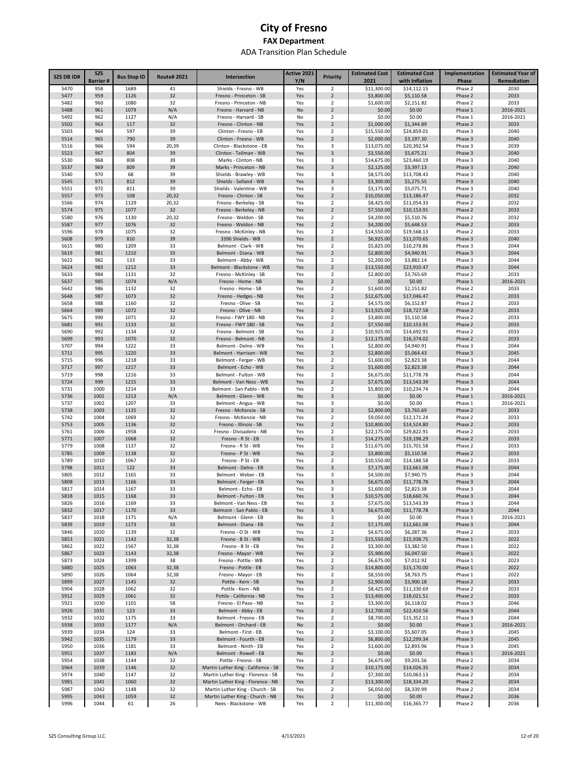# City of Fresno

## FAX Department

### ADA Transition Plan Schedule

| SZS DB ID# | SZS Barrier # | Bus Stop ID | Route# 2021 | Intersection | Active 2021 Y/N | Priority | Estimated Cost 2021 | Estimated Cost with Inflation | Implementation Phase | Estimated Year of Remediation |
|---|---|---|---|---|---|---|---|---|---|---|
| 5470 | 958 | 1689 | 41 | Shields - Fresno - WB | Yes | 2 | $11,300.00 | $14,112.15 | Phase 2 | 2030 |
| 5477 | 959 | 1126 | 32 | Fresno - Princeton - SB | Yes | 2 | $3,800.00 | $5,110.58 | Phase 2 | 2033 |
| 5482 | 960 | 1080 | 32 | Fresno - Princeton - NB | Yes | 2 | $1,600.00 | $2,151.82 | Phase 2 | 2033 |
| 5488 | 961 | 1079 | N/A | Fresno - Harvard - NB | No | 2 | $0.00 | $0.00 | Phase 1 | 2016-2021 |
| 5492 | 962 | 1127 | N/A | Fresno - Harvard - SB | No | 2 | $0.00 | $0.00 | Phase 1 | 2016-2021 |
| 5502 | 963 | 117 | 32 | Fresno - Clinton - NB | Yes | 2 | $1,000.00 | $1,344.89 | Phase 2 | 2033 |
| 5503 | 964 | 597 | 39 | Clinton - Fresno - EB | Yes | 2 | $15,550.00 | $24,859.01 | Phase 3 | 2040 |
| 5514 | 965 | 790 | 39 | Clinton - Fresno - WB | Yes | 2 | $2,000.00 | $3,197.30 | Phase 3 | 2040 |
| 5516 | 966 | 594 | 20,39 | Clinton - Blackstone - EB | Yes | 3 | $13,075.00 | $20,392.54 | Phase 3 | 2039 |
| 5523 | 967 | 804 | 39 | Clinton - Teilman - WB | Yes | 3 | $3,550.00 | $5,675.21 | Phase 3 | 2040 |
| 5530 | 968 | 808 | 39 | Marks - Clinton - NB | Yes | 3 | $14,675.00 | $23,460.19 | Phase 3 | 2040 |
| 5537 | 969 | 809 | 39 | Marks - Princeton - NB | Yes | 3 | $2,125.00 | $3,397.13 | Phase 3 | 2040 |
| 5540 | 970 | 68 | 39 | Shields - Brawley - WB | Yes | 3 | $8,575.00 | $13,708.43 | Phase 3 | 2040 |
| 5545 | 971 | 812 | 39 | Shields - Selland - WB | Yes | 3 | $3,300.00 | $5,275.55 | Phase 3 | 2040 |
| 5551 | 972 | 811 | 39 | Shields - Valentine - WB | Yes | 3 | $3,175.00 | $5,075.71 | Phase 3 | 2040 |
| 5557 | 973 | 108 | 20,32 | Fresno - Clinton - SB | Yes | 2 | $10,050.00 | $13,186.47 | Phase 2 | 2032 |
| 5566 | 974 | 1129 | 20,32 | Fresno - Berkeley - SB | Yes | 2 | $8,425.00 | $11,054.33 | Phase 2 | 2032 |
| 5574 | 975 | 1077 | 32 | Fresno - Berkeley - NB | Yes | 2 | $7,550.00 | $10,153.91 | Phase 2 | 2033 |
| 5580 | 976 | 1130 | 20,32 | Fresno - Weldon - SB | Yes | 2 | $4,200.00 | $5,510.76 | Phase 2 | 2032 |
| 5587 | 977 | 1076 | 32 | Fresno - Weldon - NB | Yes | 2 | $4,200.00 | $5,648.53 | Phase 2 | 2033 |
| 5596 | 978 | 1075 | 32 | Fresno - McKinley - NB | Yes | 2 | $14,550.00 | $19,568.13 | Phase 2 | 2033 |
| 5608 | 979 | 810 | 39 | 3396 Shields - WB | Yes | 2 | $6,925.00 | $11,070.65 | Phase 3 | 2040 |
| 5615 | 980 | 1209 | 33 | Belmont - Clark - WB | Yes | 2 | $5,825.00 | $10,278.86 | Phase 3 | 2044 |
| 5619 | 981 | 1210 | 33 | Belmont - Diana - WB | Yes | 2 | $2,800.00 | $4,940.91 | Phase 3 | 2044 |
| 5622 | 982 | 133 | 33 | Belmont - Abby - WB | Yes | 2 | $2,200.00 | $3,882.14 | Phase 3 | 2044 |
| 5624 | 983 | 1212 | 33 | Belmont - Blackstone - WB | Yes | 2 | $13,550.00 | $23,910.47 | Phase 3 | 2044 |
| 5633 | 984 | 1131 | 32 | Fresno - McKinley - SB | Yes | 2 | $2,800.00 | $3,765.69 | Phase 2 | 2033 |
| 5637 | 985 | 1074 | N/A | Fresno - Home - NB | No | 2 | $0.00 | $0.00 | Phase 1 | 2016-2021 |
| 5642 | 986 | 1132 | 32 | Fresno - Home - SB | Yes | 2 | $1,600.00 | $2,151.82 | Phase 2 | 2033 |
| 5648 | 987 | 1073 | 32 | Fresno - Hedges - NB | Yes | 2 | $12,675.00 | $17,046.47 | Phase 2 | 2033 |
| 5658 | 988 | 1160 | 32 | Fresno - Olive - SB | Yes | 2 | $4,575.00 | $6,152.87 | Phase 2 | 2033 |
| 5664 | 989 | 1072 | 32 | Fresno - Olive - NB | Yes | 2 | $13,925.00 | $18,727.58 | Phase 2 | 2033 |
| 5675 | 990 | 1071 | 32 | Fresno - FWY 180 - NB | Yes | 2 | $3,800.00 | $5,110.58 | Phase 2 | 2033 |
| 5681 | 991 | 1133 | 32 | Fresno - FWY 180 - SB | Yes | 2 | $7,550.00 | $10,153.91 | Phase 2 | 2033 |
| 5690 | 992 | 1134 | 32 | Fresno - Belmont - SB | Yes | 2 | $10,925.00 | $14,692.91 | Phase 2 | 2033 |
| 5699 | 993 | 1070 | 32 | Fresno - Belmont - NB | Yes | 2 | $12,175.00 | $16,374.02 | Phase 2 | 2033 |
| 5707 | 994 | 1222 | 33 | Belmont - Delno - WB | Yes | 1 | $2,800.00 | $4,940.91 | Phase 3 | 2044 |
| 5711 | 995 | 1220 | 33 | Belmont - Harrison - WB | Yes | 2 | $2,800.00 | $5,064.43 | Phase 3 | 2045 |
| 5715 | 996 | 1218 | 33 | Belmont - Ferger - WB | Yes | 2 | $1,600.00 | $2,823.38 | Phase 3 | 2044 |
| 5717 | 997 | 1217 | 33 | Belmont - Echo - WB | Yes | 2 | $1,600.00 | $2,823.38 | Phase 3 | 2044 |
| 5719 | 998 | 1216 | 33 | Belmont - Fulton - WB | Yes | 2 | $6,675.00 | $11,778.78 | Phase 3 | 2044 |
| 5724 | 999 | 1215 | 33 | Belmont - Van Ness - WB | Yes | 2 | $7,675.00 | $13,543.39 | Phase 3 | 2044 |
| 5731 | 1000 | 1214 | 33 | Belmont - San Pablo - WB | Yes | 2 | $5,800.00 | $10,234.74 | Phase 3 | 2044 |
| 5736 | 1001 | 1213 | N/A | Belmont - Glenn - WB | No | 3 | $0.00 | $0.00 | Phase 1 | 2016-2021 |
| 5737 | 1002 | 1207 | 33 | Belmont - Angus - WB | Yes | 3 | $0.00 | $0.00 | Phase 1 | 2016-2021 |
| 5738 | 1003 | 1135 | 32 | Fresno - McKenzie - SB | Yes | 2 | $2,800.00 | $3,765.69 | Phase 2 | 2033 |
| 5742 | 1004 | 1069 | 32 | Fresno - McKenzie - NB | Yes | 2 | $9,050.00 | $12,171.24 | Phase 2 | 2033 |
| 5753 | 1005 | 1136 | 32 | Fresno - Illinois - SB | Yes | 2 | $10,800.00 | $14,524.80 | Phase 2 | 2033 |
| 5761 | 1006 | 1958 | 32 | Fresno - Divisadero - NB | Yes | 2 | $22,175.00 | $29,822.91 | Phase 2 | 2033 |
| 5771 | 1007 | 1068 | 32 | Fresno - R St - EB | Yes | 2 | $14,275.00 | $19,198.29 | Phase 2 | 2033 |
| 5779 | 1008 | 1137 | 32 | Fresno - R St - WB | Yes | 2 | $11,675.00 | $15,701.58 | Phase 2 | 2033 |
| 5785 | 1009 | 1138 | 32 | Fresno - P St - WB | Yes | 2 | $3,800.00 | $5,110.58 | Phase 2 | 2033 |
| 5789 | 1010 | 1067 | 32 | Fresno - P St - EB | Yes | 2 | $10,550.00 | $14,188.58 | Phase 2 | 2033 |
| 5798 | 1011 | 122 | 33 | Belmont - Delno - EB | Yes | 3 | $7,175.00 | $12,661.08 | Phase 3 | 2044 |
| 5805 | 1012 | 1165 | 33 | Belmont - Weber - EB | Yes | 3 | $4,500.00 | $7,940.75 | Phase 3 | 2044 |
| 5808 | 1013 | 1166 | 33 | Belmont - Ferger - EB | Yes | 3 | $6,675.00 | $11,778.78 | Phase 3 | 2044 |
| 5817 | 1014 | 1167 | 33 | Belmont - Echo - EB | Yes | 3 | $1,600.00 | $2,823.38 | Phase 3 | 2044 |
| 5818 | 1015 | 1168 | 33 | Belmont - Fulton - EB | Yes | 3 | $10,575.00 | $18,660.76 | Phase 3 | 2044 |
| 5826 | 1016 | 1169 | 33 | Belmont - Van Ness - EB | Yes | 3 | $7,675.00 | $13,543.39 | Phase 3 | 2044 |
| 5832 | 1017 | 1170 | 33 | Belmont - San Pablo - EB | Yes | 3 | $6,675.00 | $11,778.78 | Phase 3 | 2044 |
| 5837 | 1018 | 1171 | N/A | Belmont - Glenn - EB | No | 3 | $0.00 | $0.00 | Phase 1 | 2016-2021 |
| 5839 | 1019 | 1173 | 33 | Belmont - Diana - EB | Yes | 2 | $7,175.00 | $12,661.08 | Phase 3 | 2044 |
| 5846 | 1020 | 1139 | 32 | Fresno - O St - WB | Yes | 2 | $4,675.00 | $6,287.36 | Phase 2 | 2033 |
| 5853 | 1021 | 1142 | 32,38 | Fresno - B St - WB | Yes | 2 | $15,550.00 | $15,938.75 | Phase 1 | 2022 |
| 5862 | 1022 | 1567 | 32,38 | Fresno - B St - EB | Yes | 2 | $3,300.00 | $3,382.50 | Phase 1 | 2022 |
| 5867 | 1023 | 1143 | 32,38 | Fresno - Mayor - WB | Yes | 2 | $5,900.00 | $6,047.50 | Phase 1 | 2022 |
| 5873 | 1024 | 1399 | 38 | Fresno - Pottle - WB | Yes | 2 | $6,675.00 | $7,012.92 | Phase 1 | 2023 |
| 5880 | 1025 | 1063 | 32,38 | Fresno - Pottle - EB | Yes | 2 | $14,800.00 | $15,170.00 | Phase 1 | 2022 |
| 5890 | 1026 | 1064 | 32,38 | Fresno - Mayor - EB | Yes | 2 | $8,550.00 | $8,763.75 | Phase 1 | 2022 |
| 5899 | 1027 | 1145 | 32 | Pottle - Kern - SB | Yes | 2 | $2,900.00 | $3,900.18 | Phase 2 | 2033 |
| 5904 | 1028 | 1062 | 32 | Pottle - Kern - NB | Yes | 2 | $8,425.00 | $11,330.69 | Phase 2 | 2033 |
| 5912 | 1029 | 1061 | 32 | Pottle - California - NB | Yes | 2 | $13,400.00 | $18,021.51 | Phase 2 | 2033 |
| 5921 | 1030 | 1101 | 58 | Fresno - El Paso - NB | Yes | 2 | $3,300.00 | $6,118.02 | Phase 3 | 2046 |
| 5926 | 1031 | 123 | 33 | Belmont - Abby - EB | Yes | 2 | $12,700.00 | $22,410.56 | Phase 3 | 2044 |
| 5932 | 1032 | 1175 | 33 | Belmont - Fresno - EB | Yes | 2 | $8,700.00 | $15,352.11 | Phase 3 | 2044 |
| 5938 | 1033 | 1177 | N/A | Belmont - Orchard - EB | No | 2 | $0.00 | $0.00 | Phase 1 | 2016-2021 |
| 5939 | 1034 | 124 | 33 | Belmont - First - EB | Yes | 2 | $3,100.00 | $5,607.05 | Phase 3 | 2045 |
| 5942 | 1035 | 1179 | 33 | Belmont - Fourth - EB | Yes | 2 | $6,800.00 | $12,299.34 | Phase 3 | 2045 |
| 5950 | 1036 | 1181 | 33 | Belmont - Ninth - EB | Yes | 2 | $1,600.00 | $2,893.96 | Phase 3 | 2045 |
| 5951 | 1037 | 1183 | N/A | Belmont - Rowell - EB | No | 2 | $0.00 | $0.00 | Phase 1 | 2016-2021 |
| 5954 | 1038 | 1144 | 32 | Pottle - Fresno - SB | Yes | 2 | $6,675.00 | $9,201.56 | Phase 2 | 2034 |
| 5964 | 1039 | 1146 | 32 | Martin Luther King - California - SB | Yes | 2 | $10,175.00 | $14,026.35 | Phase 2 | 2034 |
| 5974 | 1040 | 1147 | 32 | Martin Luther King - Florence - SB | Yes | 2 | $7,300.00 | $10,063.13 | Phase 2 | 2034 |
| 5981 | 1041 | 1060 | 32 | Martin Luther King - Florence - NB | Yes | 2 | $13,300.00 | $18,334.20 | Phase 2 | 2034 |
| 5987 | 1042 | 1148 | 32 | Martin Luther King - Church - SB | Yes | 2 | $6,050.00 | $8,339.99 | Phase 2 | 2034 |
| 5995 | 1043 | 1059 | 32 | Martin Luther King - Church - NB | Yes | 2 | $0.00 | $0.00 | Phase 2 | 2036 |
| 5996 | 1044 | 61 | 26 | Nees - Blackstone - WB | Yes | 2 | $11,300.00 | $16,365.77 | Phase 2 | 2036 |

SZS Consulting Group LLC. 4/13/2021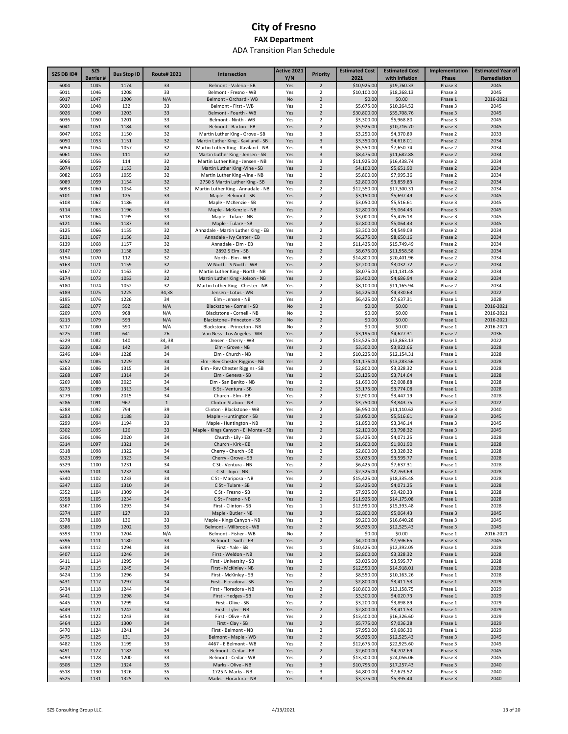# City of Fresno

## FAX Department

ADA Transition Plan Schedule

| SZS DB ID# | SZS Barrier # | Bus Stop ID | Route# 2021 | Intersection | Active 2021 Y/N | Priority | Estimated Cost 2021 | Estimated Cost with Inflation | Implementation Phase | Estimated Year of Remediation |
|---|---|---|---|---|---|---|---|---|---|---|
| 6004 | 1045 | 1174 | 33 | Belmont - Valeria - EB | Yes | 2 | $10,925.00 | $19,760.33 | Phase 3 | 2045 |
| 6011 | 1046 | 1208 | 33 | Belmont - Fresno - WB | Yes | 2 | $10,100.00 | $18,268.13 | Phase 3 | 2045 |
| 6017 | 1047 | 1206 | N/A | Belmont - Orchard - WB | No | 2 | $0.00 | $0.00 | Phase 1 | 2016-2021 |
| 6020 | 1048 | 132 | 33 | Belmont - First - WB | Yes | 2 | $5,675.00 | $10,264.52 | Phase 3 | 2045 |
| 6026 | 1049 | 1203 | 33 | Belmont - Fourth - WB | Yes | 2 | $30,800.00 | $55,708.76 | Phase 3 | 2045 |
| 6036 | 1050 | 1201 | 33 | Belmont - Ninth - WB | Yes | 2 | $3,300.00 | $5,968.80 | Phase 3 | 2045 |
| 6041 | 1051 | 1184 | 33 | Belmont - Barton - EB | Yes | 2 | $5,925.00 | $10,716.70 | Phase 3 | 2045 |
| 6047 | 1052 | 1150 | 32 | Martin Luther King - Grove - SB | Yes | 3 | $3,250.00 | $4,370.89 | Phase 2 | 2033 |
| 6050 | 1053 | 1151 | 32 | Martin Luther King - Kaviland - SB | Yes | 3 | $3,350.00 | $4,618.01 | Phase 2 | 2034 |
| 6054 | 1054 | 1057 | 32 | Martin Luther King - Kaviland - NB | Yes | 3 | $5,550.00 | $7,650.74 | Phase 2 | 2034 |
| 6061 | 1055 | 111 | 32 | Martin Luther King - Jensen - SB | Yes | 3 | $8,475.00 | $11,682.88 | Phase 2 | 2034 |
| 6066 | 1056 | 114 | 32 | Martin Luther King - Jensen - NB | Yes | 3 | $11,925.00 | $16,438.74 | Phase 2 | 2034 |
| 6074 | 1057 | 1153 | 32 | Martin Luther King -Vine - SB | Yes | 2 | $4,100.00 | $5,651.90 | Phase 2 | 2034 |
| 6082 | 1058 | 1055 | 32 | Martin Luther King -Vine - NB | Yes | 2 | $5,800.00 | $7,995.36 | Phase 2 | 2034 |
| 6089 | 1059 | 1154 | 32 | 2750 S Martin Luther King - SB | Yes | 2 | $2,800.00 | $3,859.83 | Phase 2 | 2034 |
| 6093 | 1060 | 1054 | 32 | Martin Luther King - Annadale - NB | Yes | 2 | $12,550.00 | $17,300.31 | Phase 2 | 2034 |
| 6101 | 1061 | 125 | 33 | Maple - Belmont - SB | Yes | 2 | $3,150.00 | $5,697.49 | Phase 3 | 2045 |
| 6108 | 1062 | 1186 | 33 | Maple - McKenzie - SB | Yes | 2 | $3,050.00 | $5,516.61 | Phase 3 | 2045 |
| 6114 | 1063 | 1196 | 33 | Maple - McKenzie - NB | Yes | 2 | $2,800.00 | $5,064.43 | Phase 3 | 2045 |
| 6118 | 1064 | 1195 | 33 | Maple - Tulare - NB | Yes | 2 | $3,000.00 | $5,426.18 | Phase 3 | 2045 |
| 6121 | 1065 | 1187 | 33 | Maple - Tulare - SB | Yes | 2 | $2,800.00 | $5,064.43 | Phase 3 | 2045 |
| 6125 | 1066 | 1155 | 32 | Annadale - Martin Luther King - EB | Yes | 2 | $3,300.00 | $4,549.09 | Phase 2 | 2034 |
| 6131 | 1067 | 1156 | 32 | Annadale - Ivy Center - EB | Yes | 2 | $6,275.00 | $8,650.16 | Phase 2 | 2034 |
| 6139 | 1068 | 1157 | 32 | Annadale - Elm - EB | Yes | 2 | $11,425.00 | $15,749.49 | Phase 2 | 2034 |
| 6147 | 1069 | 1158 | 32 | 2892 S Elm - SB | Yes | 2 | $8,675.00 | $11,958.58 | Phase 2 | 2034 |
| 6154 | 1070 | 112 | 32 | North - Elm - WB | Yes | 2 | $14,800.00 | $20,401.96 | Phase 2 | 2034 |
| 6163 | 1071 | 1159 | 32 | W North - S North - WB | Yes | 2 | $2,200.00 | $3,032.72 | Phase 2 | 2034 |
| 6167 | 1072 | 1162 | 32 | Martin Luther King - North - NB | Yes | 2 | $8,075.00 | $11,131.48 | Phase 2 | 2034 |
| 6174 | 1073 | 1053 | 32 | Martin Luther King - Jolson - NB | Yes | 2 | $3,400.00 | $4,686.94 | Phase 2 | 2034 |
| 6180 | 1074 | 1052 | 32 | Martin Luther King - Chester - NB | Yes | 2 | $8,100.00 | $11,165.94 | Phase 2 | 2034 |
| 6189 | 1075 | 1225 | 34,38 | Jensen - Lotus - WB | Yes | 2 | $4,225.00 | $4,330.63 | Phase 1 | 2022 |
| 6195 | 1076 | 1226 | 34 | Elm - Jensen - NB | Yes | 2 | $6,425.00 | $7,637.31 | Phase 1 | 2028 |
| 6202 | 1077 | 592 | N/A | Blackstone - Cornell - SB | No | 2 | $0.00 | $0.00 | Phase 1 | 2016-2021 |
| 6209 | 1078 | 968 | N/A | Blackstone - Cornell - NB | No | 2 | $0.00 | $0.00 | Phase 1 | 2016-2021 |
| 6213 | 1079 | 593 | N/A | Blackstone - Princeton - SB | No | 2 | $0.00 | $0.00 | Phase 1 | 2016-2021 |
| 6217 | 1080 | 590 | N/A | Blackstone - Princeton - NB | No | 2 | $0.00 | $0.00 | Phase 1 | 2016-2021 |
| 6225 | 1081 | 641 | 26 | Van Ness - Los Angeles - WB | Yes | 2 | $3,195.00 | $4,627.31 | Phase 2 | 2036 |
| 6229 | 1082 | 140 | 34, 38 | Jensen - Cherry - WB | Yes | 2 | $13,525.00 | $13,863.13 | Phase 1 | 2022 |
| 6239 | 1083 | 142 | 34 | Elm - Grove - NB | Yes | 2 | $3,300.00 | $3,922.66 | Phase 1 | 2028 |
| 6246 | 1084 | 1228 | 34 | Elm - Church - NB | Yes | 2 | $10,225.00 | $12,154.31 | Phase 1 | 2028 |
| 6252 | 1085 | 1229 | 34 | Elm - Rev Chester Riggins - NB | Yes | 2 | $11,175.00 | $13,283.56 | Phase 1 | 2028 |
| 6263 | 1086 | 1315 | 34 | Elm - Rev Chester Riggins - SB | Yes | 2 | $2,800.00 | $3,328.32 | Phase 1 | 2028 |
| 6268 | 1087 | 1314 | 34 | Elm - Geneva - SB | Yes | 2 | $3,125.00 | $3,714.64 | Phase 1 | 2028 |
| 6269 | 1088 | 2023 | 34 | Elm - San Benito - NB | Yes | 2 | $1,690.00 | $2,008.88 | Phase 1 | 2028 |
| 6273 | 1089 | 1313 | 34 | B St - Ventura - SB | Yes | 2 | $3,175.00 | $3,774.08 | Phase 1 | 2028 |
| 6279 | 1090 | 2015 | 34 | Church - Elm - EB | Yes | 2 | $2,900.00 | $3,447.19 | Phase 1 | 2028 |
| 6286 | 1091 | 967 | 1 | Clinton Station - NB | Yes | 2 | $3,750.00 | $3,843.75 | Phase 1 | 2022 |
| 6288 | 1092 | 794 | 39 | Clinton - Blackstone - WB | Yes | 2 | $6,950.00 | $11,110.62 | Phase 3 | 2040 |
| 6293 | 1093 | 1188 | 33 | Maple - Huntington - SB | Yes | 2 | $3,050.00 | $5,516.61 | Phase 3 | 2045 |
| 6299 | 1094 | 1194 | 33 | Maple - Huntington - NB | Yes | 2 | $1,850.00 | $3,346.14 | Phase 3 | 2045 |
| 6302 | 1095 | 126 | 33 | Maple - Kings Canyon - El Monte - SB | Yes | 2 | $2,100.00 | $3,798.32 | Phase 3 | 2045 |
| 6306 | 1096 | 2020 | 34 | Church - Lily - EB | Yes | 2 | $3,425.00 | $4,071.25 | Phase 1 | 2028 |
| 6314 | 1097 | 1321 | 34 | Church - Kirk - EB | Yes | 2 | $1,600.00 | $1,901.90 | Phase 1 | 2028 |
| 6318 | 1098 | 1322 | 34 | Cherry - Church - SB | Yes | 2 | $2,800.00 | $3,328.32 | Phase 1 | 2028 |
| 6323 | 1099 | 1323 | 34 | Cherry - Grove - SB | Yes | 2 | $3,025.00 | $3,595.77 | Phase 1 | 2028 |
| 6329 | 1100 | 1231 | 34 | C St - Ventura - NB | Yes | 2 | $6,425.00 | $7,637.31 | Phase 1 | 2028 |
| 6336 | 1101 | 1232 | 34 | C St - Inyo - NB | Yes | 2 | $2,325.00 | $2,763.69 | Phase 1 | 2028 |
| 6340 | 1102 | 1233 | 34 | C St - Mariposa - NB | Yes | 2 | $15,425.00 | $18,335.48 | Phase 1 | 2028 |
| 6347 | 1103 | 1310 | 34 | C St - Tulare - SB | Yes | 2 | $3,425.00 | $4,071.25 | Phase 1 | 2028 |
| 6352 | 1104 | 1309 | 34 | C St - Fresno - SB | Yes | 2 | $7,925.00 | $9,420.33 | Phase 1 | 2028 |
| 6358 | 1105 | 1234 | 34 | C St - Fresno - NB | Yes | 2 | $11,925.00 | $14,175.08 | Phase 1 | 2028 |
| 6367 | 1106 | 1293 | 34 | First - Clinton - SB | Yes | 1 | $12,950.00 | $15,393.48 | Phase 1 | 2028 |
| 6374 | 1107 | 127 | 33 | Maple - Butler - NB | Yes | 3 | $2,800.00 | $5,064.43 | Phase 3 | 2045 |
| 6378 | 1108 | 130 | 33 | Maple - Kings Canyon - NB | Yes | 2 | $9,200.00 | $16,640.28 | Phase 3 | 2045 |
| 6386 | 1109 | 1202 | 33 | Belmont - Millbrook - WB | Yes | 2 | $6,925.00 | $12,525.43 | Phase 3 | 2045 |
| 6393 | 1110 | 1204 | N/A | Belmont - Fisher - WB | No | 2 | $0.00 | $0.00 | Phase 1 | 2016-2021 |
| 6396 | 1111 | 1180 | 33 | Belmont - Sixth - EB | Yes | 2 | $4,200.00 | $7,596.65 | Phase 3 | 2045 |
| 6399 | 1112 | 1294 | 34 | First - Yale - SB | Yes | 1 | $10,425.00 | $12,392.05 | Phase 1 | 2028 |
| 6407 | 1113 | 1246 | 34 | First - Weldon - NB | Yes | 2 | $2,800.00 | $3,328.32 | Phase 1 | 2028 |
| 6411 | 1114 | 1295 | 34 | First - University - SB | Yes | 2 | $3,025.00 | $3,595.77 | Phase 1 | 2028 |
| 6417 | 1115 | 1245 | 34 | First - McKinley - NB | Yes | 2 | $12,550.00 | $14,918.01 | Phase 1 | 2028 |
| 6424 | 1116 | 1296 | 34 | First - McKinley - SB | Yes | 2 | $8,550.00 | $10,163.26 | Phase 1 | 2028 |
| 6431 | 1117 | 1297 | 34 | First - Floradora - SB | Yes | 2 | $2,800.00 | $3,411.53 | Phase 1 | 2029 |
| 6434 | 1118 | 1244 | 34 | First - Floradora - NB | Yes | 2 | $10,800.00 | $13,158.75 | Phase 1 | 2029 |
| 6441 | 1119 | 1298 | 34 | First - Hedges - SB | Yes | 2 | $3,300.00 | $4,020.73 | Phase 1 | 2029 |
| 6445 | 1120 | 1299 | 34 | First - Olive - SB | Yes | 2 | $3,200.00 | $3,898.89 | Phase 1 | 2029 |
| 6449 | 1121 | 1242 | 34 | First - Tyler - NB | Yes | 2 | $2,800.00 | $3,411.53 | Phase 1 | 2029 |
| 6454 | 1122 | 1243 | 34 | First - Olive - NB | Yes | 2 | $13,400.00 | $16,326.60 | Phase 1 | 2029 |
| 6464 | 1123 | 1300 | 34 | First - Clay - SB | Yes | 2 | $5,775.00 | $7,036.28 | Phase 1 | 2029 |
| 6470 | 1124 | 1241 | 34 | First - Belmont - NB | Yes | 2 | $7,950.00 | $9,686.30 | Phase 1 | 2029 |
| 6475 | 1125 | 131 | 33 | Belmont - Maple - WB | Yes | 2 | $6,925.00 | $12,525.43 | Phase 3 | 2045 |
| 6482 | 1126 | 1199 | 33 | 4467 - E Belmont - WB | Yes | 2 | $12,675.00 | $22,925.60 | Phase 3 | 2045 |
| 6491 | 1127 | 1182 | 33 | Belmont - Cedar - EB | Yes | 2 | $2,600.00 | $4,702.69 | Phase 3 | 2045 |
| 6499 | 1128 | 1200 | 33 | Belmont - Cedar - WB | Yes | 2 | $13,300.00 | $24,056.06 | Phase 3 | 2045 |
| 6508 | 1129 | 1324 | 35 | Marks - Olive - NB | Yes | 3 | $10,795.00 | $17,257.43 | Phase 3 | 2040 |
| 6518 | 1130 | 1326 | 35 | 1725 N Marks - NB | Yes | 3 | $4,800.00 | $7,673.52 | Phase 3 | 2040 |
| 6525 | 1131 | 1325 | 35 | Marks - Floradora - NB | Yes | 3 | $3,375.00 | $5,395.44 | Phase 3 | 2040 |

SZS Consulting Group LLC. 4/13/2021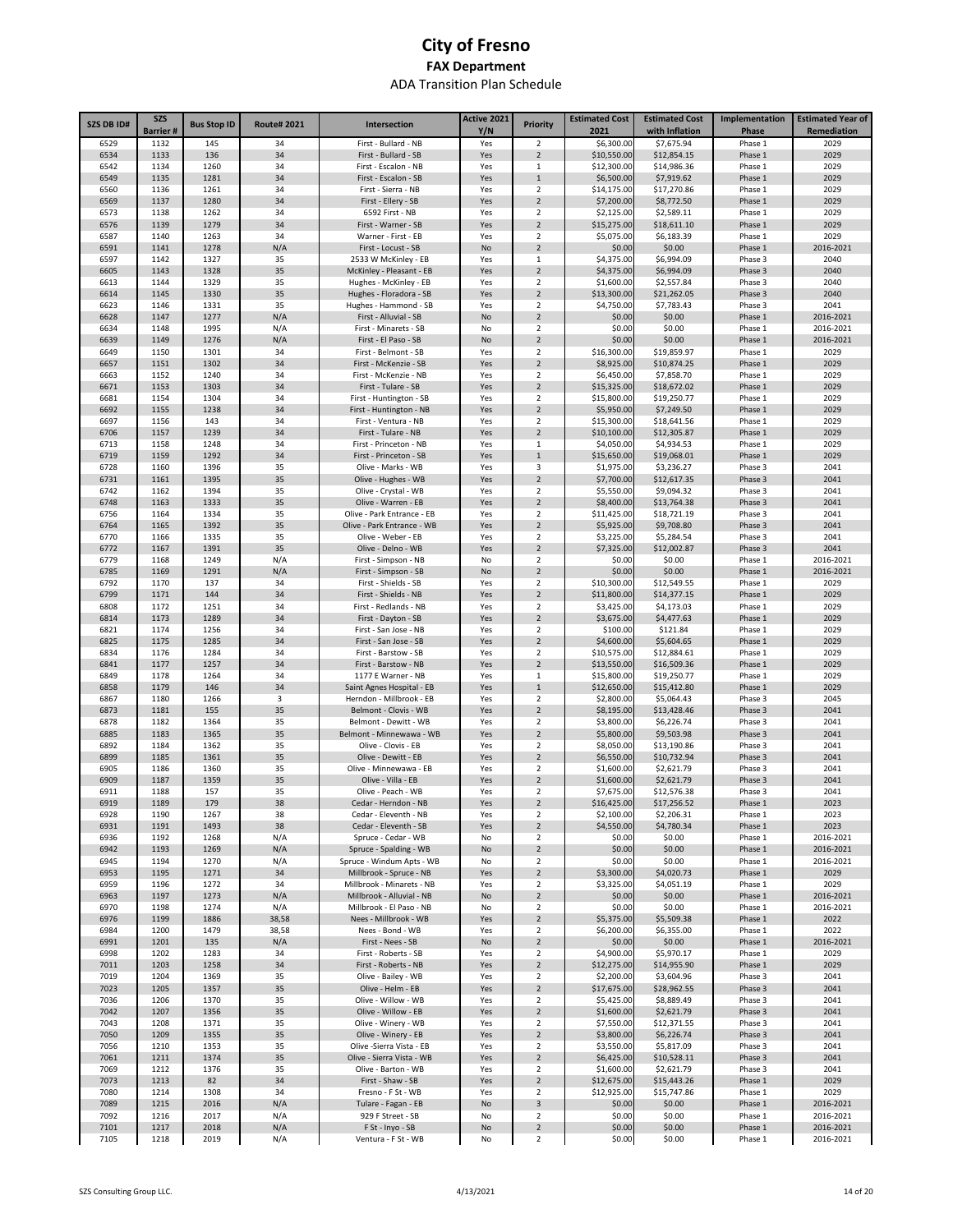# City of Fresno

## FAX Department

### ADA Transition Plan Schedule

| SZS DB ID# | SZS Barrier # | Bus Stop ID | Route# 2021 | Intersection | Active 2021 Y/N | Priority | Estimated Cost 2021 | Estimated Cost with Inflation | Implementation Phase | Estimated Year of Remediation |
|---|---|---|---|---|---|---|---|---|---|---|
| 6529 | 1132 | 145 | 34 | First - Bullard - NB | Yes | 2 | $6,300.00 | $7,675.94 | Phase 1 | 2029 |
| 6534 | 1133 | 136 | 34 | First - Bullard - SB | Yes | 2 | $10,550.00 | $12,854.15 | Phase 1 | 2029 |
| 6542 | 1134 | 1260 | 34 | First - Escalon - NB | Yes | 1 | $12,300.00 | $14,986.36 | Phase 1 | 2029 |
| 6549 | 1135 | 1281 | 34 | First - Escalon - SB | Yes | 1 | $6,500.00 | $7,919.62 | Phase 1 | 2029 |
| 6560 | 1136 | 1261 | 34 | First - Sierra - NB | Yes | 2 | $14,175.00 | $17,270.86 | Phase 1 | 2029 |
| 6569 | 1137 | 1280 | 34 | First - Ellery - SB | Yes | 2 | $7,200.00 | $8,772.50 | Phase 1 | 2029 |
| 6573 | 1138 | 1262 | 34 | 6592 First - NB | Yes | 2 | $2,125.00 | $2,589.11 | Phase 1 | 2029 |
| 6576 | 1139 | 1279 | 34 | First - Warner - SB | Yes | 2 | $15,275.00 | $18,611.10 | Phase 1 | 2029 |
| 6587 | 1140 | 1263 | 34 | Warner - First - EB | Yes | 2 | $5,075.00 | $6,183.39 | Phase 1 | 2029 |
| 6591 | 1141 | 1278 | N/A | First - Locust - SB | No | 2 | $0.00 | $0.00 | Phase 1 | 2016-2021 |
| 6597 | 1142 | 1327 | 35 | 2533 W McKinley - EB | Yes | 1 | $4,375.00 | $6,994.09 | Phase 3 | 2040 |
| 6605 | 1143 | 1328 | 35 | McKinley - Pleasant - EB | Yes | 2 | $4,375.00 | $6,994.09 | Phase 3 | 2040 |
| 6613 | 1144 | 1329 | 35 | Hughes - McKinley - EB | Yes | 2 | $1,600.00 | $2,557.84 | Phase 3 | 2040 |
| 6614 | 1145 | 1330 | 35 | Hughes - Floradora - SB | Yes | 2 | $13,300.00 | $21,262.05 | Phase 3 | 2040 |
| 6623 | 1146 | 1331 | 35 | Hughes - Hammond - SB | Yes | 2 | $4,750.00 | $7,783.43 | Phase 3 | 2041 |
| 6628 | 1147 | 1277 | N/A | First - Alluvial - SB | No | 2 | $0.00 | $0.00 | Phase 1 | 2016-2021 |
| 6634 | 1148 | 1995 | N/A | First - Minarets - SB | No | 2 | $0.00 | $0.00 | Phase 1 | 2016-2021 |
| 6639 | 1149 | 1276 | N/A | First - El Paso - SB | No | 2 | $0.00 | $0.00 | Phase 1 | 2016-2021 |
| 6649 | 1150 | 1301 | 34 | First - Belmont - SB | Yes | 2 | $16,300.00 | $19,859.97 | Phase 1 | 2029 |
| 6657 | 1151 | 1302 | 34 | First - McKenzie - SB | Yes | 2 | $8,925.00 | $10,874.25 | Phase 1 | 2029 |
| 6663 | 1152 | 1240 | 34 | First - McKenzie - NB | Yes | 2 | $6,450.00 | $7,858.70 | Phase 1 | 2029 |
| 6671 | 1153 | 1303 | 34 | First - Tulare - SB | Yes | 2 | $15,325.00 | $18,672.02 | Phase 1 | 2029 |
| 6681 | 1154 | 1304 | 34 | First - Huntington - SB | Yes | 2 | $15,800.00 | $19,250.77 | Phase 1 | 2029 |
| 6692 | 1155 | 1238 | 34 | First - Huntington - NB | Yes | 2 | $5,950.00 | $7,249.50 | Phase 1 | 2029 |
| 6697 | 1156 | 143 | 34 | First - Ventura - NB | Yes | 2 | $15,300.00 | $18,641.56 | Phase 1 | 2029 |
| 6706 | 1157 | 1239 | 34 | First - Tulare - NB | Yes | 2 | $10,100.00 | $12,305.87 | Phase 1 | 2029 |
| 6713 | 1158 | 1248 | 34 | First - Princeton - NB | Yes | 1 | $4,050.00 | $4,934.53 | Phase 1 | 2029 |
| 6719 | 1159 | 1292 | 34 | First - Princeton - SB | Yes | 1 | $15,650.00 | $19,068.01 | Phase 1 | 2029 |
| 6728 | 1160 | 1396 | 35 | Olive - Marks - WB | Yes | 3 | $1,975.00 | $3,236.27 | Phase 3 | 2041 |
| 6731 | 1161 | 1395 | 35 | Olive - Hughes - WB | Yes | 2 | $7,700.00 | $12,617.35 | Phase 3 | 2041 |
| 6742 | 1162 | 1394 | 35 | Olive - Crystal - WB | Yes | 2 | $5,550.00 | $9,094.32 | Phase 3 | 2041 |
| 6748 | 1163 | 1333 | 35 | Olive - Warren - EB | Yes | 2 | $8,400.00 | $13,764.38 | Phase 3 | 2041 |
| 6756 | 1164 | 1334 | 35 | Olive - Park Entrance - EB | Yes | 2 | $11,425.00 | $18,721.19 | Phase 3 | 2041 |
| 6764 | 1165 | 1392 | 35 | Olive - Park Entrance - WB | Yes | 2 | $5,925.00 | $9,708.80 | Phase 3 | 2041 |
| 6770 | 1166 | 1335 | 35 | Olive - Weber - EB | Yes | 2 | $3,225.00 | $5,284.54 | Phase 3 | 2041 |
| 6772 | 1167 | 1391 | 35 | Olive - Delno - WB | Yes | 2 | $7,325.00 | $12,002.87 | Phase 3 | 2041 |
| 6779 | 1168 | 1249 | N/A | First - Simpson - NB | No | 2 | $0.00 | $0.00 | Phase 1 | 2016-2021 |
| 6785 | 1169 | 1291 | N/A | First - Simpson - SB | No | 2 | $0.00 | $0.00 | Phase 1 | 2016-2021 |
| 6792 | 1170 | 137 | 34 | First - Shields - SB | Yes | 2 | $10,300.00 | $12,549.55 | Phase 1 | 2029 |
| 6799 | 1171 | 144 | 34 | First - Shields - NB | Yes | 2 | $11,800.00 | $14,377.15 | Phase 1 | 2029 |
| 6808 | 1172 | 1251 | 34 | First - Redlands - NB | Yes | 2 | $3,425.00 | $4,173.03 | Phase 1 | 2029 |
| 6814 | 1173 | 1289 | 34 | First - Dayton - SB | Yes | 2 | $3,675.00 | $4,477.63 | Phase 1 | 2029 |
| 6821 | 1174 | 1256 | 34 | First - San Jose - NB | Yes | 2 | $100.00 | $121.84 | Phase 1 | 2029 |
| 6825 | 1175 | 1285 | 34 | First - San Jose - SB | Yes | 2 | $4,600.00 | $5,604.65 | Phase 1 | 2029 |
| 6834 | 1176 | 1284 | 34 | First - Barstow - SB | Yes | 2 | $10,575.00 | $12,884.61 | Phase 1 | 2029 |
| 6841 | 1177 | 1257 | 34 | First - Barstow - NB | Yes | 2 | $13,550.00 | $16,509.36 | Phase 1 | 2029 |
| 6849 | 1178 | 1264 | 34 | 1177 E Warner - NB | Yes | 1 | $15,800.00 | $19,250.77 | Phase 1 | 2029 |
| 6858 | 1179 | 146 | 34 | Saint Agnes Hospital - EB | Yes | 1 | $12,650.00 | $15,412.80 | Phase 1 | 2029 |
| 6867 | 1180 | 1266 | 3 | Herndon - Millbrook - EB | Yes | 2 | $2,800.00 | $5,064.43 | Phase 3 | 2045 |
| 6873 | 1181 | 155 | 35 | Belmont - Clovis - WB | Yes | 2 | $8,195.00 | $13,428.46 | Phase 3 | 2041 |
| 6878 | 1182 | 1364 | 35 | Belmont - Dewitt - WB | Yes | 2 | $3,800.00 | $6,226.74 | Phase 3 | 2041 |
| 6885 | 1183 | 1365 | 35 | Belmont - Minnewawa - WB | Yes | 2 | $5,800.00 | $9,503.98 | Phase 3 | 2041 |
| 6892 | 1184 | 1362 | 35 | Olive - Clovis - EB | Yes | 2 | $8,050.00 | $13,190.86 | Phase 3 | 2041 |
| 6899 | 1185 | 1361 | 35 | Olive - Dewitt - EB | Yes | 2 | $6,550.00 | $10,732.94 | Phase 3 | 2041 |
| 6905 | 1186 | 1360 | 35 | Olive - Minnewawa - EB | Yes | 2 | $1,600.00 | $2,621.79 | Phase 3 | 2041 |
| 6909 | 1187 | 1359 | 35 | Olive - Villa - EB | Yes | 2 | $1,600.00 | $2,621.79 | Phase 3 | 2041 |
| 6911 | 1188 | 157 | 35 | Olive - Peach - WB | Yes | 2 | $7,675.00 | $12,576.38 | Phase 3 | 2041 |
| 6919 | 1189 | 179 | 38 | Cedar - Herndon - NB | Yes | 2 | $16,425.00 | $17,256.52 | Phase 1 | 2023 |
| 6928 | 1190 | 1267 | 38 | Cedar - Eleventh - NB | Yes | 2 | $2,100.00 | $2,206.31 | Phase 1 | 2023 |
| 6931 | 1191 | 1493 | 38 | Cedar - Eleventh - SB | Yes | 2 | $4,550.00 | $4,780.34 | Phase 1 | 2023 |
| 6936 | 1192 | 1268 | N/A | Spruce - Cedar - WB | No | 2 | $0.00 | $0.00 | Phase 1 | 2016-2021 |
| 6942 | 1193 | 1269 | N/A | Spruce - Spalding - WB | No | 2 | $0.00 | $0.00 | Phase 1 | 2016-2021 |
| 6945 | 1194 | 1270 | N/A | Spruce - Windum Apts - WB | No | 2 | $0.00 | $0.00 | Phase 1 | 2016-2021 |
| 6953 | 1195 | 1271 | 34 | Millbrook - Spruce - NB | Yes | 2 | $3,300.00 | $4,020.73 | Phase 1 | 2029 |
| 6959 | 1196 | 1272 | 34 | Millbrook - Minarets - NB | Yes | 2 | $3,325.00 | $4,051.19 | Phase 1 | 2029 |
| 6963 | 1197 | 1273 | N/A | Millbrook - Alluvial - NB | No | 2 | $0.00 | $0.00 | Phase 1 | 2016-2021 |
| 6970 | 1198 | 1274 | N/A | Millbrook - El Paso - NB | No | 2 | $0.00 | $0.00 | Phase 1 | 2016-2021 |
| 6976 | 1199 | 1886 | 38,58 | Nees - Millbrook - WB | Yes | 2 | $5,375.00 | $5,509.38 | Phase 1 | 2022 |
| 6984 | 1200 | 1479 | 38,58 | Nees - Bond - WB | Yes | 2 | $6,200.00 | $6,355.00 | Phase 1 | 2022 |
| 6991 | 1201 | 135 | N/A | First - Nees - SB | No | 2 | $0.00 | $0.00 | Phase 1 | 2016-2021 |
| 6998 | 1202 | 1283 | 34 | First - Roberts - SB | Yes | 2 | $4,900.00 | $5,970.17 | Phase 1 | 2029 |
| 7011 | 1203 | 1258 | 34 | First - Roberts - NB | Yes | 2 | $12,275.00 | $14,955.90 | Phase 1 | 2029 |
| 7019 | 1204 | 1369 | 35 | Olive - Bailey - WB | Yes | 2 | $2,200.00 | $3,604.96 | Phase 3 | 2041 |
| 7023 | 1205 | 1357 | 35 | Olive - Helm - EB | Yes | 2 | $17,675.00 | $28,962.55 | Phase 3 | 2041 |
| 7036 | 1206 | 1370 | 35 | Olive - Willow - WB | Yes | 2 | $5,425.00 | $8,889.49 | Phase 3 | 2041 |
| 7042 | 1207 | 1356 | 35 | Olive - Willow - EB | Yes | 2 | $1,600.00 | $2,621.79 | Phase 3 | 2041 |
| 7043 | 1208 | 1371 | 35 | Olive - Winery - WB | Yes | 2 | $7,550.00 | $12,371.55 | Phase 3 | 2041 |
| 7050 | 1209 | 1355 | 35 | Olive - Winery - EB | Yes | 2 | $3,800.00 | $6,226.74 | Phase 3 | 2041 |
| 7056 | 1210 | 1353 | 35 | Olive -Sierra Vista - EB | Yes | 2 | $3,550.00 | $5,817.09 | Phase 3 | 2041 |
| 7061 | 1211 | 1374 | 35 | Olive - Sierra Vista - WB | Yes | 2 | $6,425.00 | $10,528.11 | Phase 3 | 2041 |
| 7069 | 1212 | 1376 | 35 | Olive - Barton - WB | Yes | 2 | $1,600.00 | $2,621.79 | Phase 3 | 2041 |
| 7073 | 1213 | 82 | 34 | First - Shaw - SB | Yes | 2 | $12,675.00 | $15,443.26 | Phase 1 | 2029 |
| 7080 | 1214 | 1308 | 34 | Fresno - F St - WB | Yes | 2 | $12,925.00 | $15,747.86 | Phase 1 | 2029 |
| 7089 | 1215 | 2016 | N/A | Tulare - Fagan - EB | No | 3 | $0.00 | $0.00 | Phase 1 | 2016-2021 |
| 7092 | 1216 | 2017 | N/A | 929 F Street - SB | No | 2 | $0.00 | $0.00 | Phase 1 | 2016-2021 |
| 7101 | 1217 | 2018 | N/A | F St - Inyo - SB | No | 2 | $0.00 | $0.00 | Phase 1 | 2016-2021 |
| 7105 | 1218 | 2019 | N/A | Ventura - F St - WB | No | 2 | $0.00 | $0.00 | Phase 1 | 2016-2021 |

SZS Consulting Group LLC. 4/13/2021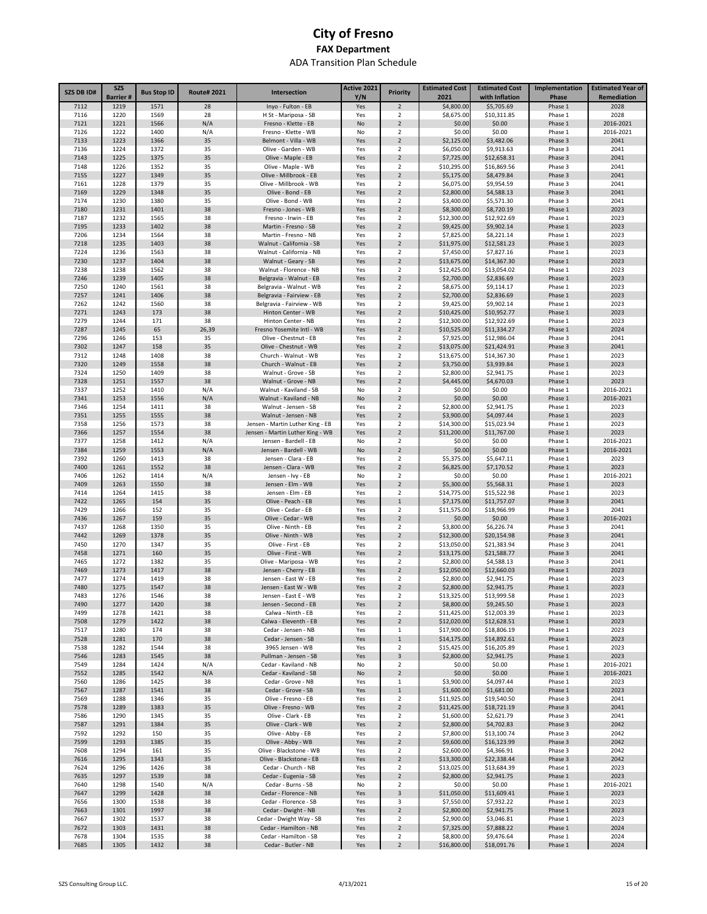# City of Fresno

## FAX Department

### ADA Transition Plan Schedule

| SZS DB ID# | SZS Barrier # | Bus Stop ID | Route# 2021 | Intersection | Active 2021 Y/N | Priority | Estimated Cost 2021 | Estimated Cost with Inflation | Implementation Phase | Estimated Year of Remediation |
|---|---|---|---|---|---|---|---|---|---|---|
| 7112 | 1219 | 1571 | 28 | Inyo - Fulton - EB | Yes | 2 | $4,800.00 | $5,705.69 | Phase 1 | 2028 |
| 7116 | 1220 | 1569 | 28 | H St - Mariposa - SB | Yes | 2 | $8,675.00 | $10,311.85 | Phase 1 | 2028 |
| 7121 | 1221 | 1566 | N/A | Fresno - Klette - EB | No | 2 | $0.00 | $0.00 | Phase 1 | 2016-2021 |
| 7126 | 1222 | 1400 | N/A | Fresno - Klette - WB | No | 2 | $0.00 | $0.00 | Phase 1 | 2016-2021 |
| 7133 | 1223 | 1366 | 35 | Belmont - Villa - WB | Yes | 2 | $2,125.00 | $3,482.06 | Phase 3 | 2041 |
| 7136 | 1224 | 1372 | 35 | Olive - Garden - WB | Yes | 2 | $6,050.00 | $9,913.63 | Phase 3 | 2041 |
| 7143 | 1225 | 1375 | 35 | Olive - Maple - EB | Yes | 2 | $7,725.00 | $12,658.31 | Phase 3 | 2041 |
| 7148 | 1226 | 1352 | 35 | Olive - Maple - WB | Yes | 2 | $10,295.00 | $16,869.56 | Phase 3 | 2041 |
| 7155 | 1227 | 1349 | 35 | Olive - Millbrook - EB | Yes | 2 | $5,175.00 | $8,479.84 | Phase 3 | 2041 |
| 7161 | 1228 | 1379 | 35 | Olive - Millbrook - WB | Yes | 2 | $6,075.00 | $9,954.59 | Phase 3 | 2041 |
| 7169 | 1229 | 1348 | 35 | Olive - Bond - EB | Yes | 2 | $2,800.00 | $4,588.13 | Phase 3 | 2041 |
| 7174 | 1230 | 1380 | 35 | Olive - Bond - WB | Yes | 2 | $3,400.00 | $5,571.30 | Phase 3 | 2041 |
| 7180 | 1231 | 1401 | 38 | Fresno - Jones - WB | Yes | 2 | $8,300.00 | $8,720.19 | Phase 1 | 2023 |
| 7187 | 1232 | 1565 | 38 | Fresno - Irwin - EB | Yes | 2 | $12,300.00 | $12,922.69 | Phase 1 | 2023 |
| 7195 | 1233 | 1402 | 38 | Martin - Fresno - SB | Yes | 2 | $9,425.00 | $9,902.14 | Phase 1 | 2023 |
| 7206 | 1234 | 1564 | 38 | Martin - Fresno - NB | Yes | 2 | $7,825.00 | $8,221.14 | Phase 1 | 2023 |
| 7218 | 1235 | 1403 | 38 | Walnut - California - SB | Yes | 2 | $11,975.00 | $12,581.23 | Phase 1 | 2023 |
| 7224 | 1236 | 1563 | 38 | Walnut - California - NB | Yes | 2 | $7,450.00 | $7,827.16 | Phase 1 | 2023 |
| 7230 | 1237 | 1404 | 38 | Walnut - Geary - SB | Yes | 2 | $13,675.00 | $14,367.30 | Phase 1 | 2023 |
| 7238 | 1238 | 1562 | 38 | Walnut - Florence - NB | Yes | 2 | $12,425.00 | $13,054.02 | Phase 1 | 2023 |
| 7246 | 1239 | 1405 | 38 | Belgravia - Walnut - EB | Yes | 2 | $2,700.00 | $2,836.69 | Phase 1 | 2023 |
| 7250 | 1240 | 1561 | 38 | Belgravia - Walnut - WB | Yes | 2 | $8,675.00 | $9,114.17 | Phase 1 | 2023 |
| 7257 | 1241 | 1406 | 38 | Belgravia - Fairview - EB | Yes | 2 | $2,700.00 | $2,836.69 | Phase 1 | 2023 |
| 7262 | 1242 | 1560 | 38 | Belgravia - Fairview - WB | Yes | 2 | $9,425.00 | $9,902.14 | Phase 1 | 2023 |
| 7271 | 1243 | 173 | 38 | Hinton Center - WB | Yes | 2 | $10,425.00 | $10,952.77 | Phase 1 | 2023 |
| 7279 | 1244 | 171 | 38 | Hinton Center - NB | Yes | 2 | $12,300.00 | $12,922.69 | Phase 1 | 2023 |
| 7287 | 1245 | 65 | 26,39 | Fresno Yosemite Intl - WB | Yes | 2 | $10,525.00 | $11,334.27 | Phase 1 | 2024 |
| 7296 | 1246 | 153 | 35 | Olive - Chestnut - EB | Yes | 2 | $7,925.00 | $12,986.04 | Phase 3 | 2041 |
| 7302 | 1247 | 158 | 35 | Olive - Chestnut - WB | Yes | 2 | $13,075.00 | $21,424.91 | Phase 3 | 2041 |
| 7312 | 1248 | 1408 | 38 | Church - Walnut - WB | Yes | 2 | $13,675.00 | $14,367.30 | Phase 1 | 2023 |
| 7320 | 1249 | 1558 | 38 | Church - Walnut - EB | Yes | 2 | $3,750.00 | $3,939.84 | Phase 1 | 2023 |
| 7324 | 1250 | 1409 | 38 | Walnut - Grove - SB | Yes | 2 | $2,800.00 | $2,941.75 | Phase 1 | 2023 |
| 7328 | 1251 | 1557 | 38 | Walnut - Grove - NB | Yes | 2 | $4,445.00 | $4,670.03 | Phase 1 | 2023 |
| 7337 | 1252 | 1410 | N/A | Walnut - Kaviland - SB | No | 2 | $0.00 | $0.00 | Phase 1 | 2016-2021 |
| 7341 | 1253 | 1556 | N/A | Walnut - Kaviland - NB | No | 2 | $0.00 | $0.00 | Phase 1 | 2016-2021 |
| 7346 | 1254 | 1411 | 38 | Walnut - Jensen - SB | Yes | 2 | $2,800.00 | $2,941.75 | Phase 1 | 2023 |
| 7351 | 1255 | 1555 | 38 | Walnut - Jensen - NB | Yes | 2 | $3,900.00 | $4,097.44 | Phase 1 | 2023 |
| 7358 | 1256 | 1573 | 38 | Jensen - Martin Luther King - EB | Yes | 2 | $14,300.00 | $15,023.94 | Phase 1 | 2023 |
| 7366 | 1257 | 1554 | 38 | Jensen - Martin Luther King - WB | Yes | 2 | $11,200.00 | $11,767.00 | Phase 1 | 2023 |
| 7377 | 1258 | 1412 | N/A | Jensen - Bardell - EB | No | 2 | $0.00 | $0.00 | Phase 1 | 2016-2021 |
| 7384 | 1259 | 1553 | N/A | Jensen - Bardell - WB | No | 2 | $0.00 | $0.00 | Phase 1 | 2016-2021 |
| 7392 | 1260 | 1413 | 38 | Jensen - Clara - EB | Yes | 2 | $5,375.00 | $5,647.11 | Phase 1 | 2023 |
| 7400 | 1261 | 1552 | 38 | Jensen - Clara - WB | Yes | 2 | $6,825.00 | $7,170.52 | Phase 1 | 2023 |
| 7406 | 1262 | 1414 | N/A | Jensen - Ivy - EB | No | 2 | $0.00 | $0.00 | Phase 1 | 2016-2021 |
| 7409 | 1263 | 1550 | 38 | Jensen - Elm - WB | Yes | 2 | $5,300.00 | $5,568.31 | Phase 1 | 2023 |
| 7414 | 1264 | 1415 | 38 | Jensen - Elm - EB | Yes | 2 | $14,775.00 | $15,522.98 | Phase 1 | 2023 |
| 7422 | 1265 | 154 | 35 | Olive - Peach - EB | Yes | 1 | $7,175.00 | $11,757.07 | Phase 3 | 2041 |
| 7429 | 1266 | 152 | 35 | Olive - Cedar - EB | Yes | 2 | $11,575.00 | $18,966.99 | Phase 3 | 2041 |
| 7436 | 1267 | 159 | 35 | Olive - Cedar - WB | Yes | 2 | $0.00 | $0.00 | Phase 1 | 2016-2021 |
| 7437 | 1268 | 1350 | 35 | Olive - Ninth - EB | Yes | 2 | $3,800.00 | $6,226.74 | Phase 3 | 2041 |
| 7442 | 1269 | 1378 | 35 | Olive - Ninth - WB | Yes | 2 | $12,300.00 | $20,154.98 | Phase 3 | 2041 |
| 7450 | 1270 | 1347 | 35 | Olive - First - EB | Yes | 2 | $13,050.00 | $21,383.94 | Phase 3 | 2041 |
| 7458 | 1271 | 160 | 35 | Olive - First - WB | Yes | 2 | $13,175.00 | $21,588.77 | Phase 3 | 2041 |
| 7465 | 1272 | 1382 | 35 | Olive - Mariposa - WB | Yes | 2 | $2,800.00 | $4,588.13 | Phase 3 | 2041 |
| 7469 | 1273 | 1417 | 38 | Jensen - Cherry - EB | Yes | 2 | $12,050.00 | $12,660.03 | Phase 1 | 2023 |
| 7477 | 1274 | 1419 | 38 | Jensen - East W - EB | Yes | 2 | $2,800.00 | $2,941.75 | Phase 1 | 2023 |
| 7480 | 1275 | 1547 | 38 | Jensen - East W - WB | Yes | 2 | $2,800.00 | $2,941.75 | Phase 1 | 2023 |
| 7483 | 1276 | 1546 | 38 | Jensen - East E - WB | Yes | 2 | $13,325.00 | $13,999.58 | Phase 1 | 2023 |
| 7490 | 1277 | 1420 | 38 | Jensen - Second - EB | Yes | 2 | $8,800.00 | $9,245.50 | Phase 1 | 2023 |
| 7499 | 1278 | 1421 | 38 | Calwa - Ninth - EB | Yes | 2 | $11,425.00 | $12,003.39 | Phase 1 | 2023 |
| 7508 | 1279 | 1422 | 38 | Calwa - Eleventh - EB | Yes | 2 | $12,020.00 | $12,628.51 | Phase 1 | 2023 |
| 7517 | 1280 | 174 | 38 | Cedar - Jensen - NB | Yes | 1 | $17,900.00 | $18,806.19 | Phase 1 | 2023 |
| 7528 | 1281 | 170 | 38 | Cedar - Jensen - SB | Yes | 1 | $14,175.00 | $14,892.61 | Phase 1 | 2023 |
| 7538 | 1282 | 1544 | 38 | 3965 Jensen - WB | Yes | 2 | $15,425.00 | $16,205.89 | Phase 1 | 2023 |
| 7546 | 1283 | 1545 | 38 | Pullman - Jensen - SB | Yes | 3 | $2,800.00 | $2,941.75 | Phase 1 | 2023 |
| 7549 | 1284 | 1424 | N/A | Cedar - Kaviland - NB | No | 2 | $0.00 | $0.00 | Phase 1 | 2016-2021 |
| 7552 | 1285 | 1542 | N/A | Cedar - Kaviland - SB | No | 2 | $0.00 | $0.00 | Phase 1 | 2016-2021 |
| 7560 | 1286 | 1425 | 38 | Cedar - Grove - NB | Yes | 1 | $3,900.00 | $4,097.44 | Phase 1 | 2023 |
| 7567 | 1287 | 1541 | 38 | Cedar - Grove - SB | Yes | 1 | $1,600.00 | $1,681.00 | Phase 1 | 2023 |
| 7569 | 1288 | 1346 | 35 | Olive - Fresno - EB | Yes | 2 | $11,925.00 | $19,540.50 | Phase 3 | 2041 |
| 7578 | 1289 | 1383 | 35 | Olive - Fresno - WB | Yes | 2 | $11,425.00 | $18,721.19 | Phase 3 | 2041 |
| 7586 | 1290 | 1345 | 35 | Olive - Clark - EB | Yes | 2 | $1,600.00 | $2,621.79 | Phase 3 | 2041 |
| 7587 | 1291 | 1384 | 35 | Olive - Clark - WB | Yes | 2 | $2,800.00 | $4,702.83 | Phase 3 | 2042 |
| 7592 | 1292 | 150 | 35 | Olive - Abby - EB | Yes | 2 | $7,800.00 | $13,100.74 | Phase 3 | 2042 |
| 7599 | 1293 | 1385 | 35 | Olive - Abby - WB | Yes | 2 | $9,600.00 | $16,123.99 | Phase 3 | 2042 |
| 7608 | 1294 | 161 | 35 | Olive - Blackstone - WB | Yes | 2 | $2,600.00 | $4,366.91 | Phase 3 | 2042 |
| 7616 | 1295 | 1343 | 35 | Olive - Blackstone - EB | Yes | 2 | $13,300.00 | $22,338.44 | Phase 3 | 2042 |
| 7624 | 1296 | 1426 | 38 | Cedar - Church - NB | Yes | 2 | $13,025.00 | $13,684.39 | Phase 1 | 2023 |
| 7635 | 1297 | 1539 | 38 | Cedar - Eugenia - SB | Yes | 2 | $2,800.00 | $2,941.75 | Phase 1 | 2023 |
| 7640 | 1298 | 1540 | N/A | Cedar - Burns - SB | No | 2 | $0.00 | $0.00 | Phase 1 | 2016-2021 |
| 7647 | 1299 | 1428 | 38 | Cedar - Florence - NB | Yes | 3 | $11,050.00 | $11,609.41 | Phase 1 | 2023 |
| 7656 | 1300 | 1538 | 38 | Cedar - Florence - SB | Yes | 3 | $7,550.00 | $7,932.22 | Phase 1 | 2023 |
| 7663 | 1301 | 1997 | 38 | Cedar - Dwight - NB | Yes | 2 | $2,800.00 | $2,941.75 | Phase 1 | 2023 |
| 7667 | 1302 | 1537 | 38 | Cedar - Dwight Way - SB | Yes | 2 | $2,900.00 | $3,046.81 | Phase 1 | 2023 |
| 7672 | 1303 | 1431 | 38 | Cedar - Hamilton - NB | Yes | 2 | $7,325.00 | $7,888.22 | Phase 1 | 2024 |
| 7678 | 1304 | 1535 | 38 | Cedar - Hamilton - SB | Yes | 2 | $8,800.00 | $9,476.64 | Phase 1 | 2024 |
| 7685 | 1305 | 1432 | 38 | Cedar - Butler - NB | Yes | 2 | $16,800.00 | $18,091.76 | Phase 1 | 2024 |

SZS Consulting Group LLC. 4/13/2021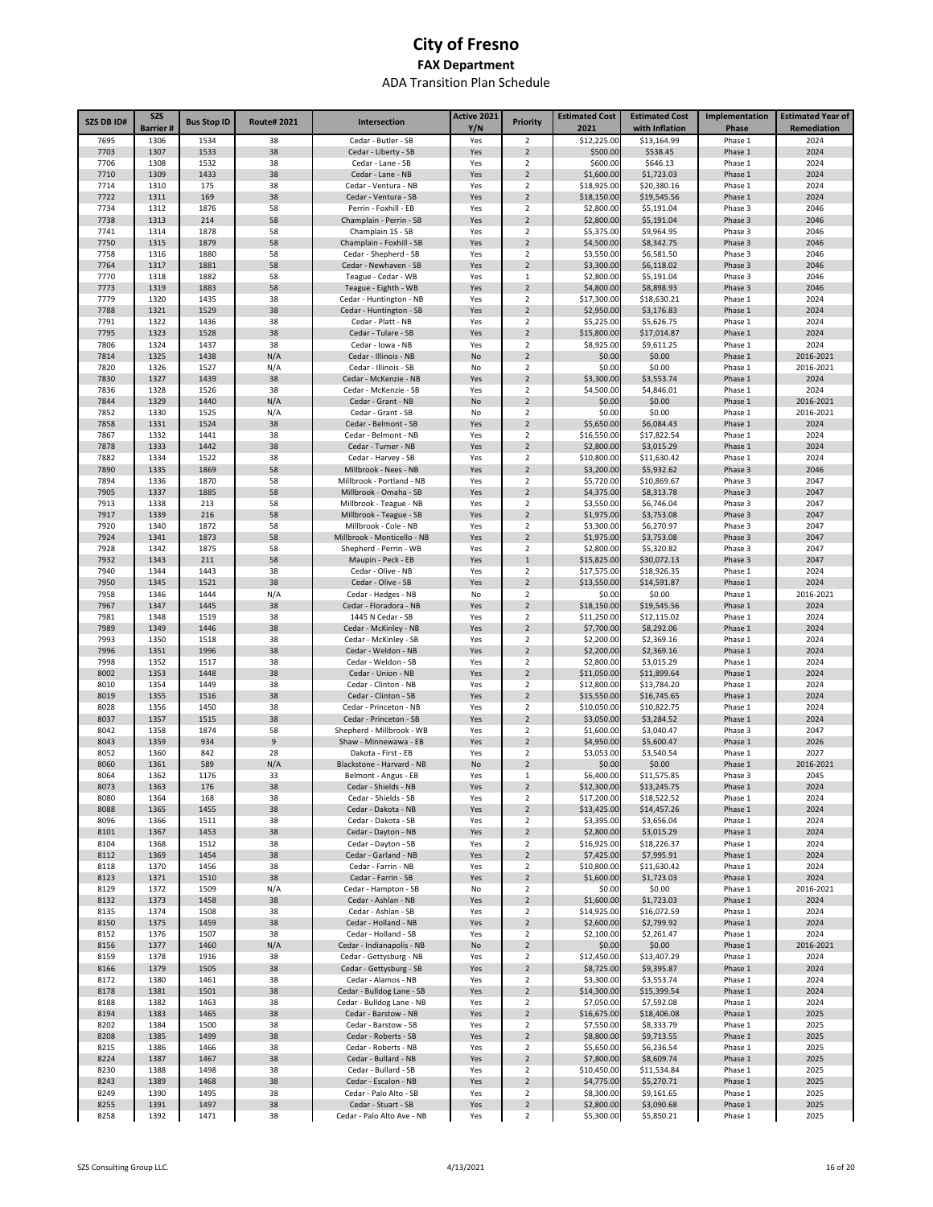# City of Fresno

## FAX Department

### ADA Transition Plan Schedule

| SZS DB ID# | SZS Barrier # | Bus Stop ID | Route# 2021 | Intersection | Active 2021 Y/N | Priority | Estimated Cost 2021 | Estimated Cost with Inflation | Implementation Phase | Estimated Year of Remediation |
|---|---|---|---|---|---|---|---|---|---|---|
| 7695 | 1306 | 1534 | 38 | Cedar - Butler - SB | Yes | 2 | $12,225.00 | $13,164.99 | Phase 1 | 2024 |
| 7703 | 1307 | 1533 | 38 | Cedar - Liberty - SB | Yes | 2 | $500.00 | $538.45 | Phase 1 | 2024 |
| 7706 | 1308 | 1532 | 38 | Cedar - Lane - SB | Yes | 2 | $600.00 | $646.13 | Phase 1 | 2024 |
| 7710 | 1309 | 1433 | 38 | Cedar - Lane - NB | Yes | 2 | $1,600.00 | $1,723.03 | Phase 1 | 2024 |
| 7714 | 1310 | 175 | 38 | Cedar - Ventura - NB | Yes | 2 | $18,925.00 | $20,380.16 | Phase 1 | 2024 |
| 7722 | 1311 | 169 | 38 | Cedar - Ventura - SB | Yes | 2 | $18,150.00 | $19,545.56 | Phase 1 | 2024 |
| 7734 | 1312 | 1876 | 58 | Perrin - Foxhill - EB | Yes | 2 | $2,800.00 | $5,191.04 | Phase 3 | 2046 |
| 7738 | 1313 | 214 | 58 | Champlain - Perrin - SB | Yes | 2 | $2,800.00 | $5,191.04 | Phase 3 | 2046 |
| 7741 | 1314 | 1878 | 58 | Champlain 1S - SB | Yes | 2 | $5,375.00 | $9,964.95 | Phase 3 | 2046 |
| 7750 | 1315 | 1879 | 58 | Champlain - Foxhill - SB | Yes | 2 | $4,500.00 | $8,342.75 | Phase 3 | 2046 |
| 7758 | 1316 | 1880 | 58 | Cedar - Shepherd - SB | Yes | 2 | $3,550.00 | $6,581.50 | Phase 3 | 2046 |
| 7764 | 1317 | 1881 | 58 | Cedar - Newhaven - SB | Yes | 2 | $3,300.00 | $6,118.02 | Phase 3 | 2046 |
| 7770 | 1318 | 1882 | 58 | Teague - Cedar - WB | Yes | 1 | $2,800.00 | $5,191.04 | Phase 3 | 2046 |
| 7773 | 1319 | 1883 | 58 | Teague - Eighth - WB | Yes | 2 | $4,800.00 | $8,898.93 | Phase 3 | 2046 |
| 7779 | 1320 | 1435 | 38 | Cedar - Huntington - NB | Yes | 2 | $17,300.00 | $18,630.21 | Phase 1 | 2024 |
| 7788 | 1321 | 1529 | 38 | Cedar - Huntington - SB | Yes | 2 | $2,950.00 | $3,176.83 | Phase 1 | 2024 |
| 7791 | 1322 | 1436 | 38 | Cedar - Platt - NB | Yes | 2 | $5,225.00 | $5,626.75 | Phase 1 | 2024 |
| 7795 | 1323 | 1528 | 38 | Cedar - Tulare - SB | Yes | 2 | $15,800.00 | $17,014.87 | Phase 1 | 2024 |
| 7806 | 1324 | 1437 | 38 | Cedar - Iowa - NB | Yes | 2 | $8,925.00 | $9,611.25 | Phase 1 | 2024 |
| 7814 | 1325 | 1438 | N/A | Cedar - Illinois - NB | No | 2 | $0.00 | $0.00 | Phase 1 | 2016-2021 |
| 7820 | 1326 | 1527 | N/A | Cedar - Illinois - SB | No | 2 | $0.00 | $0.00 | Phase 1 | 2016-2021 |
| 7830 | 1327 | 1439 | 38 | Cedar - McKenzie - NB | Yes | 2 | $3,300.00 | $3,553.74 | Phase 1 | 2024 |
| 7836 | 1328 | 1526 | 38 | Cedar - McKenzie - SB | Yes | 2 | $4,500.00 | $4,846.01 | Phase 1 | 2024 |
| 7844 | 1329 | 1440 | N/A | Cedar - Grant - NB | No | 2 | $0.00 | $0.00 | Phase 1 | 2016-2021 |
| 7852 | 1330 | 1525 | N/A | Cedar - Grant - SB | No | 2 | $0.00 | $0.00 | Phase 1 | 2016-2021 |
| 7858 | 1331 | 1524 | 38 | Cedar - Belmont - SB | Yes | 2 | $5,650.00 | $6,084.43 | Phase 1 | 2024 |
| 7867 | 1332 | 1441 | 38 | Cedar - Belmont - NB | Yes | 2 | $16,550.00 | $17,822.54 | Phase 1 | 2024 |
| 7878 | 1333 | 1442 | 38 | Cedar - Turner - NB | Yes | 2 | $2,800.00 | $3,015.29 | Phase 1 | 2024 |
| 7882 | 1334 | 1522 | 38 | Cedar - Harvey - SB | Yes | 2 | $10,800.00 | $11,630.42 | Phase 1 | 2024 |
| 7890 | 1335 | 1869 | 58 | Millbrook - Nees - NB | Yes | 2 | $3,200.00 | $5,932.62 | Phase 3 | 2046 |
| 7894 | 1336 | 1870 | 58 | Millbrook - Portland - NB | Yes | 2 | $5,720.00 | $10,869.67 | Phase 3 | 2047 |
| 7905 | 1337 | 1885 | 58 | Millbrook - Omaha - SB | Yes | 2 | $4,375.00 | $8,313.78 | Phase 3 | 2047 |
| 7913 | 1338 | 213 | 58 | Millbrook - Teague - NB | Yes | 2 | $3,550.00 | $6,746.04 | Phase 3 | 2047 |
| 7917 | 1339 | 216 | 58 | Millbrook - Teague - SB | Yes | 2 | $1,975.00 | $3,753.08 | Phase 3 | 2047 |
| 7920 | 1340 | 1872 | 58 | Millbrook - Cole - NB | Yes | 2 | $3,300.00 | $6,270.97 | Phase 3 | 2047 |
| 7924 | 1341 | 1873 | 58 | Millbrook - Monticello - NB | Yes | 2 | $1,975.00 | $3,753.08 | Phase 3 | 2047 |
| 7928 | 1342 | 1875 | 58 | Shepherd - Perrin - WB | Yes | 2 | $2,800.00 | $5,320.82 | Phase 3 | 2047 |
| 7932 | 1343 | 211 | 58 | Maupin - Peck - EB | Yes | 1 | $15,825.00 | $30,072.13 | Phase 3 | 2047 |
| 7940 | 1344 | 1443 | 38 | Cedar - Olive - NB | Yes | 2 | $17,575.00 | $18,926.35 | Phase 1 | 2024 |
| 7950 | 1345 | 1521 | 38 | Cedar - Olive - SB | Yes | 2 | $13,550.00 | $14,591.87 | Phase 1 | 2024 |
| 7958 | 1346 | 1444 | N/A | Cedar - Hedges - NB | No | 2 | $0.00 | $0.00 | Phase 1 | 2016-2021 |
| 7967 | 1347 | 1445 | 38 | Cedar - Floradora - NB | Yes | 2 | $18,150.00 | $19,545.56 | Phase 1 | 2024 |
| 7981 | 1348 | 1519 | 38 | 1445 N Cedar - SB | Yes | 2 | $11,250.00 | $12,115.02 | Phase 1 | 2024 |
| 7989 | 1349 | 1446 | 38 | Cedar - McKinley - NB | Yes | 2 | $7,700.00 | $8,292.06 | Phase 1 | 2024 |
| 7993 | 1350 | 1518 | 38 | Cedar - McKinley - SB | Yes | 2 | $2,200.00 | $2,369.16 | Phase 1 | 2024 |
| 7996 | 1351 | 1996 | 38 | Cedar - Weldon - NB | Yes | 2 | $2,200.00 | $2,369.16 | Phase 1 | 2024 |
| 7998 | 1352 | 1517 | 38 | Cedar - Weldon - SB | Yes | 2 | $2,800.00 | $3,015.29 | Phase 1 | 2024 |
| 8002 | 1353 | 1448 | 38 | Cedar - Union - NB | Yes | 2 | $11,050.00 | $11,899.64 | Phase 1 | 2024 |
| 8010 | 1354 | 1449 | 38 | Cedar - Clinton - NB | Yes | 2 | $12,800.00 | $13,784.20 | Phase 1 | 2024 |
| 8019 | 1355 | 1516 | 38 | Cedar - Clinton - SB | Yes | 2 | $15,550.00 | $16,745.65 | Phase 1 | 2024 |
| 8028 | 1356 | 1450 | 38 | Cedar - Princeton - NB | Yes | 2 | $10,050.00 | $10,822.75 | Phase 1 | 2024 |
| 8037 | 1357 | 1515 | 38 | Cedar - Princeton - SB | Yes | 2 | $3,050.00 | $3,284.52 | Phase 1 | 2024 |
| 8042 | 1358 | 1874 | 58 | Shepherd - Millbrook - WB | Yes | 2 | $1,600.00 | $3,040.47 | Phase 3 | 2047 |
| 8043 | 1359 | 934 | 9 | Shaw - Minnewawa - EB | Yes | 2 | $4,950.00 | $5,600.47 | Phase 1 | 2026 |
| 8052 | 1360 | 842 | 28 | Dakota - First - EB | Yes | 2 | $3,053.00 | $3,540.54 | Phase 1 | 2027 |
| 8060 | 1361 | 589 | N/A | Blackstone - Harvard - NB | No | 2 | $0.00 | $0.00 | Phase 1 | 2016-2021 |
| 8064 | 1362 | 1176 | 33 | Belmont - Angus - EB | Yes | 1 | $6,400.00 | $11,575.85 | Phase 3 | 2045 |
| 8073 | 1363 | 176 | 38 | Cedar - Shields - NB | Yes | 2 | $12,300.00 | $13,245.75 | Phase 1 | 2024 |
| 8080 | 1364 | 168 | 38 | Cedar - Shields - SB | Yes | 2 | $17,200.00 | $18,522.52 | Phase 1 | 2024 |
| 8088 | 1365 | 1455 | 38 | Cedar - Dakota - NB | Yes | 2 | $13,425.00 | $14,457.26 | Phase 1 | 2024 |
| 8096 | 1366 | 1511 | 38 | Cedar - Dakota - SB | Yes | 2 | $3,395.00 | $3,656.04 | Phase 1 | 2024 |
| 8101 | 1367 | 1453 | 38 | Cedar - Dayton - NB | Yes | 2 | $2,800.00 | $3,015.29 | Phase 1 | 2024 |
| 8104 | 1368 | 1512 | 38 | Cedar - Dayton - SB | Yes | 2 | $16,925.00 | $18,226.37 | Phase 1 | 2024 |
| 8112 | 1369 | 1454 | 38 | Cedar - Garland - NB | Yes | 2 | $7,425.00 | $7,995.91 | Phase 1 | 2024 |
| 8118 | 1370 | 1456 | 38 | Cedar - Farrin - NB | Yes | 2 | $10,800.00 | $11,630.42 | Phase 1 | 2024 |
| 8123 | 1371 | 1510 | 38 | Cedar - Farrin - SB | Yes | 2 | $1,600.00 | $1,723.03 | Phase 1 | 2024 |
| 8129 | 1372 | 1509 | N/A | Cedar - Hampton - SB | No | 2 | $0.00 | $0.00 | Phase 1 | 2016-2021 |
| 8132 | 1373 | 1458 | 38 | Cedar - Ashlan - NB | Yes | 2 | $1,600.00 | $1,723.03 | Phase 1 | 2024 |
| 8135 | 1374 | 1508 | 38 | Cedar - Ashlan - SB | Yes | 2 | $14,925.00 | $16,072.59 | Phase 1 | 2024 |
| 8150 | 1375 | 1459 | 38 | Cedar - Holland - NB | Yes | 2 | $2,600.00 | $2,799.92 | Phase 1 | 2024 |
| 8152 | 1376 | 1507 | 38 | Cedar - Holland - SB | Yes | 2 | $2,100.00 | $2,261.47 | Phase 1 | 2024 |
| 8156 | 1377 | 1460 | N/A | Cedar - Indianapolis - NB | No | 2 | $0.00 | $0.00 | Phase 1 | 2016-2021 |
| 8159 | 1378 | 1916 | 38 | Cedar - Gettysburg - NB | Yes | 2 | $12,450.00 | $13,407.29 | Phase 1 | 2024 |
| 8166 | 1379 | 1505 | 38 | Cedar - Gettysburg - SB | Yes | 2 | $8,725.00 | $9,395.87 | Phase 1 | 2024 |
| 8172 | 1380 | 1461 | 38 | Cedar - Alamos - NB | Yes | 2 | $3,300.00 | $3,553.74 | Phase 1 | 2024 |
| 8178 | 1381 | 1501 | 38 | Cedar - Bulldog Lane - SB | Yes | 2 | $14,300.00 | $15,399.54 | Phase 1 | 2024 |
| 8188 | 1382 | 1463 | 38 | Cedar - Bulldog Lane - NB | Yes | 2 | $7,050.00 | $7,592.08 | Phase 1 | 2024 |
| 8194 | 1383 | 1465 | 38 | Cedar - Barstow - NB | Yes | 2 | $16,675.00 | $18,406.08 | Phase 1 | 2025 |
| 8202 | 1384 | 1500 | 38 | Cedar - Barstow - SB | Yes | 2 | $7,550.00 | $8,333.79 | Phase 1 | 2025 |
| 8208 | 1385 | 1499 | 38 | Cedar - Roberts - SB | Yes | 2 | $8,800.00 | $9,713.55 | Phase 1 | 2025 |
| 8215 | 1386 | 1466 | 38 | Cedar - Roberts - NB | Yes | 2 | $5,650.00 | $6,236.54 | Phase 1 | 2025 |
| 8224 | 1387 | 1467 | 38 | Cedar - Bullard - NB | Yes | 2 | $7,800.00 | $8,609.74 | Phase 1 | 2025 |
| 8230 | 1388 | 1498 | 38 | Cedar - Bullard - SB | Yes | 2 | $10,450.00 | $11,534.84 | Phase 1 | 2025 |
| 8243 | 1389 | 1468 | 38 | Cedar - Escalon - NB | Yes | 2 | $4,775.00 | $5,270.71 | Phase 1 | 2025 |
| 8249 | 1390 | 1495 | 38 | Cedar - Palo Alto - SB | Yes | 2 | $8,300.00 | $9,161.65 | Phase 1 | 2025 |
| 8255 | 1391 | 1497 | 38 | Cedar - Stuart - SB | Yes | 2 | $2,800.00 | $3,090.68 | Phase 1 | 2025 |
| 8258 | 1392 | 1471 | 38 | Cedar - Palo Alto Ave - NB | Yes | 2 | $5,300.00 | $5,850.21 | Phase 1 | 2025 |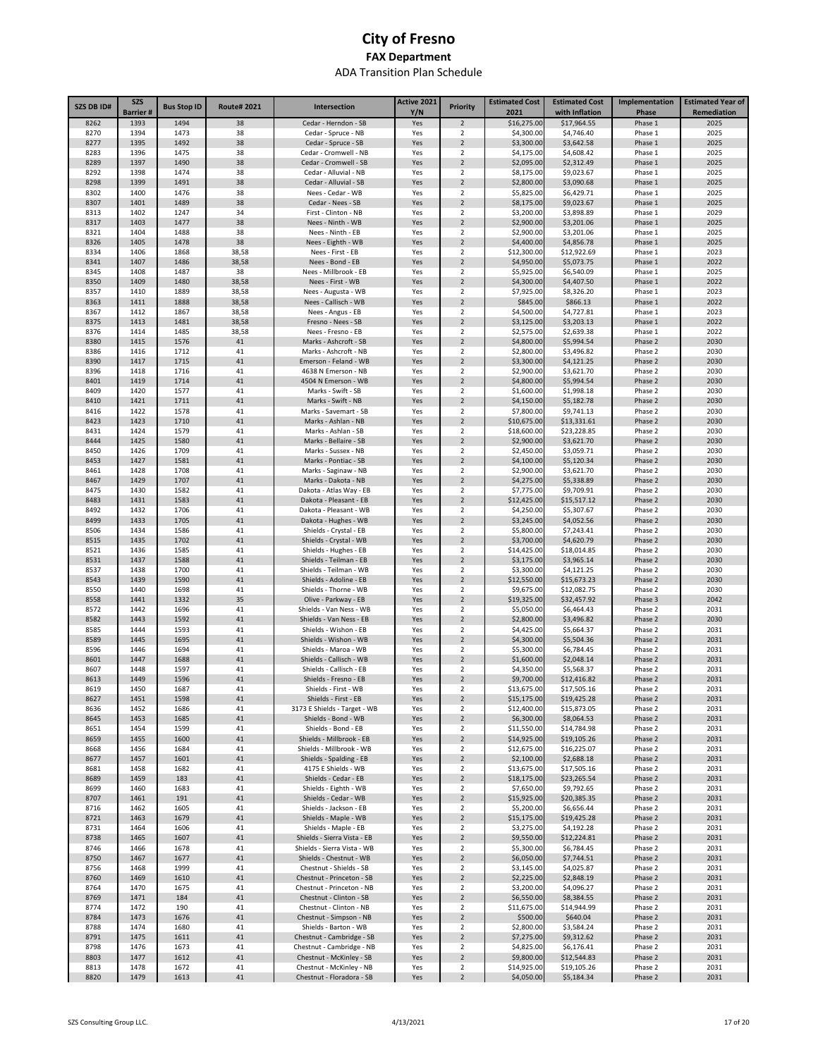# City of Fresno

## FAX Department

### ADA Transition Plan Schedule

| SZS DB ID# | SZS Barrier # | Bus Stop ID | Route# 2021 | Intersection | Active 2021 Y/N | Priority | Estimated Cost 2021 | Estimated Cost with Inflation | Implementation Phase | Estimated Year of Remediation |
|---|---|---|---|---|---|---|---|---|---|---|
| 8262 | 1393 | 1494 | 38 | Cedar - Herndon - SB | Yes | 2 | $16,275.00 | $17,964.55 | Phase 1 | 2025 |
| 8270 | 1394 | 1473 | 38 | Cedar - Spruce - NB | Yes | 2 | $4,300.00 | $4,746.40 | Phase 1 | 2025 |
| 8277 | 1395 | 1492 | 38 | Cedar - Spruce - SB | Yes | 2 | $3,300.00 | $3,642.58 | Phase 1 | 2025 |
| 8283 | 1396 | 1475 | 38 | Cedar - Cromwell - NB | Yes | 2 | $4,175.00 | $4,608.42 | Phase 1 | 2025 |
| 8289 | 1397 | 1490 | 38 | Cedar - Cromwell - SB | Yes | 2 | $2,095.00 | $2,312.49 | Phase 1 | 2025 |
| 8292 | 1398 | 1474 | 38 | Cedar - Alluvial - NB | Yes | 2 | $8,175.00 | $9,023.67 | Phase 1 | 2025 |
| 8298 | 1399 | 1491 | 38 | Cedar - Alluvial - SB | Yes | 2 | $2,800.00 | $3,090.68 | Phase 1 | 2025 |
| 8302 | 1400 | 1476 | 38 | Nees - Cedar - WB | Yes | 2 | $5,825.00 | $6,429.71 | Phase 1 | 2025 |
| 8307 | 1401 | 1489 | 38 | Cedar - Nees - SB | Yes | 2 | $8,175.00 | $9,023.67 | Phase 1 | 2025 |
| 8313 | 1402 | 1247 | 34 | First - Clinton - NB | Yes | 2 | $3,200.00 | $3,898.89 | Phase 1 | 2029 |
| 8317 | 1403 | 1477 | 38 | Nees - Ninth - WB | Yes | 2 | $2,900.00 | $3,201.06 | Phase 1 | 2025 |
| 8321 | 1404 | 1488 | 38 | Nees - Ninth - EB | Yes | 2 | $2,900.00 | $3,201.06 | Phase 1 | 2025 |
| 8326 | 1405 | 1478 | 38 | Nees - Eighth - WB | Yes | 2 | $4,400.00 | $4,856.78 | Phase 1 | 2025 |
| 8334 | 1406 | 1868 | 38,58 | Nees - First - EB | Yes | 2 | $12,300.00 | $12,922.69 | Phase 1 | 2023 |
| 8341 | 1407 | 1486 | 38,58 | Nees - Bond - EB | Yes | 2 | $4,950.00 | $5,073.75 | Phase 1 | 2022 |
| 8345 | 1408 | 1487 | 38 | Nees - Millbrook - EB | Yes | 2 | $5,925.00 | $6,540.09 | Phase 1 | 2025 |
| 8350 | 1409 | 1480 | 38,58 | Nees - First - WB | Yes | 2 | $4,300.00 | $4,407.50 | Phase 1 | 2022 |
| 8357 | 1410 | 1889 | 38,58 | Nees - Augusta - WB | Yes | 2 | $7,925.00 | $8,326.20 | Phase 1 | 2023 |
| 8363 | 1411 | 1888 | 38,58 | Nees - Callisch - WB | Yes | 2 | $845.00 | $866.13 | Phase 1 | 2022 |
| 8367 | 1412 | 1867 | 38,58 | Nees - Angus - EB | Yes | 2 | $4,500.00 | $4,727.81 | Phase 1 | 2023 |
| 8375 | 1413 | 1481 | 38,58 | Fresno - Nees - SB | Yes | 2 | $3,125.00 | $3,203.13 | Phase 1 | 2022 |
| 8376 | 1414 | 1485 | 38,58 | Nees - Fresno - EB | Yes | 2 | $2,575.00 | $2,639.38 | Phase 1 | 2022 |
| 8380 | 1415 | 1576 | 41 | Marks - Ashcroft - SB | Yes | 2 | $4,800.00 | $5,994.54 | Phase 2 | 2030 |
| 8386 | 1416 | 1712 | 41 | Marks - Ashcroft - NB | Yes | 2 | $2,800.00 | $3,496.82 | Phase 2 | 2030 |
| 8390 | 1417 | 1715 | 41 | Emerson - Feland - WB | Yes | 2 | $3,300.00 | $4,121.25 | Phase 2 | 2030 |
| 8396 | 1418 | 1716 | 41 | 4638 N Emerson - NB | Yes | 2 | $2,900.00 | $3,621.70 | Phase 2 | 2030 |
| 8401 | 1419 | 1714 | 41 | 4504 N Emerson - WB | Yes | 2 | $4,800.00 | $5,994.54 | Phase 2 | 2030 |
| 8409 | 1420 | 1577 | 41 | Marks - Swift - SB | Yes | 2 | $1,600.00 | $1,998.18 | Phase 2 | 2030 |
| 8410 | 1421 | 1711 | 41 | Marks - Swift - NB | Yes | 2 | $4,150.00 | $5,182.78 | Phase 2 | 2030 |
| 8416 | 1422 | 1578 | 41 | Marks - Savemart - SB | Yes | 2 | $7,800.00 | $9,741.13 | Phase 2 | 2030 |
| 8423 | 1423 | 1710 | 41 | Marks - Ashlan - NB | Yes | 2 | $10,675.00 | $13,331.61 | Phase 2 | 2030 |
| 8431 | 1424 | 1579 | 41 | Marks - Ashlan - SB | Yes | 2 | $18,600.00 | $23,228.85 | Phase 2 | 2030 |
| 8444 | 1425 | 1580 | 41 | Marks - Bellaire - SB | Yes | 2 | $2,900.00 | $3,621.70 | Phase 2 | 2030 |
| 8450 | 1426 | 1709 | 41 | Marks - Sussex - NB | Yes | 2 | $2,450.00 | $3,059.71 | Phase 2 | 2030 |
| 8453 | 1427 | 1581 | 41 | Marks - Pontiac - SB | Yes | 2 | $4,100.00 | $5,120.34 | Phase 2 | 2030 |
| 8461 | 1428 | 1708 | 41 | Marks - Saginaw - NB | Yes | 2 | $2,900.00 | $3,621.70 | Phase 2 | 2030 |
| 8467 | 1429 | 1707 | 41 | Marks - Dakota - NB | Yes | 2 | $4,275.00 | $5,338.89 | Phase 2 | 2030 |
| 8475 | 1430 | 1582 | 41 | Dakota - Atlas Way - EB | Yes | 2 | $7,775.00 | $9,709.91 | Phase 2 | 2030 |
| 8483 | 1431 | 1583 | 41 | Dakota - Pleasant - EB | Yes | 2 | $12,425.00 | $15,517.12 | Phase 2 | 2030 |
| 8492 | 1432 | 1706 | 41 | Dakota - Pleasant - WB | Yes | 2 | $4,250.00 | $5,307.67 | Phase 2 | 2030 |
| 8499 | 1433 | 1705 | 41 | Dakota - Hughes - WB | Yes | 2 | $3,245.00 | $4,052.56 | Phase 2 | 2030 |
| 8506 | 1434 | 1586 | 41 | Shields - Crystal - EB | Yes | 2 | $5,800.00 | $7,243.41 | Phase 2 | 2030 |
| 8515 | 1435 | 1702 | 41 | Shields - Crystal - WB | Yes | 2 | $3,700.00 | $4,620.79 | Phase 2 | 2030 |
| 8521 | 1436 | 1585 | 41 | Shields - Hughes - EB | Yes | 2 | $14,425.00 | $18,014.85 | Phase 2 | 2030 |
| 8531 | 1437 | 1588 | 41 | Shields - Teilman - EB | Yes | 2 | $3,175.00 | $3,965.14 | Phase 2 | 2030 |
| 8537 | 1438 | 1700 | 41 | Shields - Teilman - WB | Yes | 2 | $3,300.00 | $4,121.25 | Phase 2 | 2030 |
| 8543 | 1439 | 1590 | 41 | Shields - Adoline - EB | Yes | 2 | $12,550.00 | $15,673.23 | Phase 2 | 2030 |
| 8550 | 1440 | 1698 | 41 | Shields - Thorne - WB | Yes | 2 | $9,675.00 | $12,082.75 | Phase 2 | 2030 |
| 8558 | 1441 | 1332 | 35 | Olive - Parkway - EB | Yes | 2 | $19,325.00 | $32,457.92 | Phase 3 | 2042 |
| 8572 | 1442 | 1696 | 41 | Shields - Van Ness - WB | Yes | 2 | $5,050.00 | $6,464.43 | Phase 2 | 2031 |
| 8582 | 1443 | 1592 | 41 | Shields - Van Ness - EB | Yes | 2 | $2,800.00 | $3,496.82 | Phase 2 | 2030 |
| 8585 | 1444 | 1593 | 41 | Shields - Wishon - EB | Yes | 2 | $4,425.00 | $5,664.37 | Phase 2 | 2031 |
| 8589 | 1445 | 1695 | 41 | Shields - Wishon - WB | Yes | 2 | $4,300.00 | $5,504.36 | Phase 2 | 2031 |
| 8596 | 1446 | 1694 | 41 | Shields - Maroa - WB | Yes | 2 | $5,300.00 | $6,784.45 | Phase 2 | 2031 |
| 8601 | 1447 | 1688 | 41 | Shields - Callisch - WB | Yes | 2 | $1,600.00 | $2,048.14 | Phase 2 | 2031 |
| 8607 | 1448 | 1597 | 41 | Shields - Callisch - EB | Yes | 2 | $4,350.00 | $5,568.37 | Phase 2 | 2031 |
| 8613 | 1449 | 1596 | 41 | Shields - Fresno - EB | Yes | 2 | $9,700.00 | $12,416.82 | Phase 2 | 2031 |
| 8619 | 1450 | 1687 | 41 | Shields - First - WB | Yes | 2 | $13,675.00 | $17,505.16 | Phase 2 | 2031 |
| 8627 | 1451 | 1598 | 41 | Shields - First - EB | Yes | 2 | $15,175.00 | $19,425.28 | Phase 2 | 2031 |
| 8636 | 1452 | 1686 | 41 | 3173 E Shields - Target - WB | Yes | 2 | $12,400.00 | $15,873.05 | Phase 2 | 2031 |
| 8645 | 1453 | 1685 | 41 | Shields - Bond - WB | Yes | 2 | $6,300.00 | $8,064.53 | Phase 2 | 2031 |
| 8651 | 1454 | 1599 | 41 | Shields - Bond - EB | Yes | 2 | $11,550.00 | $14,784.98 | Phase 2 | 2031 |
| 8659 | 1455 | 1600 | 41 | Shields - Millbrook - EB | Yes | 2 | $14,925.00 | $19,105.26 | Phase 2 | 2031 |
| 8668 | 1456 | 1684 | 41 | Shields - Millbrook - WB | Yes | 2 | $12,675.00 | $16,225.07 | Phase 2 | 2031 |
| 8677 | 1457 | 1601 | 41 | Shields - Spalding - EB | Yes | 2 | $2,100.00 | $2,688.18 | Phase 2 | 2031 |
| 8681 | 1458 | 1682 | 41 | 4175 E Shields - WB | Yes | 2 | $13,675.00 | $17,505.16 | Phase 2 | 2031 |
| 8689 | 1459 | 183 | 41 | Shields - Cedar - EB | Yes | 2 | $18,175.00 | $23,265.54 | Phase 2 | 2031 |
| 8699 | 1460 | 1683 | 41 | Shields - Eighth - WB | Yes | 2 | $7,650.00 | $9,792.65 | Phase 2 | 2031 |
| 8707 | 1461 | 191 | 41 | Shields - Cedar - WB | Yes | 2 | $15,925.00 | $20,385.35 | Phase 2 | 2031 |
| 8716 | 1462 | 1605 | 41 | Shields - Jackson - EB | Yes | 2 | $5,200.00 | $6,656.44 | Phase 2 | 2031 |
| 8721 | 1463 | 1679 | 41 | Shields - Maple - WB | Yes | 2 | $15,175.00 | $19,425.28 | Phase 2 | 2031 |
| 8731 | 1464 | 1606 | 41 | Shields - Maple - EB | Yes | 2 | $3,275.00 | $4,192.28 | Phase 2 | 2031 |
| 8738 | 1465 | 1607 | 41 | Shields - Sierra Vista - EB | Yes | 2 | $9,550.00 | $12,224.81 | Phase 2 | 2031 |
| 8746 | 1466 | 1678 | 41 | Shields - Sierra Vista - WB | Yes | 2 | $5,300.00 | $6,784.45 | Phase 2 | 2031 |
| 8750 | 1467 | 1677 | 41 | Shields - Chestnut - WB | Yes | 2 | $6,050.00 | $7,744.51 | Phase 2 | 2031 |
| 8756 | 1468 | 1999 | 41 | Chestnut - Shields - SB | Yes | 2 | $3,145.00 | $4,025.87 | Phase 2 | 2031 |
| 8760 | 1469 | 1610 | 41 | Chestnut - Princeton - SB | Yes | 2 | $2,225.00 | $2,848.19 | Phase 2 | 2031 |
| 8764 | 1470 | 1675 | 41 | Chestnut - Princeton - NB | Yes | 2 | $3,200.00 | $4,096.27 | Phase 2 | 2031 |
| 8769 | 1471 | 184 | 41 | Chestnut - Clinton - SB | Yes | 2 | $6,550.00 | $8,384.55 | Phase 2 | 2031 |
| 8774 | 1472 | 190 | 41 | Chestnut - Clinton - NB | Yes | 2 | $11,675.00 | $14,944.99 | Phase 2 | 2031 |
| 8784 | 1473 | 1676 | 41 | Chestnut - Simpson - NB | Yes | 2 | $500.00 | $640.04 | Phase 2 | 2031 |
| 8788 | 1474 | 1680 | 41 | Shields - Barton - WB | Yes | 2 | $2,800.00 | $3,584.24 | Phase 2 | 2031 |
| 8791 | 1475 | 1611 | 41 | Chestnut - Cambridge - SB | Yes | 2 | $7,275.00 | $9,312.62 | Phase 2 | 2031 |
| 8798 | 1476 | 1673 | 41 | Chestnut - Cambridge - NB | Yes | 2 | $4,825.00 | $6,176.41 | Phase 2 | 2031 |
| 8803 | 1477 | 1612 | 41 | Chestnut - McKinley - SB | Yes | 2 | $9,800.00 | $12,544.83 | Phase 2 | 2031 |
| 8813 | 1478 | 1672 | 41 | Chestnut - McKinley - NB | Yes | 2 | $14,925.00 | $19,105.26 | Phase 2 | 2031 |
| 8820 | 1479 | 1613 | 41 | Chestnut - Floradora - SB | Yes | 2 | $4,050.00 | $5,184.34 | Phase 2 | 2031 |

SZS Consulting Group LLC. 4/13/2021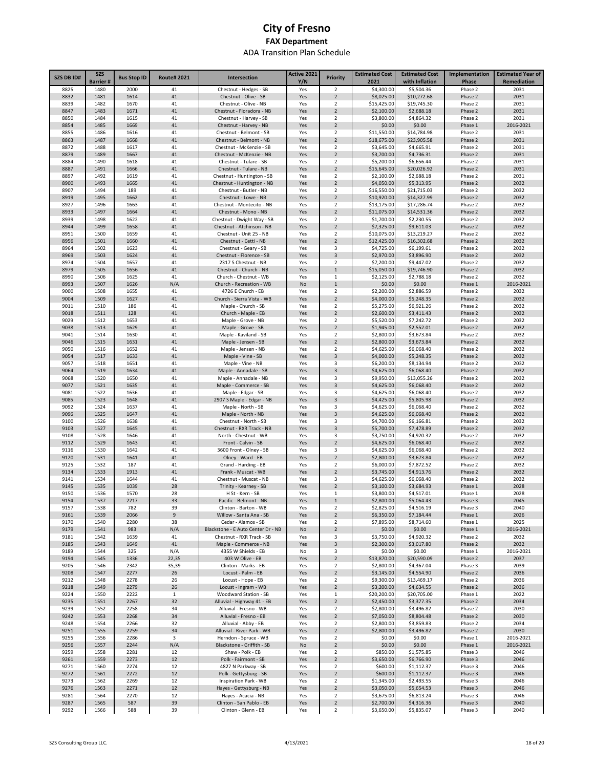# City of Fresno

## FAX Department

### ADA Transition Plan Schedule

| SZS DB ID# | SZS Barrier # | Bus Stop ID | Route# 2021 | Intersection | Active 2021 Y/N | Priority | Estimated Cost 2021 | Estimated Cost with Inflation | Implementation Phase | Estimated Year of Remediation |
|---|---|---|---|---|---|---|---|---|---|---|
| 8825 | 1480 | 2000 | 41 | Chestnut - Hedges - SB | Yes | 2 | $4,300.00 | $5,504.36 | Phase 2 | 2031 |
| 8832 | 1481 | 1614 | 41 | Chestnut - Olive - SB | Yes | 2 | $8,025.00 | $10,272.68 | Phase 2 | 2031 |
| 8839 | 1482 | 1670 | 41 | Chestnut - Olive - NB | Yes | 2 | $15,425.00 | $19,745.30 | Phase 2 | 2031 |
| 8847 | 1483 | 1671 | 41 | Chestnut - Floradora - NB | Yes | 2 | $2,100.00 | $2,688.18 | Phase 2 | 2031 |
| 8850 | 1484 | 1615 | 41 | Chestnut - Harvey - SB | Yes | 2 | $3,800.00 | $4,864.32 | Phase 2 | 2031 |
| 8854 | 1485 | 1669 | 41 | Chestnut - Harvey - NB | Yes | 2 | $0.00 | $0.00 | Phase 1 | 2016-2021 |
| 8855 | 1486 | 1616 | 41 | Chestnut - Belmont - SB | Yes | 2 | $11,550.00 | $14,784.98 | Phase 2 | 2031 |
| 8863 | 1487 | 1668 | 41 | Chestnut - Belmont - NB | Yes | 2 | $18,675.00 | $23,905.58 | Phase 2 | 2031 |
| 8872 | 1488 | 1617 | 41 | Chestnut - McKenzie - SB | Yes | 2 | $3,645.00 | $4,665.91 | Phase 2 | 2031 |
| 8879 | 1489 | 1667 | 41 | Chestnut - McKenzie - NB | Yes | 2 | $3,700.00 | $4,736.31 | Phase 2 | 2031 |
| 8884 | 1490 | 1618 | 41 | Chestnut - Tulare - SB | Yes | 2 | $5,200.00 | $6,656.44 | Phase 2 | 2031 |
| 8887 | 1491 | 1666 | 41 | Chestnut - Tulare - NB | Yes | 2 | $15,645.00 | $20,026.92 | Phase 2 | 2031 |
| 8897 | 1492 | 1619 | 41 | Chestnut - Huntington - SB | Yes | 2 | $2,100.00 | $2,688.18 | Phase 2 | 2031 |
| 8900 | 1493 | 1665 | 41 | Chestnut - Huntington - NB | Yes | 2 | $4,050.00 | $5,313.95 | Phase 2 | 2032 |
| 8907 | 1494 | 189 | 41 | Chestnut - Butler - NB | Yes | 2 | $16,550.00 | $21,715.03 | Phase 2 | 2032 |
| 8919 | 1495 | 1662 | 41 | Chestnut - Lowe - NB | Yes | 2 | $10,920.00 | $14,327.99 | Phase 2 | 2032 |
| 8927 | 1496 | 1663 | 41 | Chestnut - Montecito - NB | Yes | 2 | $13,175.00 | $17,286.74 | Phase 2 | 2032 |
| 8933 | 1497 | 1664 | 41 | Chestnut - Mono - NB | Yes | 2 | $11,075.00 | $14,531.36 | Phase 2 | 2032 |
| 8939 | 1498 | 1622 | 41 | Chestnut - Dwight Way - SB | Yes | 2 | $1,700.00 | $2,230.55 | Phase 2 | 2032 |
| 8944 | 1499 | 1658 | 41 | Chestnut - Atchinson - NB | Yes | 2 | $7,325.00 | $9,611.03 | Phase 2 | 2032 |
| 8951 | 1500 | 1659 | 41 | Chestnut - Unit 25 - NB | Yes | 2 | $10,075.00 | $13,219.27 | Phase 2 | 2032 |
| 8956 | 1501 | 1660 | 41 | Chestnut - Cetti - NB | Yes | 2 | $12,425.00 | $16,302.68 | Phase 2 | 2032 |
| 8964 | 1502 | 1623 | 41 | Chestnut - Geary - SB | Yes | 3 | $4,725.00 | $6,199.61 | Phase 2 | 2032 |
| 8969 | 1503 | 1624 | 41 | Chestnut - Florence - SB | Yes | 3 | $2,970.00 | $3,896.90 | Phase 2 | 2032 |
| 8974 | 1504 | 1657 | 41 | 2317 S Chestnut - NB | Yes | 2 | $7,200.00 | $9,447.02 | Phase 2 | 2032 |
| 8979 | 1505 | 1656 | 41 | Chestnut - Church - NB | Yes | 1 | $15,050.00 | $19,746.90 | Phase 2 | 2032 |
| 8990 | 1506 | 1625 | 41 | Church - Chestnut - WB | Yes | 1 | $2,125.00 | $2,788.18 | Phase 2 | 2032 |
| 8993 | 1507 | 1626 | N/A | Church - Recreation - WB | No | 1 | $0.00 | $0.00 | Phase 1 | 2016-2021 |
| 9000 | 1508 | 1655 | 41 | 4726 E Church - EB | Yes | 2 | $2,200.00 | $2,886.59 | Phase 2 | 2032 |
| 9004 | 1509 | 1627 | 41 | Church - Sierra Vista - WB | Yes | 2 | $4,000.00 | $5,248.35 | Phase 2 | 2032 |
| 9011 | 1510 | 186 | 41 | Maple - Church - SB | Yes | 2 | $5,275.00 | $6,921.26 | Phase 2 | 2032 |
| 9018 | 1511 | 128 | 41 | Church - Maple - EB | Yes | 2 | $2,600.00 | $3,411.43 | Phase 2 | 2032 |
| 9029 | 1512 | 1653 | 41 | Maple - Grove - NB | Yes | 2 | $5,520.00 | $7,242.72 | Phase 2 | 2032 |
| 9038 | 1513 | 1629 | 41 | Maple - Grove - SB | Yes | 2 | $1,945.00 | $2,552.01 | Phase 2 | 2032 |
| 9041 | 1514 | 1630 | 41 | Maple - Kaviland - SB | Yes | 2 | $2,800.00 | $3,673.84 | Phase 2 | 2032 |
| 9046 | 1515 | 1631 | 41 | Maple - Jensen - SB | Yes | 2 | $2,800.00 | $3,673.84 | Phase 2 | 2032 |
| 9050 | 1516 | 1652 | 41 | Maple - Jensen - NB | Yes | 2 | $4,625.00 | $6,068.40 | Phase 2 | 2032 |
| 9054 | 1517 | 1633 | 41 | Maple - Vine - SB | Yes | 3 | $4,000.00 | $5,248.35 | Phase 2 | 2032 |
| 9057 | 1518 | 1651 | 41 | Maple - Vine - NB | Yes | 3 | $6,200.00 | $8,134.94 | Phase 2 | 2032 |
| 9064 | 1519 | 1634 | 41 | Maple - Annadale - SB | Yes | 3 | $4,625.00 | $6,068.40 | Phase 2 | 2032 |
| 9068 | 1520 | 1650 | 41 | Maple - Annadale - NB | Yes | 3 | $9,950.00 | $13,055.26 | Phase 2 | 2032 |
| 9077 | 1521 | 1635 | 41 | Maple - Commerce - SB | Yes | 3 | $4,625.00 | $6,068.40 | Phase 2 | 2032 |
| 9081 | 1522 | 1636 | 41 | Maple - Edgar - SB | Yes | 3 | $4,625.00 | $6,068.40 | Phase 2 | 2032 |
| 9085 | 1523 | 1648 | 41 | 2907 S Maple - Edgar - NB | Yes | 3 | $4,425.00 | $5,805.98 | Phase 2 | 2032 |
| 9092 | 1524 | 1637 | 41 | Maple - North - SB | Yes | 3 | $4,625.00 | $6,068.40 | Phase 2 | 2032 |
| 9096 | 1525 | 1647 | 41 | Maple - North - NB | Yes | 3 | $4,625.00 | $6,068.40 | Phase 2 | 2032 |
| 9100 | 1526 | 1638 | 41 | Chestnut - North - SB | Yes | 3 | $4,700.00 | $6,166.81 | Phase 2 | 2032 |
| 9103 | 1527 | 1645 | 41 | Chestnut - RXR Track - NB | Yes | 3 | $5,700.00 | $7,478.89 | Phase 2 | 2032 |
| 9108 | 1528 | 1646 | 41 | North - Chestnut - WB | Yes | 3 | $3,750.00 | $4,920.32 | Phase 2 | 2032 |
| 9112 | 1529 | 1643 | 41 | Front - Calvin - SB | Yes | 2 | $4,625.00 | $6,068.40 | Phase 2 | 2032 |
| 9116 | 1530 | 1642 | 41 | 3600 Front - Olney - SB | Yes | 3 | $4,625.00 | $6,068.40 | Phase 2 | 2032 |
| 9120 | 1531 | 1641 | 41 | Olney - Ward - EB | Yes | 2 | $2,800.00 | $3,673.84 | Phase 2 | 2032 |
| 9125 | 1532 | 187 | 41 | Grand - Harding - EB | Yes | 2 | $6,000.00 | $7,872.52 | Phase 2 | 2032 |
| 9134 | 1533 | 1913 | 41 | Frank - Muscat - WB | Yes | 2 | $3,745.00 | $4,913.76 | Phase 2 | 2032 |
| 9141 | 1534 | 1644 | 41 | Chestnut - Muscat - NB | Yes | 3 | $4,625.00 | $6,068.40 | Phase 2 | 2032 |
| 9145 | 1535 | 1039 | 28 | Trinity - Kearney - SB | Yes | 2 | $3,100.00 | $3,684.93 | Phase 1 | 2028 |
| 9150 | 1536 | 1570 | 28 | H St - Kern - SB | Yes | 1 | $3,800.00 | $4,517.01 | Phase 1 | 2028 |
| 9154 | 1537 | 2217 | 33 | Pacific - Belmont - NB | Yes | 1 | $2,800.00 | $5,064.43 | Phase 3 | 2045 |
| 9157 | 1538 | 782 | 39 | Clinton - Barton - WB | Yes | 2 | $2,825.00 | $4,516.19 | Phase 3 | 2040 |
| 9161 | 1539 | 2066 | 9 | Willow - Santa Ana - SB | Yes | 2 | $6,350.00 | $7,184.44 | Phase 1 | 2026 |
| 9170 | 1540 | 2280 | 38 | Cedar - Alamos - SB | Yes | 2 | $7,895.00 | $8,714.60 | Phase 1 | 2025 |
| 9179 | 1541 | 983 | N/A | Blackstone - E Auto Center Dr - NB | No | 2 | $0.00 | $0.00 | Phase 1 | 2016-2021 |
| 9181 | 1542 | 1639 | 41 | Chestnut - RXR Track - SB | Yes | 3 | $3,750.00 | $4,920.32 | Phase 2 | 2032 |
| 9185 | 1543 | 1649 | 41 | Maple - Commerce - NB | Yes | 3 | $2,300.00 | $3,017.80 | Phase 2 | 2032 |
| 9189 | 1544 | 325 | N/A | 4355 W Shields - EB | No | 3 | $0.00 | $0.00 | Phase 1 | 2016-2021 |
| 9194 | 1545 | 1336 | 22,35 | 403 W Olive - EB | Yes | 2 | $13,870.00 | $20,590.09 | Phase 2 | 2037 |
| 9205 | 1546 | 2342 | 35,39 | Clinton - Marks - EB | Yes | 2 | $2,800.00 | $4,367.04 | Phase 3 | 2039 |
| 9208 | 1547 | 2277 | 26 | Locust - Palm - EB | Yes | 2 | $3,145.00 | $4,554.90 | Phase 2 | 2036 |
| 9212 | 1548 | 2278 | 26 | Locust - Hope - EB | Yes | 2 | $9,300.00 | $13,469.17 | Phase 2 | 2036 |
| 9218 | 1549 | 2279 | 26 | Locust - Ingram - WB | Yes | 2 | $3,200.00 | $4,634.55 | Phase 2 | 2036 |
| 9224 | 1550 | 2222 | 1 | Woodward Station - SB | Yes | 1 | $20,200.00 | $20,705.00 | Phase 1 | 2022 |
| 9235 | 1551 | 2267 | 32 | Alluvial - Highway 41 - EB | Yes | 2 | $2,450.00 | $3,377.35 | Phase 2 | 2034 |
| 9239 | 1552 | 2258 | 34 | Alluvial - Fresno - WB | Yes | 2 | $2,800.00 | $3,496.82 | Phase 2 | 2030 |
| 9242 | 1553 | 2268 | 34 | Alluvial - Fresno - EB | Yes | 2 | $7,050.00 | $8,804.48 | Phase 2 | 2030 |
| 9248 | 1554 | 2266 | 32 | Alluvial - Abby - EB | Yes | 2 | $2,800.00 | $3,859.83 | Phase 2 | 2034 |
| 9251 | 1555 | 2259 | 34 | Alluvial - River Park - WB | Yes | 2 | $2,800.00 | $3,496.82 | Phase 2 | 2030 |
| 9255 | 1556 | 2286 | 3 | Herndon - Spruce - WB | Yes | 2 | $0.00 | $0.00 | Phase 1 | 2016-2021 |
| 9256 | 1557 | 2244 | N/A | Blackstone - Griffith - SB | No | 2 | $0.00 | $0.00 | Phase 1 | 2016-2021 |
| 9259 | 1558 | 2281 | 12 | Shaw - Polk - EB | Yes | 2 | $850.00 | $1,575.85 | Phase 3 | 2046 |
| 9261 | 1559 | 2273 | 12 | Polk - Fairmont - SB | Yes | 2 | $3,650.00 | $6,766.90 | Phase 3 | 2046 |
| 9271 | 1560 | 2274 | 12 | 4827 N Parkway - SB | Yes | 2 | $600.00 | $1,112.37 | Phase 3 | 2046 |
| 9272 | 1561 | 2272 | 12 | Polk - Gettysburg - SB | Yes | 2 | $600.00 | $1,112.37 | Phase 3 | 2046 |
| 9273 | 1562 | 2269 | 12 | Inspiration Park - WB | Yes | 2 | $1,345.00 | $2,493.55 | Phase 3 | 2046 |
| 9276 | 1563 | 2271 | 12 | Hayes - Gettysburg - NB | Yes | 2 | $3,050.00 | $5,654.53 | Phase 3 | 2046 |
| 9281 | 1564 | 2270 | 12 | Hayes - Acacia - NB | Yes | 2 | $3,675.00 | $6,813.24 | Phase 3 | 2046 |
| 9287 | 1565 | 587 | 39 | Clinton - San Pablo - EB | Yes | 2 | $2,700.00 | $4,316.36 | Phase 3 | 2040 |
| 9292 | 1566 | 588 | 39 | Clinton - Glenn - EB | Yes | 2 | $3,650.00 | $5,835.07 | Phase 3 | 2040 |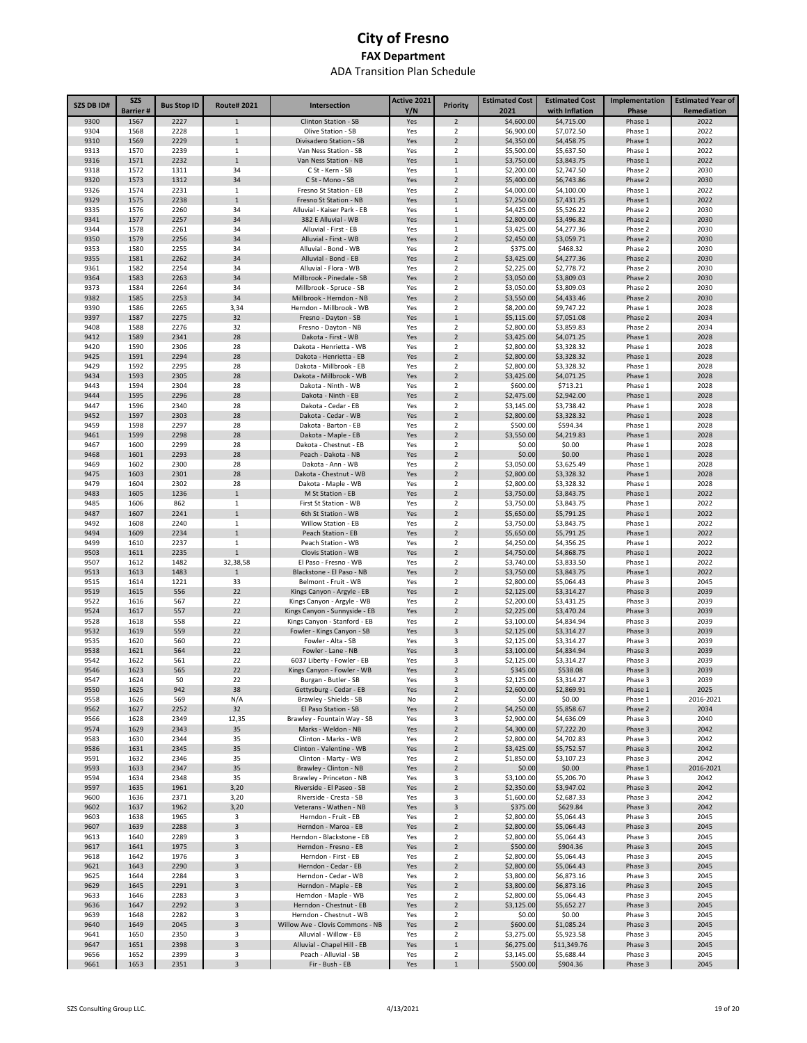# City of Fresno

## FAX Department

### ADA Transition Plan Schedule

| SZS DB ID# | SZS Barrier # | Bus Stop ID | Route# 2021 | Intersection | Active 2021 Y/N | Priority | Estimated Cost 2021 | Estimated Cost with Inflation | Implementation Phase | Estimated Year of Remediation |
|---|---|---|---|---|---|---|---|---|---|---|
| 9300 | 1567 | 2227 | 1 | Clinton Station - SB | Yes | 2 | $4,600.00 | $4,715.00 | Phase 1 | 2022 |
| 9304 | 1568 | 2228 | 1 | Olive Station - SB | Yes | 2 | $6,900.00 | $7,072.50 | Phase 1 | 2022 |
| 9310 | 1569 | 2229 | 1 | Divisadero Station - SB | Yes | 2 | $4,350.00 | $4,458.75 | Phase 1 | 2022 |
| 9313 | 1570 | 2239 | 1 | Van Ness Station - SB | Yes | 2 | $5,500.00 | $5,637.50 | Phase 1 | 2022 |
| 9316 | 1571 | 2232 | 1 | Van Ness Station - NB | Yes | 1 | $3,750.00 | $3,843.75 | Phase 1 | 2022 |
| 9318 | 1572 | 1311 | 34 | C St - Kern - SB | Yes | 1 | $2,200.00 | $2,747.50 | Phase 2 | 2030 |
| 9320 | 1573 | 1312 | 34 | C St - Mono - SB | Yes | 2 | $5,400.00 | $6,743.86 | Phase 2 | 2030 |
| 9326 | 1574 | 2231 | 1 | Fresno St Station - EB | Yes | 2 | $4,000.00 | $4,100.00 | Phase 1 | 2022 |
| 9329 | 1575 | 2238 | 1 | Fresno St Station - NB | Yes | 1 | $7,250.00 | $7,431.25 | Phase 1 | 2022 |
| 9335 | 1576 | 2260 | 34 | Alluvial - Kaiser Park - EB | Yes | 1 | $4,425.00 | $5,526.22 | Phase 2 | 2030 |
| 9341 | 1577 | 2257 | 34 | 382 E Alluvial - WB | Yes | 1 | $2,800.00 | $3,496.82 | Phase 2 | 2030 |
| 9344 | 1578 | 2261 | 34 | Alluvial - First - EB | Yes | 1 | $3,425.00 | $4,277.36 | Phase 2 | 2030 |
| 9350 | 1579 | 2256 | 34 | Alluvial - First - WB | Yes | 2 | $2,450.00 | $3,059.71 | Phase 2 | 2030 |
| 9353 | 1580 | 2255 | 34 | Alluvial - Bond - WB | Yes | 2 | $375.00 | $468.32 | Phase 2 | 2030 |
| 9355 | 1581 | 2262 | 34 | Alluvial - Bond - EB | Yes | 2 | $3,425.00 | $4,277.36 | Phase 2 | 2030 |
| 9361 | 1582 | 2254 | 34 | Alluvial - Flora - WB | Yes | 2 | $2,225.00 | $2,778.72 | Phase 2 | 2030 |
| 9364 | 1583 | 2263 | 34 | Millbrook - Pinedale - SB | Yes | 2 | $3,050.00 | $3,809.03 | Phase 2 | 2030 |
| 9373 | 1584 | 2264 | 34 | Millbrook - Spruce - SB | Yes | 2 | $3,050.00 | $3,809.03 | Phase 2 | 2030 |
| 9382 | 1585 | 2253 | 34 | Millbrook - Herndon - NB | Yes | 2 | $3,550.00 | $4,433.46 | Phase 2 | 2030 |
| 9390 | 1586 | 2265 | 3,34 | Herndon - Millbrook - WB | Yes | 2 | $8,200.00 | $9,747.22 | Phase 1 | 2028 |
| 9397 | 1587 | 2275 | 32 | Fresno - Dayton - SB | Yes | 1 | $5,115.00 | $7,051.08 | Phase 2 | 2034 |
| 9408 | 1588 | 2276 | 32 | Fresno - Dayton - NB | Yes | 2 | $2,800.00 | $3,859.83 | Phase 2 | 2034 |
| 9412 | 1589 | 2341 | 28 | Dakota - First - WB | Yes | 2 | $3,425.00 | $4,071.25 | Phase 1 | 2028 |
| 9420 | 1590 | 2306 | 28 | Dakota - Henrietta - WB | Yes | 2 | $2,800.00 | $3,328.32 | Phase 1 | 2028 |
| 9425 | 1591 | 2294 | 28 | Dakota - Henrietta - EB | Yes | 2 | $2,800.00 | $3,328.32 | Phase 1 | 2028 |
| 9429 | 1592 | 2295 | 28 | Dakota - Millbrook - EB | Yes | 2 | $2,800.00 | $3,328.32 | Phase 1 | 2028 |
| 9434 | 1593 | 2305 | 28 | Dakota - Millbrook - WB | Yes | 2 | $3,425.00 | $4,071.25 | Phase 1 | 2028 |
| 9443 | 1594 | 2304 | 28 | Dakota - Ninth - WB | Yes | 2 | $600.00 | $713.21 | Phase 1 | 2028 |
| 9444 | 1595 | 2296 | 28 | Dakota - Ninth - EB | Yes | 2 | $2,475.00 | $2,942.00 | Phase 1 | 2028 |
| 9447 | 1596 | 2340 | 28 | Dakota - Cedar - EB | Yes | 2 | $3,145.00 | $3,738.42 | Phase 1 | 2028 |
| 9452 | 1597 | 2303 | 28 | Dakota - Cedar - WB | Yes | 2 | $2,800.00 | $3,328.32 | Phase 1 | 2028 |
| 9459 | 1598 | 2297 | 28 | Dakota - Barton - EB | Yes | 2 | $500.00 | $594.34 | Phase 1 | 2028 |
| 9461 | 1599 | 2298 | 28 | Dakota - Maple - EB | Yes | 2 | $3,550.00 | $4,219.83 | Phase 1 | 2028 |
| 9467 | 1600 | 2299 | 28 | Dakota - Chestnut - EB | Yes | 2 | $0.00 | $0.00 | Phase 1 | 2028 |
| 9468 | 1601 | 2293 | 28 | Peach - Dakota - NB | Yes | 2 | $0.00 | $0.00 | Phase 1 | 2028 |
| 9469 | 1602 | 2300 | 28 | Dakota - Ann - WB | Yes | 2 | $3,050.00 | $3,625.49 | Phase 1 | 2028 |
| 9475 | 1603 | 2301 | 28 | Dakota - Chestnut - WB | Yes | 2 | $2,800.00 | $3,328.32 | Phase 1 | 2028 |
| 9479 | 1604 | 2302 | 28 | Dakota - Maple - WB | Yes | 2 | $2,800.00 | $3,328.32 | Phase 1 | 2028 |
| 9483 | 1605 | 1236 | 1 | M St Station - EB | Yes | 2 | $3,750.00 | $3,843.75 | Phase 1 | 2022 |
| 9485 | 1606 | 862 | 1 | First St Station - WB | Yes | 2 | $3,750.00 | $3,843.75 | Phase 1 | 2022 |
| 9487 | 1607 | 2241 | 1 | 6th St Station - WB | Yes | 2 | $5,650.00 | $5,791.25 | Phase 1 | 2022 |
| 9492 | 1608 | 2240 | 1 | Willow Station - EB | Yes | 2 | $3,750.00 | $3,843.75 | Phase 1 | 2022 |
| 9494 | 1609 | 2234 | 1 | Peach Station - EB | Yes | 2 | $5,650.00 | $5,791.25 | Phase 1 | 2022 |
| 9499 | 1610 | 2237 | 1 | Peach Station - WB | Yes | 2 | $4,250.00 | $4,356.25 | Phase 1 | 2022 |
| 9503 | 1611 | 2235 | 1 | Clovis Station - WB | Yes | 2 | $4,750.00 | $4,868.75 | Phase 1 | 2022 |
| 9507 | 1612 | 1482 | 32,38,58 | El Paso - Fresno - WB | Yes | 2 | $3,740.00 | $3,833.50 | Phase 1 | 2022 |
| 9513 | 1613 | 1483 | 1 | Blackstone - El Paso - NB | Yes | 2 | $3,750.00 | $3,843.75 | Phase 1 | 2022 |
| 9515 | 1614 | 1221 | 33 | Belmont - Fruit - WB | Yes | 2 | $2,800.00 | $5,064.43 | Phase 3 | 2045 |
| 9519 | 1615 | 556 | 22 | Kings Canyon - Argyle - EB | Yes | 2 | $2,125.00 | $3,314.27 | Phase 3 | 2039 |
| 9522 | 1616 | 567 | 22 | Kings Canyon - Argyle - WB | Yes | 2 | $2,200.00 | $3,431.25 | Phase 3 | 2039 |
| 9524 | 1617 | 557 | 22 | Kings Canyon - Sunnyside - EB | Yes | 2 | $2,225.00 | $3,470.24 | Phase 3 | 2039 |
| 9528 | 1618 | 558 | 22 | Kings Canyon - Stanford - EB | Yes | 2 | $3,100.00 | $4,834.94 | Phase 3 | 2039 |
| 9532 | 1619 | 559 | 22 | Fowler - Kings Canyon - SB | Yes | 3 | $2,125.00 | $3,314.27 | Phase 3 | 2039 |
| 9535 | 1620 | 560 | 22 | Fowler - Alta - SB | Yes | 3 | $2,125.00 | $3,314.27 | Phase 3 | 2039 |
| 9538 | 1621 | 564 | 22 | Fowler - Lane - NB | Yes | 3 | $3,100.00 | $4,834.94 | Phase 3 | 2039 |
| 9542 | 1622 | 561 | 22 | 6037 Liberty - Fowler - EB | Yes | 3 | $2,125.00 | $3,314.27 | Phase 3 | 2039 |
| 9546 | 1623 | 565 | 22 | Kings Canyon - Fowler - WB | Yes | 2 | $345.00 | $538.08 | Phase 3 | 2039 |
| 9547 | 1624 | 50 | 22 | Burgan - Butler - SB | Yes | 3 | $2,125.00 | $3,314.27 | Phase 3 | 2039 |
| 9550 | 1625 | 942 | 38 | Gettysburg - Cedar - EB | Yes | 2 | $2,600.00 | $2,869.91 | Phase 1 | 2025 |
| 9558 | 1626 | 569 | N/A | Brawley - Shields - SB | No | 2 | $0.00 | $0.00 | Phase 1 | 2016-2021 |
| 9562 | 1627 | 2252 | 32 | El Paso Station - SB | Yes | 2 | $4,250.00 | $5,858.67 | Phase 2 | 2034 |
| 9566 | 1628 | 2349 | 12,35 | Brawley - Fountain Way - SB | Yes | 3 | $2,900.00 | $4,636.09 | Phase 3 | 2040 |
| 9574 | 1629 | 2343 | 35 | Marks - Weldon - NB | Yes | 2 | $4,300.00 | $7,222.20 | Phase 3 | 2042 |
| 9583 | 1630 | 2344 | 35 | Clinton - Marks - WB | Yes | 2 | $2,800.00 | $4,702.83 | Phase 3 | 2042 |
| 9586 | 1631 | 2345 | 35 | Clinton - Valentine - WB | Yes | 2 | $3,425.00 | $5,752.57 | Phase 3 | 2042 |
| 9591 | 1632 | 2346 | 35 | Clinton - Marty - WB | Yes | 2 | $1,850.00 | $3,107.23 | Phase 3 | 2042 |
| 9593 | 1633 | 2347 | 35 | Brawley - Clinton - NB | Yes | 2 | $0.00 | $0.00 | Phase 1 | 2016-2021 |
| 9594 | 1634 | 2348 | 35 | Brawley - Princeton - NB | Yes | 3 | $3,100.00 | $5,206.70 | Phase 3 | 2042 |
| 9597 | 1635 | 1961 | 3,20 | Riverside - El Paseo - SB | Yes | 2 | $2,350.00 | $3,947.02 | Phase 3 | 2042 |
| 9600 | 1636 | 2371 | 3,20 | Riverside - Cresta - SB | Yes | 3 | $1,600.00 | $2,687.33 | Phase 3 | 2042 |
| 9602 | 1637 | 1962 | 3,20 | Veterans - Wathen - NB | Yes | 3 | $375.00 | $629.84 | Phase 3 | 2042 |
| 9603 | 1638 | 1965 | 3 | Herndon - Fruit - EB | Yes | 2 | $2,800.00 | $5,064.43 | Phase 3 | 2045 |
| 9607 | 1639 | 2288 | 3 | Herndon - Maroa - EB | Yes | 2 | $2,800.00 | $5,064.43 | Phase 3 | 2045 |
| 9613 | 1640 | 2289 | 3 | Herndon - Blackstone - EB | Yes | 2 | $2,800.00 | $5,064.43 | Phase 3 | 2045 |
| 9617 | 1641 | 1975 | 3 | Herndon - Fresno - EB | Yes | 2 | $500.00 | $904.36 | Phase 3 | 2045 |
| 9618 | 1642 | 1976 | 3 | Herndon - First - EB | Yes | 2 | $2,800.00 | $5,064.43 | Phase 3 | 2045 |
| 9621 | 1643 | 2290 | 3 | Herndon - Cedar - EB | Yes | 2 | $2,800.00 | $5,064.43 | Phase 3 | 2045 |
| 9625 | 1644 | 2284 | 3 | Herndon - Cedar - WB | Yes | 2 | $3,800.00 | $6,873.16 | Phase 3 | 2045 |
| 9629 | 1645 | 2291 | 3 | Herndon - Maple - EB | Yes | 2 | $3,800.00 | $6,873.16 | Phase 3 | 2045 |
| 9633 | 1646 | 2283 | 3 | Herndon - Maple - WB | Yes | 2 | $2,800.00 | $5,064.43 | Phase 3 | 2045 |
| 9636 | 1647 | 2292 | 3 | Herndon - Chestnut - EB | Yes | 2 | $3,125.00 | $5,652.27 | Phase 3 | 2045 |
| 9639 | 1648 | 2282 | 3 | Herndon - Chestnut - WB | Yes | 2 | $0.00 | $0.00 | Phase 3 | 2045 |
| 9640 | 1649 | 2045 | 3 | Willow Ave - Clovis Commons - NB | Yes | 2 | $600.00 | $1,085.24 | Phase 3 | 2045 |
| 9641 | 1650 | 2350 | 3 | Alluvial - Willow - EB | Yes | 2 | $3,275.00 | $5,923.58 | Phase 3 | 2045 |
| 9647 | 1651 | 2398 | 3 | Alluvial - Chapel Hill - EB | Yes | 1 | $6,275.00 | $11,349.76 | Phase 3 | 2045 |
| 9656 | 1652 | 2399 | 3 | Peach - Alluvial - SB | Yes | 2 | $3,145.00 | $5,688.44 | Phase 3 | 2045 |
| 9661 | 1653 | 2351 | 3 | Fir - Bush - EB | Yes | 1 | $500.00 | $904.36 | Phase 3 | 2045 |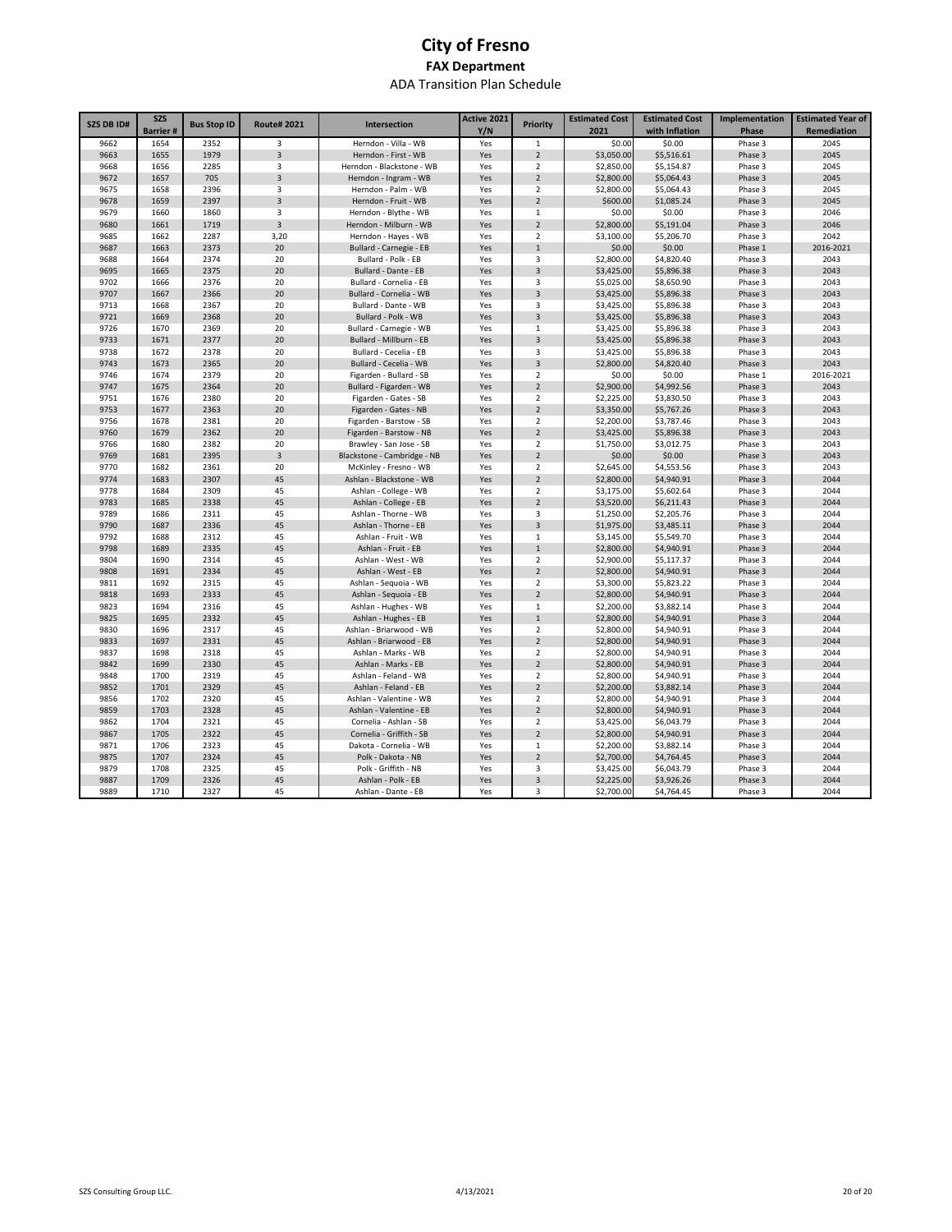# City of Fresno

## FAX Department

### ADA Transition Plan Schedule

| SZS DB ID# | SZS Barrier # | Bus Stop ID | Route# 2021 | Intersection | Active 2021 Y/N | Priority | Estimated Cost 2021 | Estimated Cost with Inflation | Implementation Phase | Estimated Year of Remediation |
|---|---|---|---|---|---|---|---|---|---|---|
| 9662 | 1654 | 2352 | 3 | Herndon - Villa - WB | Yes | 1 | $0.00 | $0.00 | Phase 3 | 2045 |
| 9663 | 1655 | 1979 | 3 | Herndon - First - WB | Yes | 2 | $3,050.00 | $5,516.61 | Phase 3 | 2045 |
| 9668 | 1656 | 2285 | 3 | Herndon - Blackstone - WB | Yes | 2 | $2,850.00 | $5,154.87 | Phase 3 | 2045 |
| 9672 | 1657 | 705 | 3 | Herndon - Ingram - WB | Yes | 2 | $2,800.00 | $5,064.43 | Phase 3 | 2045 |
| 9675 | 1658 | 2396 | 3 | Herndon - Palm - WB | Yes | 2 | $2,800.00 | $5,064.43 | Phase 3 | 2045 |
| 9678 | 1659 | 2397 | 3 | Herndon - Fruit - WB | Yes | 2 | $600.00 | $1,085.24 | Phase 3 | 2045 |
| 9679 | 1660 | 1860 | 3 | Herndon - Blythe - WB | Yes | 1 | $0.00 | $0.00 | Phase 3 | 2046 |
| 9680 | 1661 | 1719 | 3 | Herndon - Milburn - WB | Yes | 2 | $2,800.00 | $5,191.04 | Phase 3 | 2046 |
| 9685 | 1662 | 2287 | 3,20 | Herndon - Hayes - WB | Yes | 2 | $3,100.00 | $5,206.70 | Phase 3 | 2042 |
| 9687 | 1663 | 2373 | 20 | Bullard - Carnegie - EB | Yes | 1 | $0.00 | $0.00 | Phase 1 | 2016-2021 |
| 9688 | 1664 | 2374 | 20 | Bullard - Polk - EB | Yes | 3 | $2,800.00 | $4,820.40 | Phase 3 | 2043 |
| 9695 | 1665 | 2375 | 20 | Bullard - Dante - EB | Yes | 3 | $3,425.00 | $5,896.38 | Phase 3 | 2043 |
| 9702 | 1666 | 2376 | 20 | Bullard - Cornelia - EB | Yes | 3 | $5,025.00 | $8,650.90 | Phase 3 | 2043 |
| 9707 | 1667 | 2366 | 20 | Bullard - Cornelia - WB | Yes | 3 | $3,425.00 | $5,896.38 | Phase 3 | 2043 |
| 9713 | 1668 | 2367 | 20 | Bullard - Dante - WB | Yes | 3 | $3,425.00 | $5,896.38 | Phase 3 | 2043 |
| 9721 | 1669 | 2368 | 20 | Bullard - Polk - WB | Yes | 3 | $3,425.00 | $5,896.38 | Phase 3 | 2043 |
| 9726 | 1670 | 2369 | 20 | Bullard - Carnegie - WB | Yes | 1 | $3,425.00 | $5,896.38 | Phase 3 | 2043 |
| 9733 | 1671 | 2377 | 20 | Bullard - Millburn - EB | Yes | 3 | $3,425.00 | $5,896.38 | Phase 3 | 2043 |
| 9738 | 1672 | 2378 | 20 | Bullard - Cecelia - EB | Yes | 3 | $3,425.00 | $5,896.38 | Phase 3 | 2043 |
| 9743 | 1673 | 2365 | 20 | Bullard - Cecelia - WB | Yes | 3 | $2,800.00 | $4,820.40 | Phase 3 | 2043 |
| 9746 | 1674 | 2379 | 20 | Figarden - Bullard - SB | Yes | 2 | $0.00 | $0.00 | Phase 1 | 2016-2021 |
| 9747 | 1675 | 2364 | 20 | Bullard - Figarden - WB | Yes | 2 | $2,900.00 | $4,992.56 | Phase 3 | 2043 |
| 9751 | 1676 | 2380 | 20 | Figarden - Gates - SB | Yes | 2 | $2,225.00 | $3,830.50 | Phase 3 | 2043 |
| 9753 | 1677 | 2363 | 20 | Figarden - Gates - NB | Yes | 2 | $3,350.00 | $5,767.26 | Phase 3 | 2043 |
| 9756 | 1678 | 2381 | 20 | Figarden - Barstow - SB | Yes | 2 | $2,200.00 | $3,787.46 | Phase 3 | 2043 |
| 9760 | 1679 | 2362 | 20 | Figarden - Barstow - NB | Yes | 2 | $3,425.00 | $5,896.38 | Phase 3 | 2043 |
| 9766 | 1680 | 2382 | 20 | Brawley - San Jose - SB | Yes | 2 | $1,750.00 | $3,012.75 | Phase 3 | 2043 |
| 9769 | 1681 | 2395 | 3 | Blackstone - Cambridge - NB | Yes | 2 | $0.00 | $0.00 | Phase 3 | 2043 |
| 9770 | 1682 | 2361 | 20 | McKinley - Fresno - WB | Yes | 2 | $2,645.00 | $4,553.56 | Phase 3 | 2043 |
| 9774 | 1683 | 2307 | 45 | Ashlan - Blackstone - WB | Yes | 2 | $2,800.00 | $4,940.91 | Phase 3 | 2044 |
| 9778 | 1684 | 2309 | 45 | Ashlan - College - WB | Yes | 2 | $3,175.00 | $5,602.64 | Phase 3 | 2044 |
| 9783 | 1685 | 2338 | 45 | Ashlan - College - EB | Yes | 2 | $3,520.00 | $6,211.43 | Phase 3 | 2044 |
| 9789 | 1686 | 2311 | 45 | Ashlan - Thorne - WB | Yes | 3 | $1,250.00 | $2,205.76 | Phase 3 | 2044 |
| 9790 | 1687 | 2336 | 45 | Ashlan - Thorne - EB | Yes | 3 | $1,975.00 | $3,485.11 | Phase 3 | 2044 |
| 9792 | 1688 | 2312 | 45 | Ashlan - Fruit - WB | Yes | 1 | $3,145.00 | $5,549.70 | Phase 3 | 2044 |
| 9798 | 1689 | 2335 | 45 | Ashlan - Fruit - EB | Yes | 1 | $2,800.00 | $4,940.91 | Phase 3 | 2044 |
| 9804 | 1690 | 2314 | 45 | Ashlan - West - WB | Yes | 2 | $2,900.00 | $5,117.37 | Phase 3 | 2044 |
| 9808 | 1691 | 2334 | 45 | Ashlan - West - EB | Yes | 2 | $2,800.00 | $4,940.91 | Phase 3 | 2044 |
| 9811 | 1692 | 2315 | 45 | Ashlan - Sequoia - WB | Yes | 2 | $3,300.00 | $5,823.22 | Phase 3 | 2044 |
| 9818 | 1693 | 2333 | 45 | Ashlan - Sequoia - EB | Yes | 2 | $2,800.00 | $4,940.91 | Phase 3 | 2044 |
| 9823 | 1694 | 2316 | 45 | Ashlan - Hughes - WB | Yes | 1 | $2,200.00 | $3,882.14 | Phase 3 | 2044 |
| 9825 | 1695 | 2332 | 45 | Ashlan - Hughes - EB | Yes | 1 | $2,800.00 | $4,940.91 | Phase 3 | 2044 |
| 9830 | 1696 | 2317 | 45 | Ashlan - Briarwood - WB | Yes | 2 | $2,800.00 | $4,940.91 | Phase 3 | 2044 |
| 9833 | 1697 | 2331 | 45 | Ashlan - Briarwood - EB | Yes | 2 | $2,800.00 | $4,940.91 | Phase 3 | 2044 |
| 9837 | 1698 | 2318 | 45 | Ashlan - Marks - WB | Yes | 2 | $2,800.00 | $4,940.91 | Phase 3 | 2044 |
| 9842 | 1699 | 2330 | 45 | Ashlan - Marks - EB | Yes | 2 | $2,800.00 | $4,940.91 | Phase 3 | 2044 |
| 9848 | 1700 | 2319 | 45 | Ashlan - Feland - WB | Yes | 2 | $2,800.00 | $4,940.91 | Phase 3 | 2044 |
| 9852 | 1701 | 2329 | 45 | Ashlan - Feland - EB | Yes | 2 | $2,200.00 | $3,882.14 | Phase 3 | 2044 |
| 9856 | 1702 | 2320 | 45 | Ashlan - Valentine - WB | Yes | 2 | $2,800.00 | $4,940.91 | Phase 3 | 2044 |
| 9859 | 1703 | 2328 | 45 | Ashlan - Valentine - EB | Yes | 2 | $2,800.00 | $4,940.91 | Phase 3 | 2044 |
| 9862 | 1704 | 2321 | 45 | Cornelia - Ashlan - SB | Yes | 2 | $3,425.00 | $6,043.79 | Phase 3 | 2044 |
| 9867 | 1705 | 2322 | 45 | Cornelia - Griffith - SB | Yes | 2 | $2,800.00 | $4,940.91 | Phase 3 | 2044 |
| 9871 | 1706 | 2323 | 45 | Dakota - Cornelia - WB | Yes | 1 | $2,200.00 | $3,882.14 | Phase 3 | 2044 |
| 9875 | 1707 | 2324 | 45 | Polk - Dakota - NB | Yes | 2 | $2,700.00 | $4,764.45 | Phase 3 | 2044 |
| 9879 | 1708 | 2325 | 45 | Polk - Griffith - NB | Yes | 3 | $3,425.00 | $6,043.79 | Phase 3 | 2044 |
| 9887 | 1709 | 2326 | 45 | Ashlan - Polk - EB | Yes | 3 | $2,225.00 | $3,926.26 | Phase 3 | 2044 |
| 9889 | 1710 | 2327 | 45 | Ashlan - Dante - EB | Yes | 3 | $2,700.00 | $4,764.45 | Phase 3 | 2044 |

SZS Consulting Group LLC. 4/13/2021